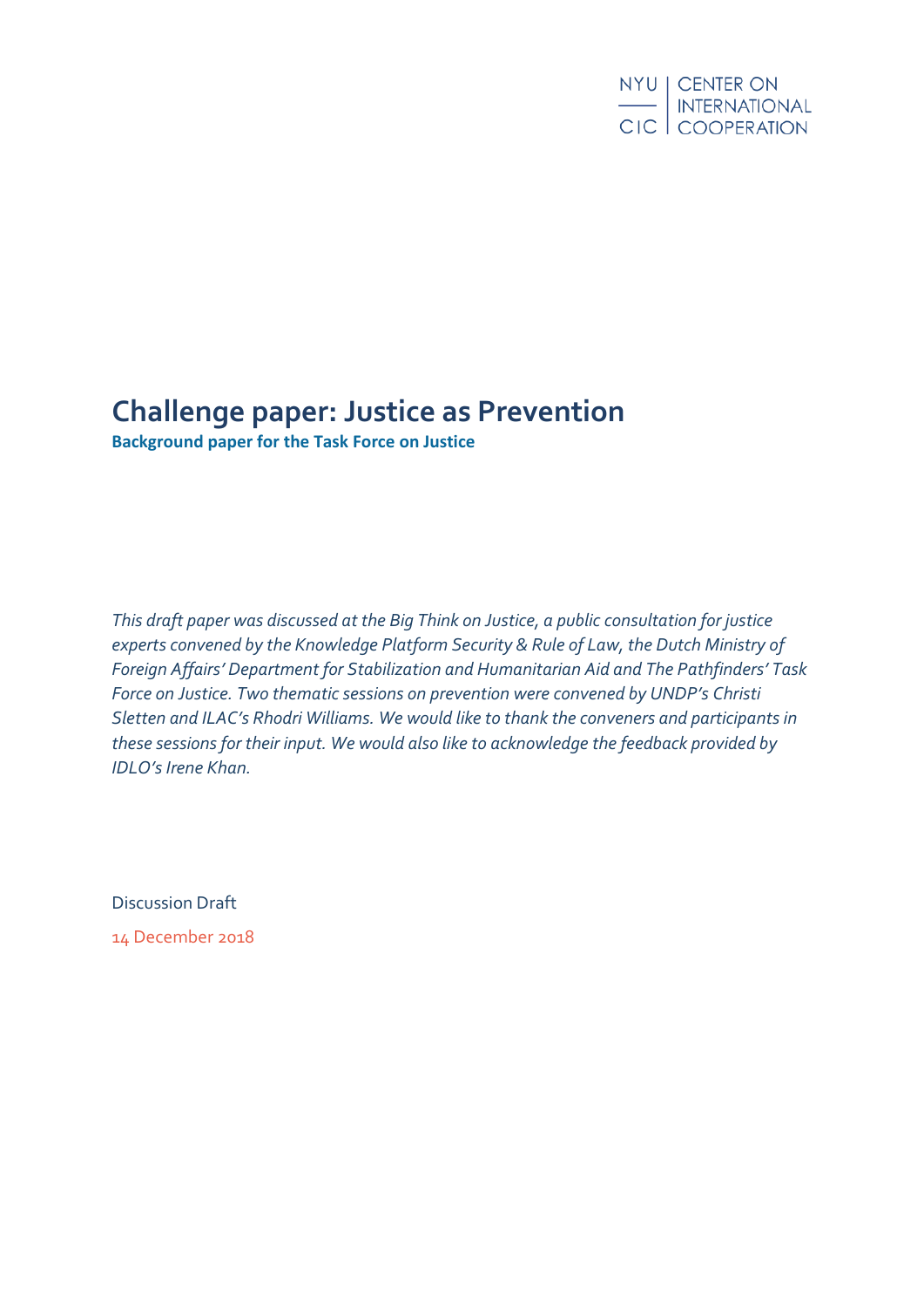NYU | CENTER ON
INTERNATIONAL
CIC | COOPERATION

# Challenge paper: Justice as Prevention

**Background paper for the Task Force on Justice**

*This draft paper was discussed at the Big Think on Justice, a public consultation for justice experts convened by the Knowledge Platform Security & Rule of Law, the Dutch Ministry of Foreign Affairs' Department for Stabilization and Humanitarian Aid and The Pathfinders' Task Force on Justice. Two thematic sessions on prevention were convened by UNDP's Christi Sletten and ILAC's Rhodri Williams. We would like to thank the conveners and participants in these sessions for their input. We would also like to acknowledge the feedback provided by IDLO's Irene Khan.*

Discussion Draft

14 December 2018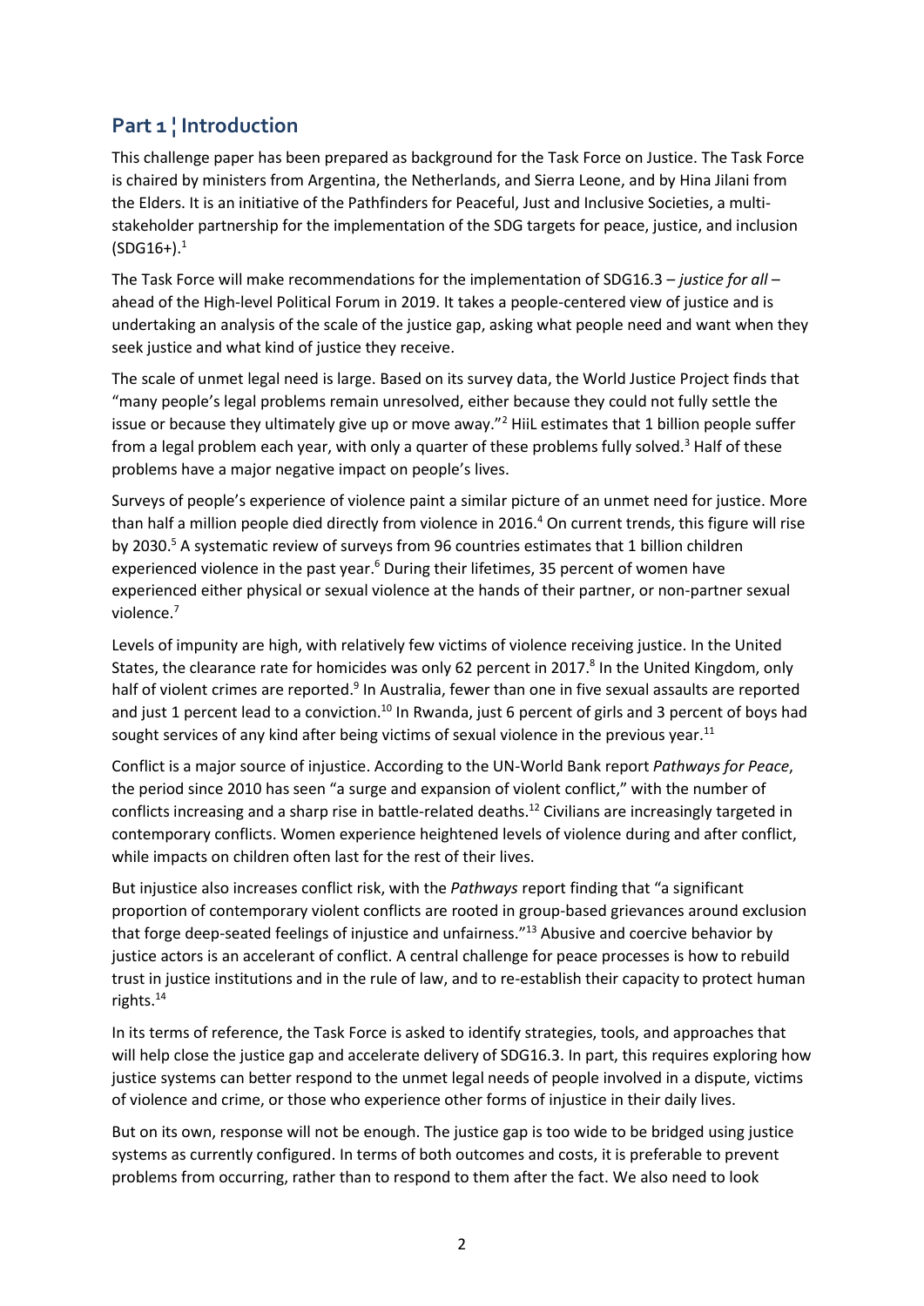## Part 1 ¦ Introduction

This challenge paper has been prepared as background for the Task Force on Justice. The Task Force is chaired by ministers from Argentina, the Netherlands, and Sierra Leone, and by Hina Jilani from the Elders. It is an initiative of the Pathfinders for Peaceful, Just and Inclusive Societies, a multi-stakeholder partnership for the implementation of the SDG targets for peace, justice, and inclusion (SDG16+).[1]

The Task Force will make recommendations for the implementation of SDG16.3 – *justice for all* – ahead of the High-level Political Forum in 2019. It takes a people-centered view of justice and is undertaking an analysis of the scale of the justice gap, asking what people need and want when they seek justice and what kind of justice they receive.

The scale of unmet legal need is large. Based on its survey data, the World Justice Project finds that "many people's legal problems remain unresolved, either because they could not fully settle the issue or because they ultimately give up or move away."[2] HiiL estimates that 1 billion people suffer from a legal problem each year, with only a quarter of these problems fully solved.[3] Half of these problems have a major negative impact on people's lives.

Surveys of people's experience of violence paint a similar picture of an unmet need for justice. More than half a million people died directly from violence in 2016.[4] On current trends, this figure will rise by 2030.[5] A systematic review of surveys from 96 countries estimates that 1 billion children experienced violence in the past year.[6] During their lifetimes, 35 percent of women have experienced either physical or sexual violence at the hands of their partner, or non-partner sexual violence.[7]

Levels of impunity are high, with relatively few victims of violence receiving justice. In the United States, the clearance rate for homicides was only 62 percent in 2017.[8] In the United Kingdom, only half of violent crimes are reported.[9] In Australia, fewer than one in five sexual assaults are reported and just 1 percent lead to a conviction.[10] In Rwanda, just 6 percent of girls and 3 percent of boys had sought services of any kind after being victims of sexual violence in the previous year.[11]

Conflict is a major source of injustice. According to the UN-World Bank report *Pathways for Peace*, the period since 2010 has seen "a surge and expansion of violent conflict," with the number of conflicts increasing and a sharp rise in battle-related deaths.[12] Civilians are increasingly targeted in contemporary conflicts. Women experience heightened levels of violence during and after conflict, while impacts on children often last for the rest of their lives.

But injustice also increases conflict risk, with the *Pathways* report finding that "a significant proportion of contemporary violent conflicts are rooted in group-based grievances around exclusion that forge deep-seated feelings of injustice and unfairness."[13] Abusive and coercive behavior by justice actors is an accelerant of conflict. A central challenge for peace processes is how to rebuild trust in justice institutions and in the rule of law, and to re-establish their capacity to protect human rights.[14]

In its terms of reference, the Task Force is asked to identify strategies, tools, and approaches that will help close the justice gap and accelerate delivery of SDG16.3. In part, this requires exploring how justice systems can better respond to the unmet legal needs of people involved in a dispute, victims of violence and crime, or those who experience other forms of injustice in their daily lives.

But on its own, response will not be enough. The justice gap is too wide to be bridged using justice systems as currently configured. In terms of both outcomes and costs, it is preferable to prevent problems from occurring, rather than to respond to them after the fact. We also need to look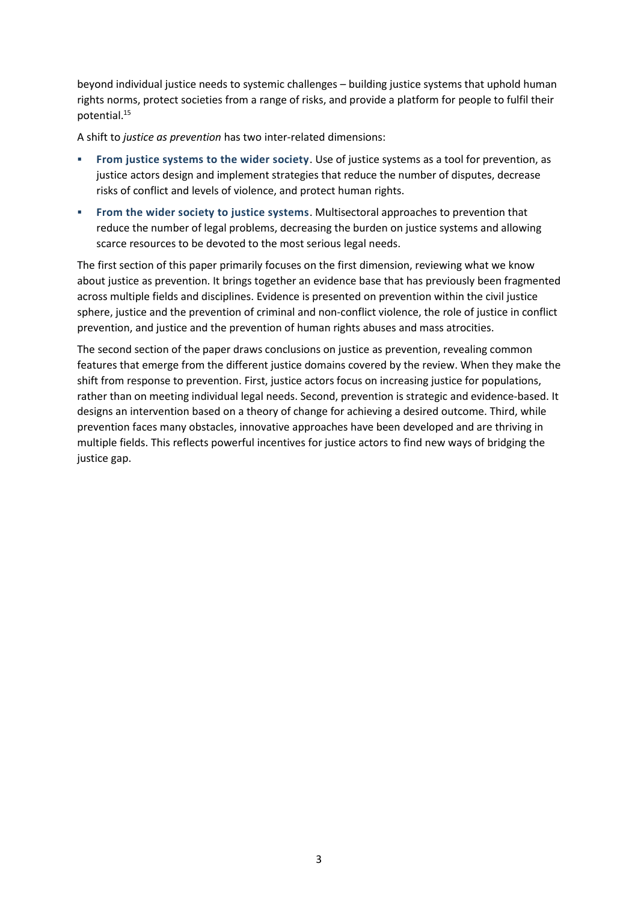beyond individual justice needs to systemic challenges – building justice systems that uphold human rights norms, protect societies from a range of risks, and provide a platform for people to fulfil their potential.[15]

A shift to *justice as prevention* has two inter-related dimensions:

- **From justice systems to the wider society**. Use of justice systems as a tool for prevention, as justice actors design and implement strategies that reduce the number of disputes, decrease risks of conflict and levels of violence, and protect human rights.
- **From the wider society to justice systems**. Multisectoral approaches to prevention that reduce the number of legal problems, decreasing the burden on justice systems and allowing scarce resources to be devoted to the most serious legal needs.

The first section of this paper primarily focuses on the first dimension, reviewing what we know about justice as prevention. It brings together an evidence base that has previously been fragmented across multiple fields and disciplines. Evidence is presented on prevention within the civil justice sphere, justice and the prevention of criminal and non-conflict violence, the role of justice in conflict prevention, and justice and the prevention of human rights abuses and mass atrocities.

The second section of the paper draws conclusions on justice as prevention, revealing common features that emerge from the different justice domains covered by the review. When they make the shift from response to prevention. First, justice actors focus on increasing justice for populations, rather than on meeting individual legal needs. Second, prevention is strategic and evidence-based. It designs an intervention based on a theory of change for achieving a desired outcome. Third, while prevention faces many obstacles, innovative approaches have been developed and are thriving in multiple fields. This reflects powerful incentives for justice actors to find new ways of bridging the justice gap.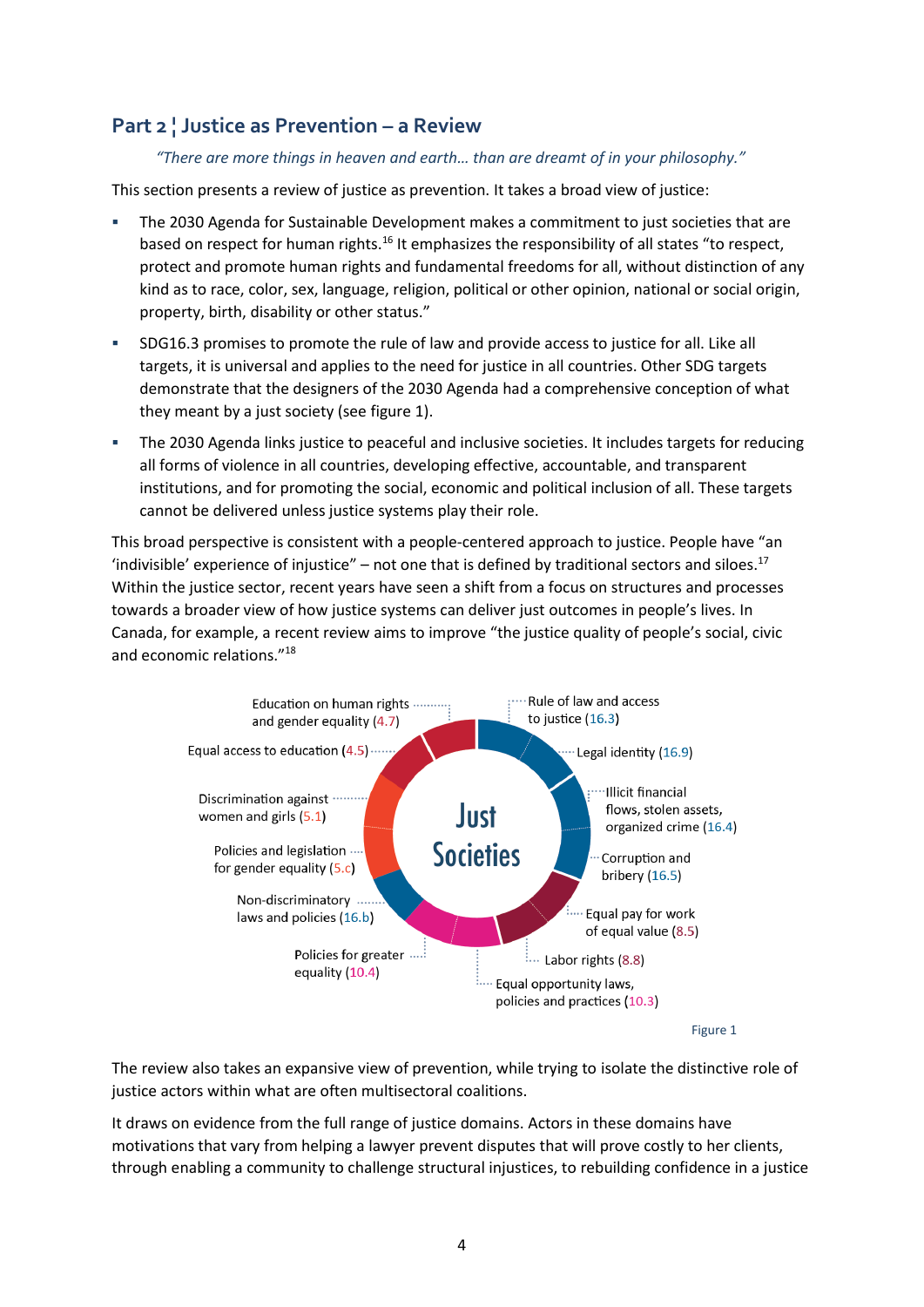## Part 2 ¦ Justice as Prevention – a Review

*"There are more things in heaven and earth… than are dreamt of in your philosophy."*

This section presents a review of justice as prevention. It takes a broad view of justice:

- The 2030 Agenda for Sustainable Development makes a commitment to just societies that are based on respect for human rights.[16] It emphasizes the responsibility of all states "to respect, protect and promote human rights and fundamental freedoms for all, without distinction of any kind as to race, color, sex, language, religion, political or other opinion, national or social origin, property, birth, disability or other status."
- SDG16.3 promises to promote the rule of law and provide access to justice for all. Like all targets, it is universal and applies to the need for justice in all countries. Other SDG targets demonstrate that the designers of the 2030 Agenda had a comprehensive conception of what they meant by a just society (see figure 1).
- The 2030 Agenda links justice to peaceful and inclusive societies. It includes targets for reducing all forms of violence in all countries, developing effective, accountable, and transparent institutions, and for promoting the social, economic and political inclusion of all. These targets cannot be delivered unless justice systems play their role.

This broad perspective is consistent with a people-centered approach to justice. People have "an 'indivisible' experience of injustice" – not one that is defined by traditional sectors and siloes.[17] Within the justice sector, recent years have seen a shift from a focus on structures and processes towards a broader view of how justice systems can deliver just outcomes in people's lives. In Canada, for example, a recent review aims to improve "the justice quality of people's social, civic and economic relations."[18]

Just Societies

- Rule of law and access to justice (16.3)
- Legal identity (16.9)
- Illicit financial flows, stolen assets, organized crime (16.4)
- Corruption and bribery (16.5)
- Equal pay for work of equal value (8.5)
- Labor rights (8.8)
- Equal opportunity laws, policies and practices (10.3)
- Policies for greater equality (10.4)
- Non-discriminatory laws and policies (16.b)
- Policies and legislation for gender equality (5.c)
- Discrimination against women and girls (5.1)
- Equal access to education (4.5)
- Education on human rights and gender equality (4.7)

Figure 1

The review also takes an expansive view of prevention, while trying to isolate the distinctive role of justice actors within what are often multisectoral coalitions.

It draws on evidence from the full range of justice domains. Actors in these domains have motivations that vary from helping a lawyer prevent disputes that will prove costly to her clients, through enabling a community to challenge structural injustices, to rebuilding confidence in a justice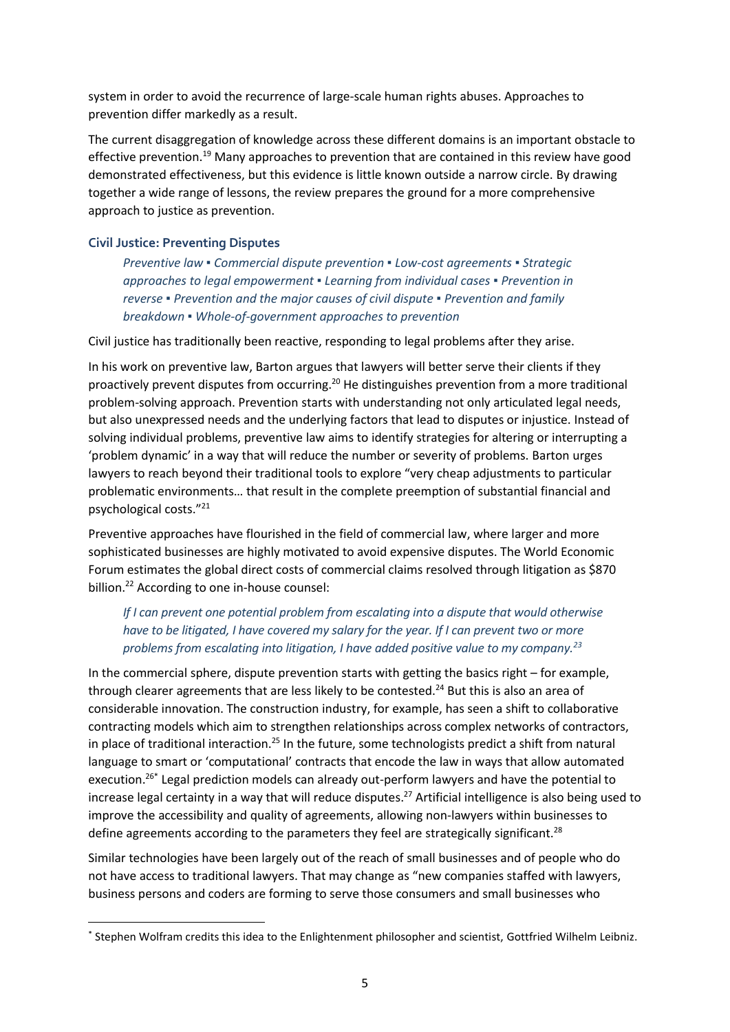system in order to avoid the recurrence of large-scale human rights abuses. Approaches to prevention differ markedly as a result.

The current disaggregation of knowledge across these different domains is an important obstacle to effective prevention.[19] Many approaches to prevention that are contained in this review have good demonstrated effectiveness, but this evidence is little known outside a narrow circle. By drawing together a wide range of lessons, the review prepares the ground for a more comprehensive approach to justice as prevention.

### Civil Justice: Preventing Disputes

> *Preventive law ▪ Commercial dispute prevention ▪ Low-cost agreements ▪ Strategic approaches to legal empowerment ▪ Learning from individual cases ▪ Prevention in reverse ▪ Prevention and the major causes of civil dispute ▪ Prevention and family breakdown ▪ Whole-of-government approaches to prevention*

Civil justice has traditionally been reactive, responding to legal problems after they arise.

In his work on preventive law, Barton argues that lawyers will better serve their clients if they proactively prevent disputes from occurring.[20] He distinguishes prevention from a more traditional problem-solving approach. Prevention starts with understanding not only articulated legal needs, but also unexpressed needs and the underlying factors that lead to disputes or injustice. Instead of solving individual problems, preventive law aims to identify strategies for altering or interrupting a 'problem dynamic' in a way that will reduce the number or severity of problems. Barton urges lawyers to reach beyond their traditional tools to explore "very cheap adjustments to particular problematic environments… that result in the complete preemption of substantial financial and psychological costs."[21]

Preventive approaches have flourished in the field of commercial law, where larger and more sophisticated businesses are highly motivated to avoid expensive disputes. The World Economic Forum estimates the global direct costs of commercial claims resolved through litigation as $870 billion.[22] According to one in-house counsel:

> *If I can prevent one potential problem from escalating into a dispute that would otherwise have to be litigated, I have covered my salary for the year. If I can prevent two or more problems from escalating into litigation, I have added positive value to my company.[23]*

In the commercial sphere, dispute prevention starts with getting the basics right – for example, through clearer agreements that are less likely to be contested.[24] But this is also an area of considerable innovation. The construction industry, for example, has seen a shift to collaborative contracting models which aim to strengthen relationships across complex networks of contractors, in place of traditional interaction.[25] In the future, some technologists predict a shift from natural language to smart or 'computational' contracts that encode the law in ways that allow automated execution.[26*] Legal prediction models can already out-perform lawyers and have the potential to increase legal certainty in a way that will reduce disputes.[27] Artificial intelligence is also being used to improve the accessibility and quality of agreements, allowing non-lawyers within businesses to define agreements according to the parameters they feel are strategically significant.[28]

Similar technologies have been largely out of the reach of small businesses and of people who do not have access to traditional lawyers. That may change as "new companies staffed with lawyers, business persons and coders are forming to serve those consumers and small businesses who

---

[*] Stephen Wolfram credits this idea to the Enlightenment philosopher and scientist, Gottfried Wilhelm Leibniz.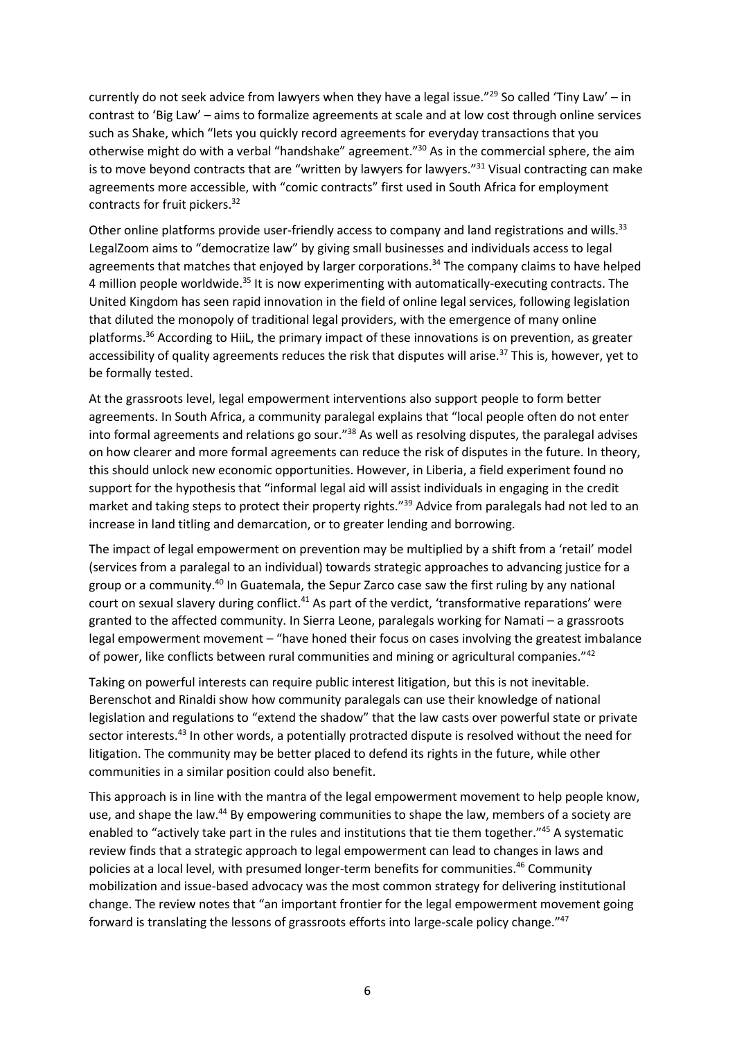currently do not seek advice from lawyers when they have a legal issue."[29] So called 'Tiny Law' – in contrast to 'Big Law' – aims to formalize agreements at scale and at low cost through online services such as Shake, which "lets you quickly record agreements for everyday transactions that you otherwise might do with a verbal "handshake" agreement."[30] As in the commercial sphere, the aim is to move beyond contracts that are "written by lawyers for lawyers."[31] Visual contracting can make agreements more accessible, with "comic contracts" first used in South Africa for employment contracts for fruit pickers.[32]

Other online platforms provide user-friendly access to company and land registrations and wills.[33] LegalZoom aims to "democratize law" by giving small businesses and individuals access to legal agreements that matches that enjoyed by larger corporations.[34] The company claims to have helped 4 million people worldwide.[35] It is now experimenting with automatically-executing contracts. The United Kingdom has seen rapid innovation in the field of online legal services, following legislation that diluted the monopoly of traditional legal providers, with the emergence of many online platforms.[36] According to HiiL, the primary impact of these innovations is on prevention, as greater accessibility of quality agreements reduces the risk that disputes will arise.[37] This is, however, yet to be formally tested.

At the grassroots level, legal empowerment interventions also support people to form better agreements. In South Africa, a community paralegal explains that "local people often do not enter into formal agreements and relations go sour."[38] As well as resolving disputes, the paralegal advises on how clearer and more formal agreements can reduce the risk of disputes in the future. In theory, this should unlock new economic opportunities. However, in Liberia, a field experiment found no support for the hypothesis that "informal legal aid will assist individuals in engaging in the credit market and taking steps to protect their property rights."[39] Advice from paralegals had not led to an increase in land titling and demarcation, or to greater lending and borrowing.

The impact of legal empowerment on prevention may be multiplied by a shift from a 'retail' model (services from a paralegal to an individual) towards strategic approaches to advancing justice for a group or a community.[40] In Guatemala, the Sepur Zarco case saw the first ruling by any national court on sexual slavery during conflict.[41] As part of the verdict, 'transformative reparations' were granted to the affected community. In Sierra Leone, paralegals working for Namati – a grassroots legal empowerment movement – "have honed their focus on cases involving the greatest imbalance of power, like conflicts between rural communities and mining or agricultural companies."[42]

Taking on powerful interests can require public interest litigation, but this is not inevitable. Berenschot and Rinaldi show how community paralegals can use their knowledge of national legislation and regulations to "extend the shadow" that the law casts over powerful state or private sector interests.[43] In other words, a potentially protracted dispute is resolved without the need for litigation. The community may be better placed to defend its rights in the future, while other communities in a similar position could also benefit.

This approach is in line with the mantra of the legal empowerment movement to help people know, use, and shape the law.[44] By empowering communities to shape the law, members of a society are enabled to "actively take part in the rules and institutions that tie them together."[45] A systematic review finds that a strategic approach to legal empowerment can lead to changes in laws and policies at a local level, with presumed longer-term benefits for communities.[46] Community mobilization and issue-based advocacy was the most common strategy for delivering institutional change. The review notes that "an important frontier for the legal empowerment movement going forward is translating the lessons of grassroots efforts into large-scale policy change."[47]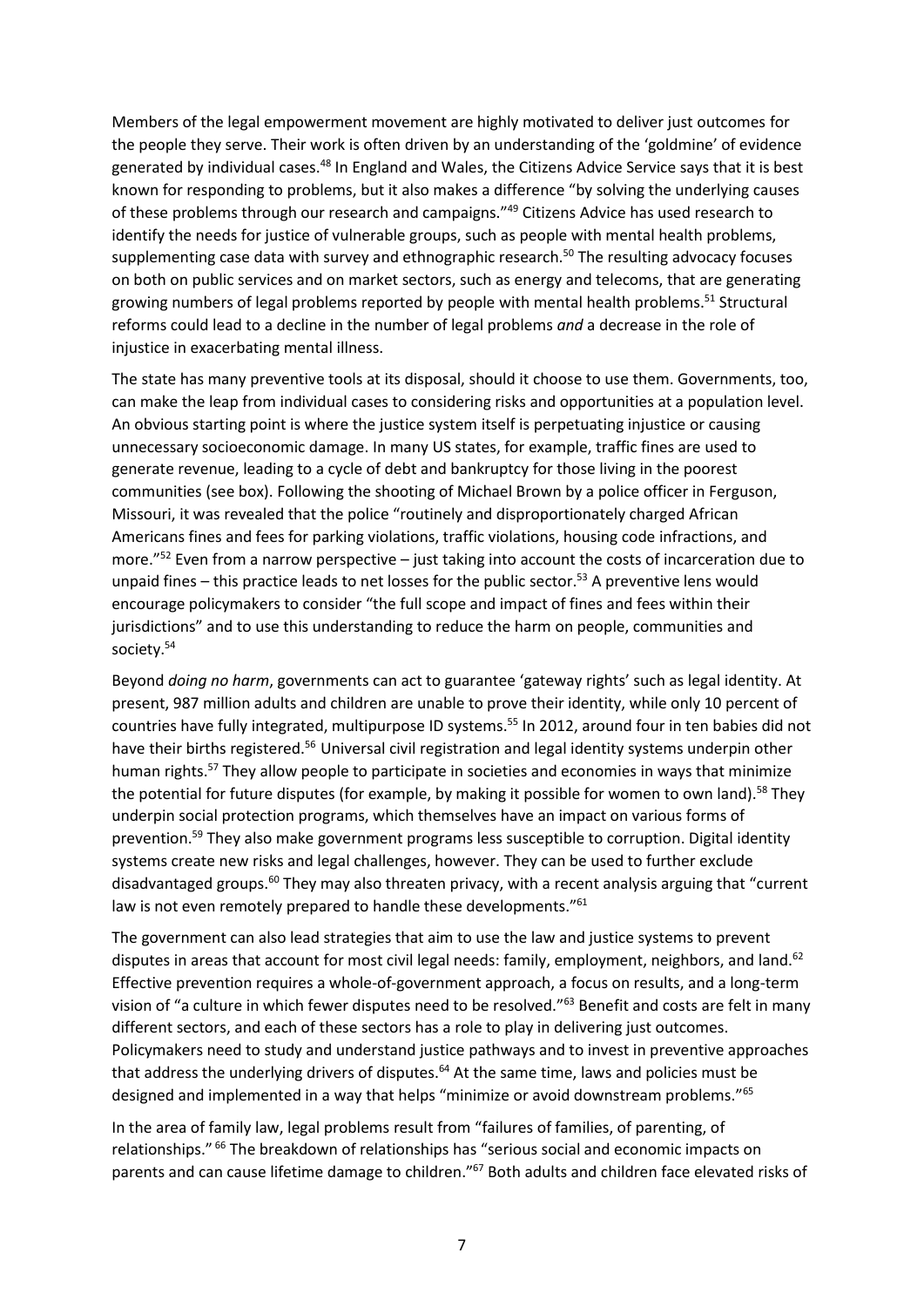Members of the legal empowerment movement are highly motivated to deliver just outcomes for the people they serve. Their work is often driven by an understanding of the 'goldmine' of evidence generated by individual cases.[48] In England and Wales, the Citizens Advice Service says that it is best known for responding to problems, but it also makes a difference "by solving the underlying causes of these problems through our research and campaigns."[49] Citizens Advice has used research to identify the needs for justice of vulnerable groups, such as people with mental health problems, supplementing case data with survey and ethnographic research.[50] The resulting advocacy focuses on both on public services and on market sectors, such as energy and telecoms, that are generating growing numbers of legal problems reported by people with mental health problems.[51] Structural reforms could lead to a decline in the number of legal problems *and* a decrease in the role of injustice in exacerbating mental illness.

The state has many preventive tools at its disposal, should it choose to use them. Governments, too, can make the leap from individual cases to considering risks and opportunities at a population level. An obvious starting point is where the justice system itself is perpetuating injustice or causing unnecessary socioeconomic damage. In many US states, for example, traffic fines are used to generate revenue, leading to a cycle of debt and bankruptcy for those living in the poorest communities (see box). Following the shooting of Michael Brown by a police officer in Ferguson, Missouri, it was revealed that the police "routinely and disproportionately charged African Americans fines and fees for parking violations, traffic violations, housing code infractions, and more."[52] Even from a narrow perspective – just taking into account the costs of incarceration due to unpaid fines – this practice leads to net losses for the public sector.[53] A preventive lens would encourage policymakers to consider "the full scope and impact of fines and fees within their jurisdictions" and to use this understanding to reduce the harm on people, communities and society.[54]

Beyond *doing no harm*, governments can act to guarantee 'gateway rights' such as legal identity. At present, 987 million adults and children are unable to prove their identity, while only 10 percent of countries have fully integrated, multipurpose ID systems.[55] In 2012, around four in ten babies did not have their births registered.[56] Universal civil registration and legal identity systems underpin other human rights.[57] They allow people to participate in societies and economies in ways that minimize the potential for future disputes (for example, by making it possible for women to own land).[58] They underpin social protection programs, which themselves have an impact on various forms of prevention.[59] They also make government programs less susceptible to corruption. Digital identity systems create new risks and legal challenges, however. They can be used to further exclude disadvantaged groups.[60] They may also threaten privacy, with a recent analysis arguing that "current law is not even remotely prepared to handle these developments."[61]

The government can also lead strategies that aim to use the law and justice systems to prevent disputes in areas that account for most civil legal needs: family, employment, neighbors, and land.[62] Effective prevention requires a whole-of-government approach, a focus on results, and a long-term vision of "a culture in which fewer disputes need to be resolved."[63] Benefit and costs are felt in many different sectors, and each of these sectors has a role to play in delivering just outcomes. Policymakers need to study and understand justice pathways and to invest in preventive approaches that address the underlying drivers of disputes.[64] At the same time, laws and policies must be designed and implemented in a way that helps "minimize or avoid downstream problems."[65]

In the area of family law, legal problems result from "failures of families, of parenting, of relationships."[66] The breakdown of relationships has "serious social and economic impacts on parents and can cause lifetime damage to children."[67] Both adults and children face elevated risks of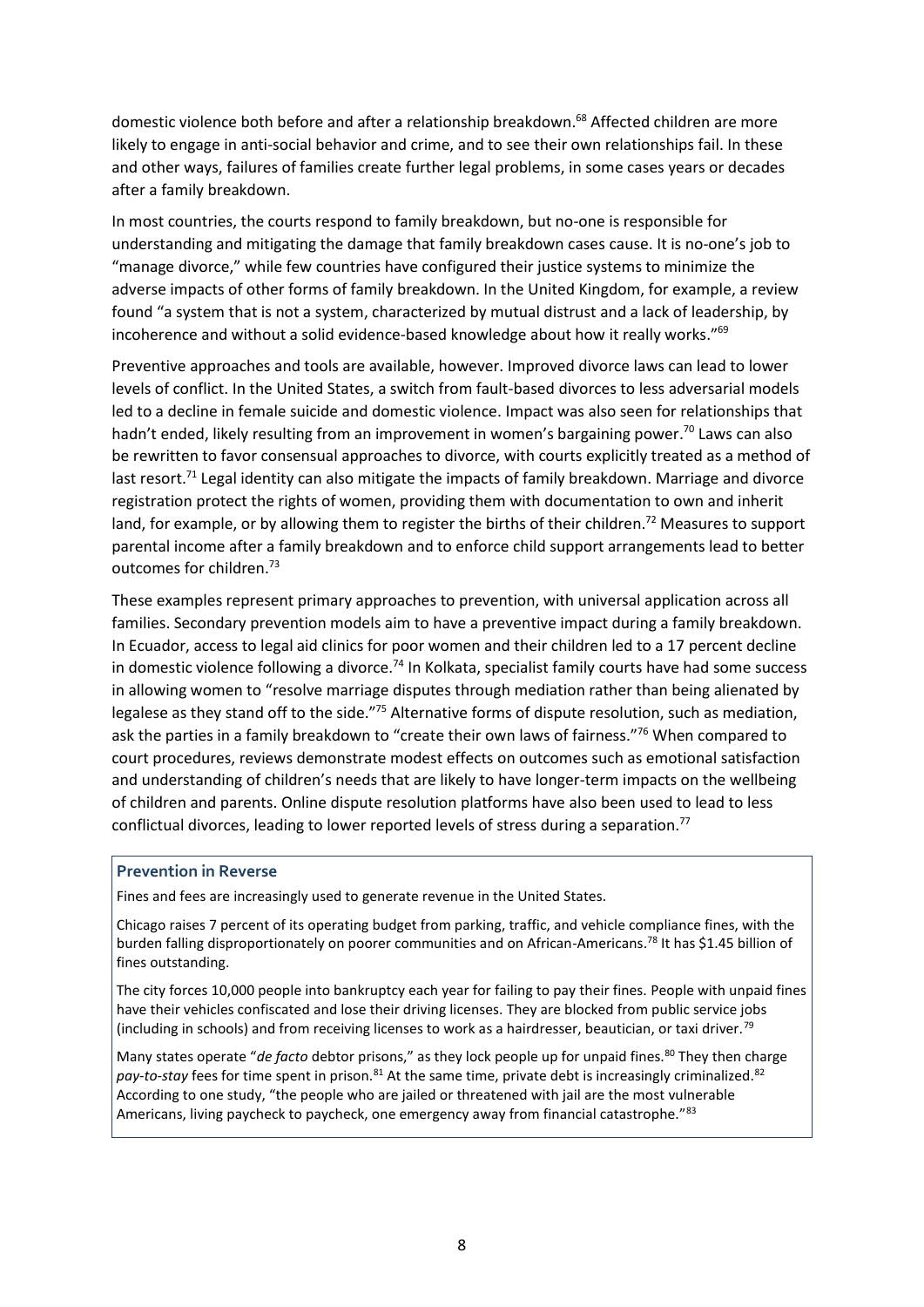domestic violence both before and after a relationship breakdown.[68] Affected children are more likely to engage in anti-social behavior and crime, and to see their own relationships fail. In these and other ways, failures of families create further legal problems, in some cases years or decades after a family breakdown.

In most countries, the courts respond to family breakdown, but no-one is responsible for understanding and mitigating the damage that family breakdown cases cause. It is no-one's job to "manage divorce," while few countries have configured their justice systems to minimize the adverse impacts of other forms of family breakdown. In the United Kingdom, for example, a review found "a system that is not a system, characterized by mutual distrust and a lack of leadership, by incoherence and without a solid evidence-based knowledge about how it really works."[69]

Preventive approaches and tools are available, however. Improved divorce laws can lead to lower levels of conflict. In the United States, a switch from fault-based divorces to less adversarial models led to a decline in female suicide and domestic violence. Impact was also seen for relationships that hadn't ended, likely resulting from an improvement in women's bargaining power.[70] Laws can also be rewritten to favor consensual approaches to divorce, with courts explicitly treated as a method of last resort.[71] Legal identity can also mitigate the impacts of family breakdown. Marriage and divorce registration protect the rights of women, providing them with documentation to own and inherit land, for example, or by allowing them to register the births of their children.[72] Measures to support parental income after a family breakdown and to enforce child support arrangements lead to better outcomes for children.[73]

These examples represent primary approaches to prevention, with universal application across all families. Secondary prevention models aim to have a preventive impact during a family breakdown. In Ecuador, access to legal aid clinics for poor women and their children led to a 17 percent decline in domestic violence following a divorce.[74] In Kolkata, specialist family courts have had some success in allowing women to "resolve marriage disputes through mediation rather than being alienated by legalese as they stand off to the side."[75] Alternative forms of dispute resolution, such as mediation, ask the parties in a family breakdown to "create their own laws of fairness."[76] When compared to court procedures, reviews demonstrate modest effects on outcomes such as emotional satisfaction and understanding of children's needs that are likely to have longer-term impacts on the wellbeing of children and parents. Online dispute resolution platforms have also been used to lead to less conflictual divorces, leading to lower reported levels of stress during a separation.[77]

### Prevention in Reverse

Fines and fees are increasingly used to generate revenue in the United States.

Chicago raises 7 percent of its operating budget from parking, traffic, and vehicle compliance fines, with the burden falling disproportionately on poorer communities and on African-Americans.[78] It has $1.45 billion of fines outstanding.

The city forces 10,000 people into bankruptcy each year for failing to pay their fines. People with unpaid fines have their vehicles confiscated and lose their driving licenses. They are blocked from public service jobs (including in schools) and from receiving licenses to work as a hairdresser, beautician, or taxi driver.[79]

Many states operate "*de facto* debtor prisons," as they lock people up for unpaid fines.[80] They then charge *pay-to-stay* fees for time spent in prison.[81] At the same time, private debt is increasingly criminalized.[82] According to one study, "the people who are jailed or threatened with jail are the most vulnerable Americans, living paycheck to paycheck, one emergency away from financial catastrophe."[83]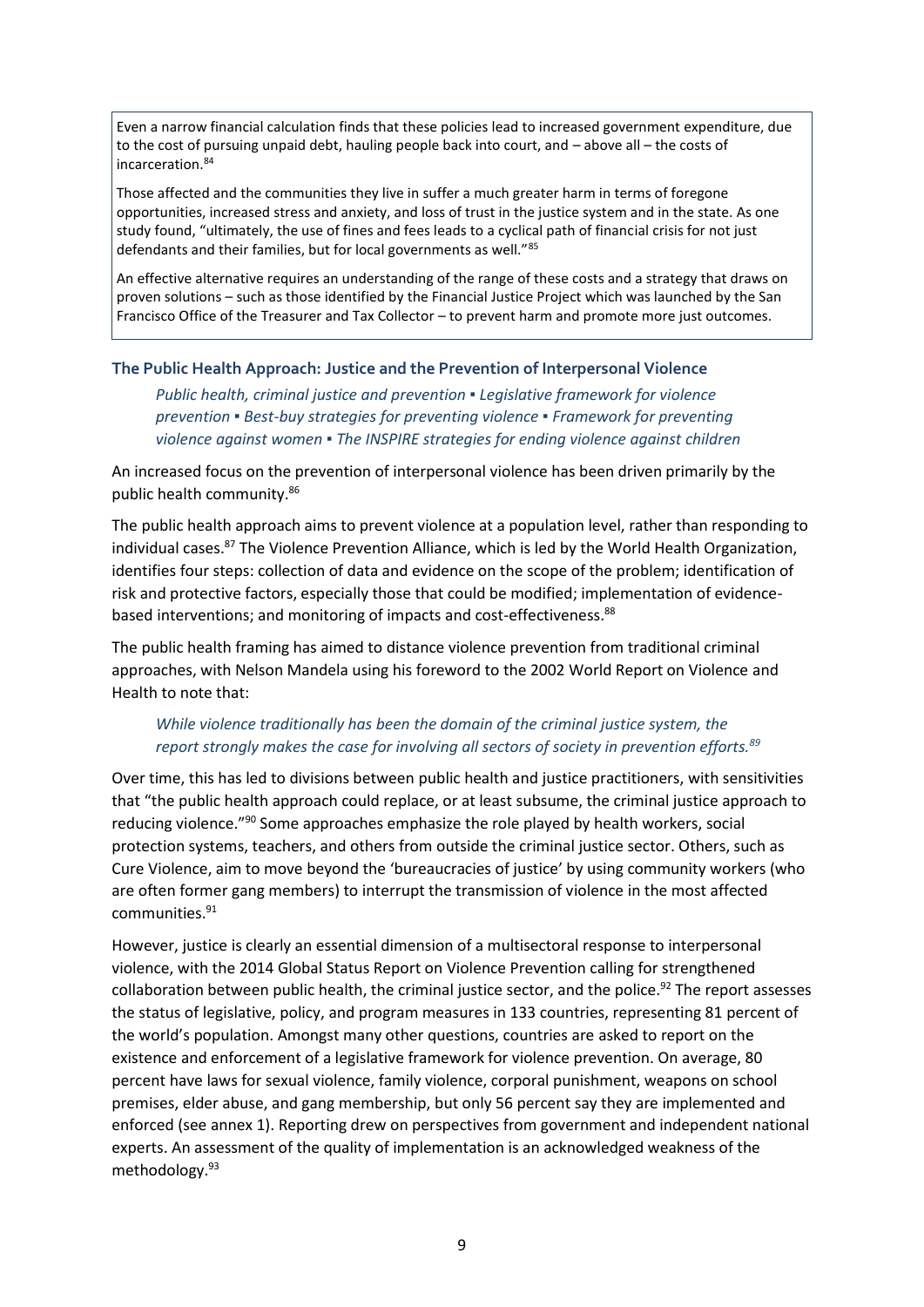Even a narrow financial calculation finds that these policies lead to increased government expenditure, due to the cost of pursuing unpaid debt, hauling people back into court, and – above all – the costs of incarceration.[84]

Those affected and the communities they live in suffer a much greater harm in terms of foregone opportunities, increased stress and anxiety, and loss of trust in the justice system and in the state. As one study found, "ultimately, the use of fines and fees leads to a cyclical path of financial crisis for not just defendants and their families, but for local governments as well."[85]

An effective alternative requires an understanding of the range of these costs and a strategy that draws on proven solutions – such as those identified by the Financial Justice Project which was launched by the San Francisco Office of the Treasurer and Tax Collector – to prevent harm and promote more just outcomes.

### The Public Health Approach: Justice and the Prevention of Interpersonal Violence

*Public health, criminal justice and prevention ▪ Legislative framework for violence prevention ▪ Best-buy strategies for preventing violence ▪ Framework for preventing violence against women ▪ The INSPIRE strategies for ending violence against children*

An increased focus on the prevention of interpersonal violence has been driven primarily by the public health community.[86]

The public health approach aims to prevent violence at a population level, rather than responding to individual cases.[87] The Violence Prevention Alliance, which is led by the World Health Organization, identifies four steps: collection of data and evidence on the scope of the problem; identification of risk and protective factors, especially those that could be modified; implementation of evidence-based interventions; and monitoring of impacts and cost-effectiveness.[88]

The public health framing has aimed to distance violence prevention from traditional criminal approaches, with Nelson Mandela using his foreword to the 2002 World Report on Violence and Health to note that:

> *While violence traditionally has been the domain of the criminal justice system, the report strongly makes the case for involving all sectors of society in prevention efforts.[89]*

Over time, this has led to divisions between public health and justice practitioners, with sensitivities that "the public health approach could replace, or at least subsume, the criminal justice approach to reducing violence."[90] Some approaches emphasize the role played by health workers, social protection systems, teachers, and others from outside the criminal justice sector. Others, such as Cure Violence, aim to move beyond the 'bureaucracies of justice' by using community workers (who are often former gang members) to interrupt the transmission of violence in the most affected communities.[91]

However, justice is clearly an essential dimension of a multisectoral response to interpersonal violence, with the 2014 Global Status Report on Violence Prevention calling for strengthened collaboration between public health, the criminal justice sector, and the police.[92] The report assesses the status of legislative, policy, and program measures in 133 countries, representing 81 percent of the world's population. Amongst many other questions, countries are asked to report on the existence and enforcement of a legislative framework for violence prevention. On average, 80 percent have laws for sexual violence, family violence, corporal punishment, weapons on school premises, elder abuse, and gang membership, but only 56 percent say they are implemented and enforced (see annex 1). Reporting drew on perspectives from government and independent national experts. An assessment of the quality of implementation is an acknowledged weakness of the methodology.[93]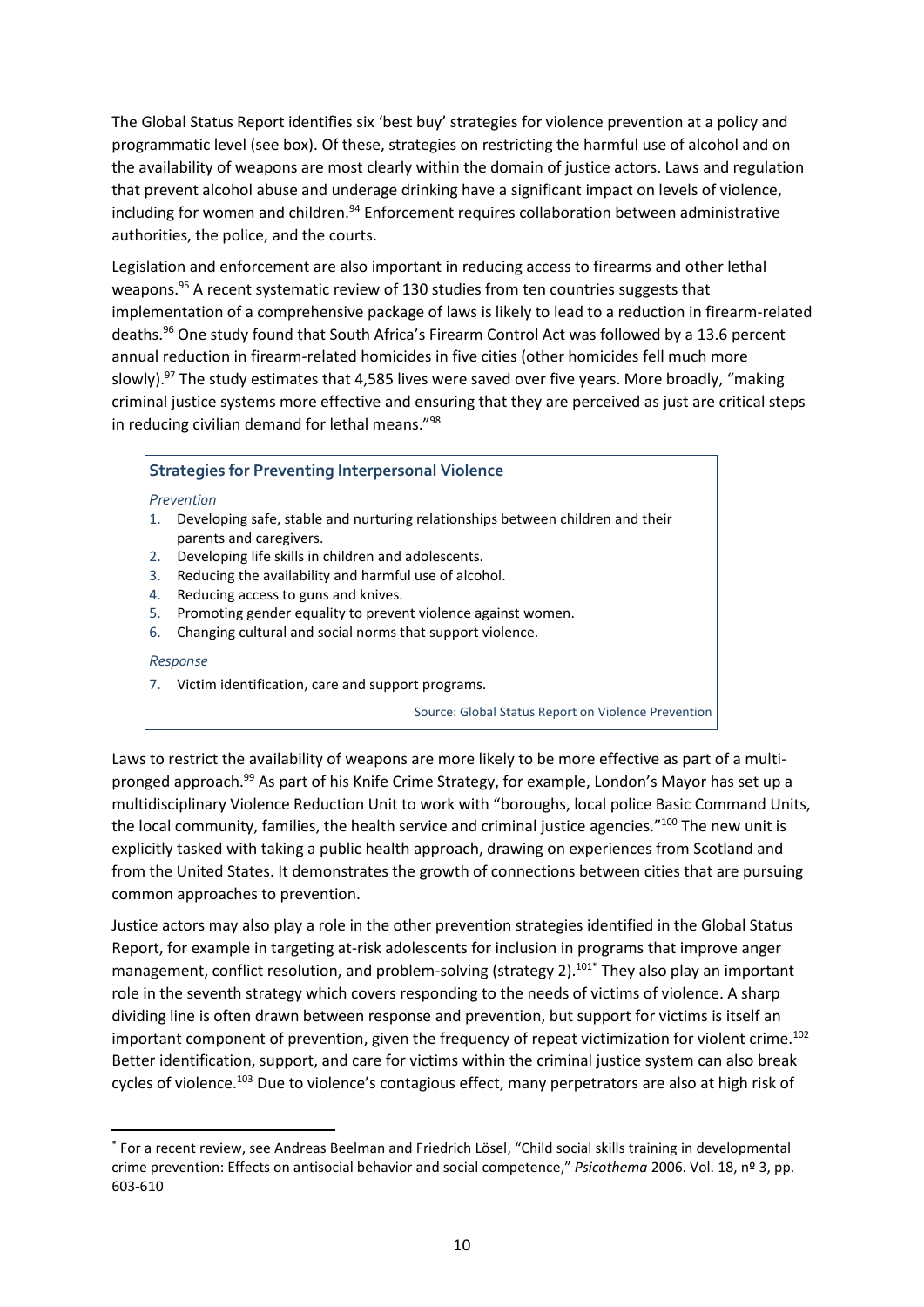The Global Status Report identifies six 'best buy' strategies for violence prevention at a policy and programmatic level (see box). Of these, strategies on restricting the harmful use of alcohol and on the availability of weapons are most clearly within the domain of justice actors. Laws and regulation that prevent alcohol abuse and underage drinking have a significant impact on levels of violence, including for women and children.[94] Enforcement requires collaboration between administrative authorities, the police, and the courts.

Legislation and enforcement are also important in reducing access to firearms and other lethal weapons.[95] A recent systematic review of 130 studies from ten countries suggests that implementation of a comprehensive package of laws is likely to lead to a reduction in firearm-related deaths.[96] One study found that South Africa's Firearm Control Act was followed by a 13.6 percent annual reduction in firearm-related homicides in five cities (other homicides fell much more slowly).[97] The study estimates that 4,585 lives were saved over five years. More broadly, "making criminal justice systems more effective and ensuring that they are perceived as just are critical steps in reducing civilian demand for lethal means."[98]

> **Strategies for Preventing Interpersonal Violence**
>
> *Prevention*
>
> 1. Developing safe, stable and nurturing relationships between children and their parents and caregivers.
> 2. Developing life skills in children and adolescents.
> 3. Reducing the availability and harmful use of alcohol.
> 4. Reducing access to guns and knives.
> 5. Promoting gender equality to prevent violence against women.
> 6. Changing cultural and social norms that support violence.
>
> *Response*
>
> 7. Victim identification, care and support programs.
>
> Source: Global Status Report on Violence Prevention

Laws to restrict the availability of weapons are more likely to be more effective as part of a multi-pronged approach.[99] As part of his Knife Crime Strategy, for example, London's Mayor has set up a multidisciplinary Violence Reduction Unit to work with "boroughs, local police Basic Command Units, the local community, families, the health service and criminal justice agencies."[100] The new unit is explicitly tasked with taking a public health approach, drawing on experiences from Scotland and from the United States. It demonstrates the growth of connections between cities that are pursuing common approaches to prevention.

Justice actors may also play a role in the other prevention strategies identified in the Global Status Report, for example in targeting at-risk adolescents for inclusion in programs that improve anger management, conflict resolution, and problem-solving (strategy 2).[101*] They also play an important role in the seventh strategy which covers responding to the needs of victims of violence. A sharp dividing line is often drawn between response and prevention, but support for victims is itself an important component of prevention, given the frequency of repeat victimization for violent crime.[102] Better identification, support, and care for victims within the criminal justice system can also break cycles of violence.[103] Due to violence's contagious effect, many perpetrators are also at high risk of

---

[*] For a recent review, see Andreas Beelman and Friedrich Lösel, "Child social skills training in developmental crime prevention: Effects on antisocial behavior and social competence," *Psicothema* 2006. Vol. 18, nº 3, pp. 603-610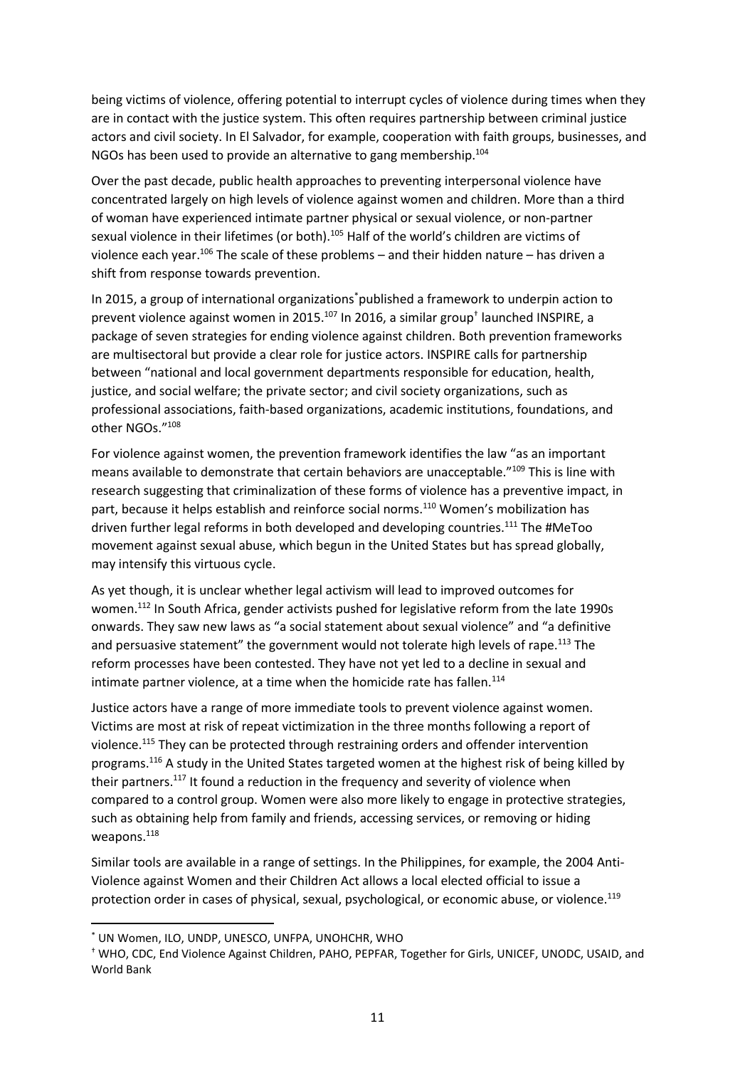being victims of violence, offering potential to interrupt cycles of violence during times when they are in contact with the justice system. This often requires partnership between criminal justice actors and civil society. In El Salvador, for example, cooperation with faith groups, businesses, and NGOs has been used to provide an alternative to gang membership.[104]

Over the past decade, public health approaches to preventing interpersonal violence have concentrated largely on high levels of violence against women and children. More than a third of woman have experienced intimate partner physical or sexual violence, or non-partner sexual violence in their lifetimes (or both).[105] Half of the world's children are victims of violence each year.[106] The scale of these problems – and their hidden nature – has driven a shift from response towards prevention.

In 2015, a group of international organizations[*] published a framework to underpin action to prevent violence against women in 2015.[107] In 2016, a similar group[†] launched INSPIRE, a package of seven strategies for ending violence against children. Both prevention frameworks are multisectoral but provide a clear role for justice actors. INSPIRE calls for partnership between "national and local government departments responsible for education, health, justice, and social welfare; the private sector; and civil society organizations, such as professional associations, faith-based organizations, academic institutions, foundations, and other NGOs."[108]

For violence against women, the prevention framework identifies the law "as an important means available to demonstrate that certain behaviors are unacceptable."[109] This is line with research suggesting that criminalization of these forms of violence has a preventive impact, in part, because it helps establish and reinforce social norms.[110] Women's mobilization has driven further legal reforms in both developed and developing countries.[111] The #MeToo movement against sexual abuse, which begun in the United States but has spread globally, may intensify this virtuous cycle.

As yet though, it is unclear whether legal activism will lead to improved outcomes for women.[112] In South Africa, gender activists pushed for legislative reform from the late 1990s onwards. They saw new laws as "a social statement about sexual violence" and "a definitive and persuasive statement" the government would not tolerate high levels of rape.[113] The reform processes have been contested. They have not yet led to a decline in sexual and intimate partner violence, at a time when the homicide rate has fallen.[114]

Justice actors have a range of more immediate tools to prevent violence against women. Victims are most at risk of repeat victimization in the three months following a report of violence.[115] They can be protected through restraining orders and offender intervention programs.[116] A study in the United States targeted women at the highest risk of being killed by their partners.[117] It found a reduction in the frequency and severity of violence when compared to a control group. Women were also more likely to engage in protective strategies, such as obtaining help from family and friends, accessing services, or removing or hiding weapons.[118]

Similar tools are available in a range of settings. In the Philippines, for example, the 2004 Anti-Violence against Women and their Children Act allows a local elected official to issue a protection order in cases of physical, sexual, psychological, or economic abuse, or violence.[119]

---

[*] UN Women, ILO, UNDP, UNESCO, UNFPA, UNOHCHR, WHO

[†] WHO, CDC, End Violence Against Children, PAHO, PEPFAR, Together for Girls, UNICEF, UNODC, USAID, and World Bank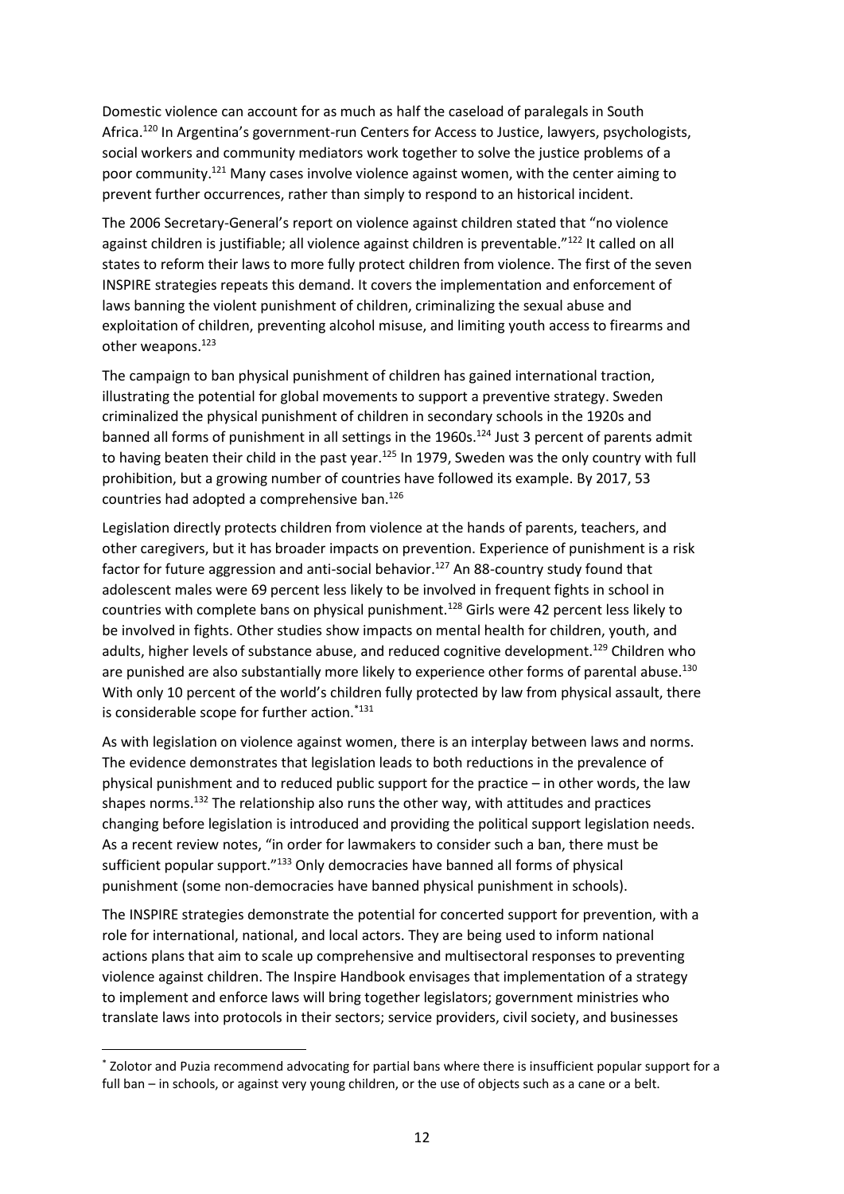Domestic violence can account for as much as half the caseload of paralegals in South Africa.[120] In Argentina's government-run Centers for Access to Justice, lawyers, psychologists, social workers and community mediators work together to solve the justice problems of a poor community.[121] Many cases involve violence against women, with the center aiming to prevent further occurrences, rather than simply to respond to an historical incident.

The 2006 Secretary-General's report on violence against children stated that "no violence against children is justifiable; all violence against children is preventable."[122] It called on all states to reform their laws to more fully protect children from violence. The first of the seven INSPIRE strategies repeats this demand. It covers the implementation and enforcement of laws banning the violent punishment of children, criminalizing the sexual abuse and exploitation of children, preventing alcohol misuse, and limiting youth access to firearms and other weapons.[123]

The campaign to ban physical punishment of children has gained international traction, illustrating the potential for global movements to support a preventive strategy. Sweden criminalized the physical punishment of children in secondary schools in the 1920s and banned all forms of punishment in all settings in the 1960s.[124] Just 3 percent of parents admit to having beaten their child in the past year.[125] In 1979, Sweden was the only country with full prohibition, but a growing number of countries have followed its example. By 2017, 53 countries had adopted a comprehensive ban.[126]

Legislation directly protects children from violence at the hands of parents, teachers, and other caregivers, but it has broader impacts on prevention. Experience of punishment is a risk factor for future aggression and anti-social behavior.[127] An 88-country study found that adolescent males were 69 percent less likely to be involved in frequent fights in school in countries with complete bans on physical punishment.[128] Girls were 42 percent less likely to be involved in fights. Other studies show impacts on mental health for children, youth, and adults, higher levels of substance abuse, and reduced cognitive development.[129] Children who are punished are also substantially more likely to experience other forms of parental abuse.[130] With only 10 percent of the world's children fully protected by law from physical assault, there is considerable scope for further action.[*131]

As with legislation on violence against women, there is an interplay between laws and norms. The evidence demonstrates that legislation leads to both reductions in the prevalence of physical punishment and to reduced public support for the practice – in other words, the law shapes norms.[132] The relationship also runs the other way, with attitudes and practices changing before legislation is introduced and providing the political support legislation needs. As a recent review notes, "in order for lawmakers to consider such a ban, there must be sufficient popular support."[133] Only democracies have banned all forms of physical punishment (some non-democracies have banned physical punishment in schools).

The INSPIRE strategies demonstrate the potential for concerted support for prevention, with a role for international, national, and local actors. They are being used to inform national actions plans that aim to scale up comprehensive and multisectoral responses to preventing violence against children. The Inspire Handbook envisages that implementation of a strategy to implement and enforce laws will bring together legislators; government ministries who translate laws into protocols in their sectors; service providers, civil society, and businesses

[*] Zolotor and Puzia recommend advocating for partial bans where there is insufficient popular support for a full ban – in schools, or against very young children, or the use of objects such as a cane or a belt.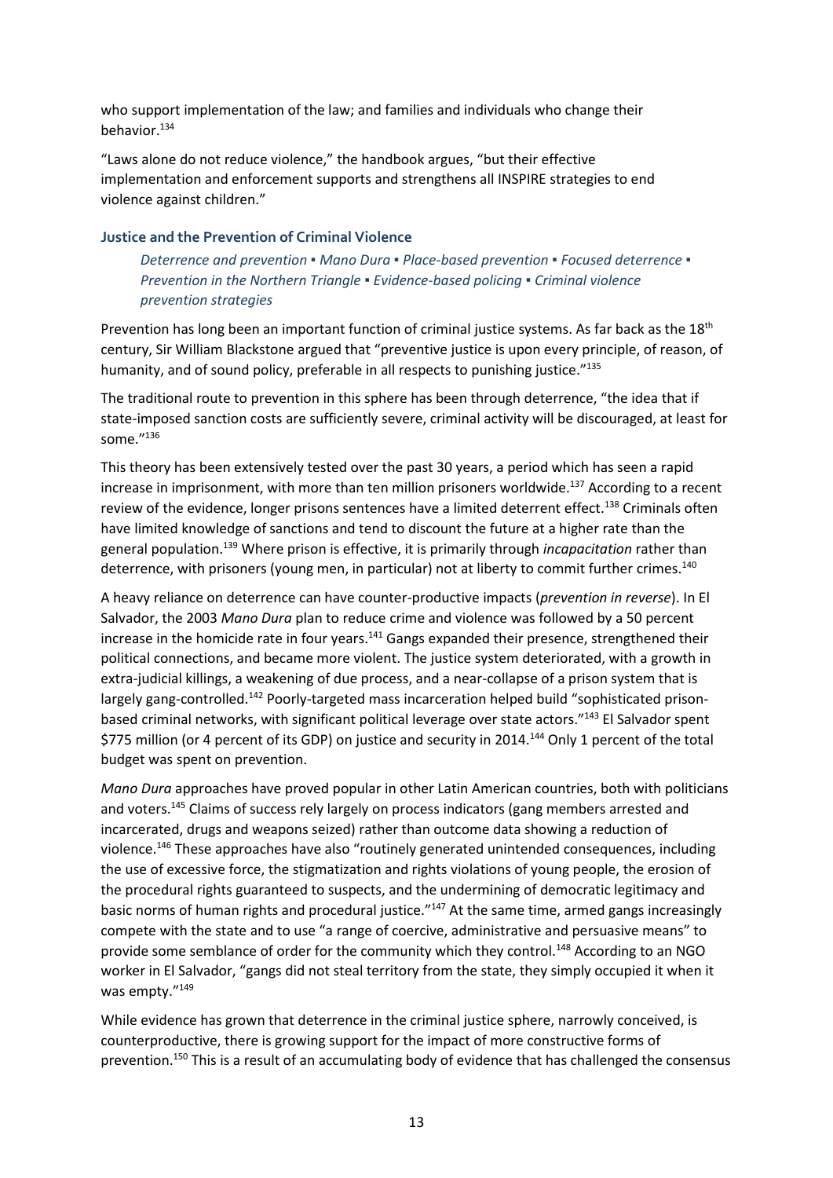who support implementation of the law; and families and individuals who change their behavior.[134]

"Laws alone do not reduce violence," the handbook argues, "but their effective implementation and enforcement supports and strengthens all INSPIRE strategies to end violence against children."

### Justice and the Prevention of Criminal Violence

*Deterrence and prevention ▪ Mano Dura ▪ Place-based prevention ▪ Focused deterrence ▪ Prevention in the Northern Triangle ▪ Evidence-based policing ▪ Criminal violence prevention strategies*

Prevention has long been an important function of criminal justice systems. As far back as the 18th century, Sir William Blackstone argued that "preventive justice is upon every principle, of reason, of humanity, and of sound policy, preferable in all respects to punishing justice."[135]

The traditional route to prevention in this sphere has been through deterrence, "the idea that if state-imposed sanction costs are sufficiently severe, criminal activity will be discouraged, at least for some."[136]

This theory has been extensively tested over the past 30 years, a period which has seen a rapid increase in imprisonment, with more than ten million prisoners worldwide.[137] According to a recent review of the evidence, longer prisons sentences have a limited deterrent effect.[138] Criminals often have limited knowledge of sanctions and tend to discount the future at a higher rate than the general population.[139] Where prison is effective, it is primarily through *incapacitation* rather than deterrence, with prisoners (young men, in particular) not at liberty to commit further crimes.[140]

A heavy reliance on deterrence can have counter-productive impacts (*prevention in reverse*). In El Salvador, the 2003 *Mano Dura* plan to reduce crime and violence was followed by a 50 percent increase in the homicide rate in four years.[141] Gangs expanded their presence, strengthened their political connections, and became more violent. The justice system deteriorated, with a growth in extra-judicial killings, a weakening of due process, and a near-collapse of a prison system that is largely gang-controlled.[142] Poorly-targeted mass incarceration helped build "sophisticated prison-based criminal networks, with significant political leverage over state actors."[143] El Salvador spent $775 million (or 4 percent of its GDP) on justice and security in 2014.[144] Only 1 percent of the total budget was spent on prevention.

*Mano Dura* approaches have proved popular in other Latin American countries, both with politicians and voters.[145] Claims of success rely largely on process indicators (gang members arrested and incarcerated, drugs and weapons seized) rather than outcome data showing a reduction of violence.[146] These approaches have also "routinely generated unintended consequences, including the use of excessive force, the stigmatization and rights violations of young people, the erosion of the procedural rights guaranteed to suspects, and the undermining of democratic legitimacy and basic norms of human rights and procedural justice."[147] At the same time, armed gangs increasingly compete with the state and to use "a range of coercive, administrative and persuasive means" to provide some semblance of order for the community which they control.[148] According to an NGO worker in El Salvador, "gangs did not steal territory from the state, they simply occupied it when it was empty."[149]

While evidence has grown that deterrence in the criminal justice sphere, narrowly conceived, is counterproductive, there is growing support for the impact of more constructive forms of prevention.[150] This is a result of an accumulating body of evidence that has challenged the consensus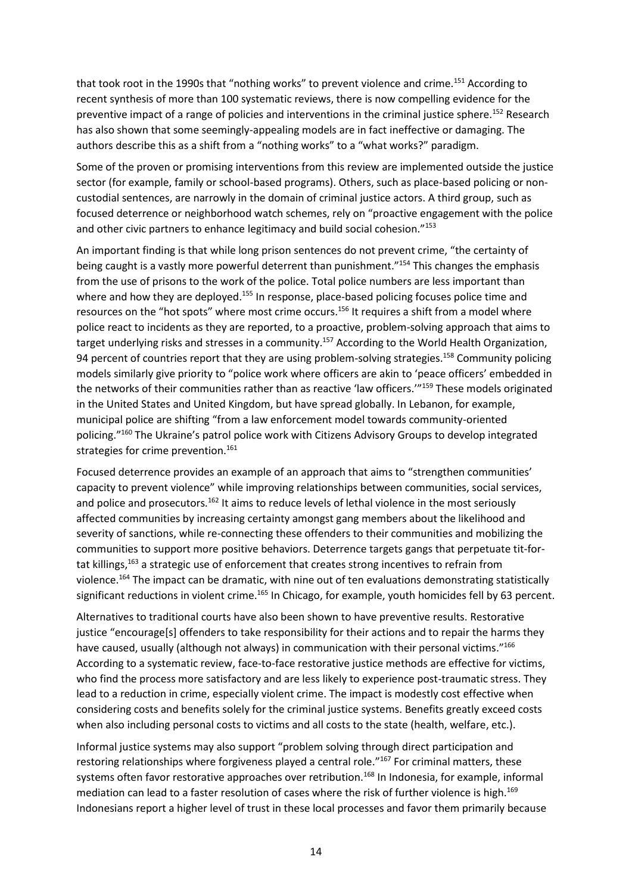that took root in the 1990s that "nothing works" to prevent violence and crime.[151] According to recent synthesis of more than 100 systematic reviews, there is now compelling evidence for the preventive impact of a range of policies and interventions in the criminal justice sphere.[152] Research has also shown that some seemingly-appealing models are in fact ineffective or damaging. The authors describe this as a shift from a "nothing works" to a "what works?" paradigm.

Some of the proven or promising interventions from this review are implemented outside the justice sector (for example, family or school-based programs). Others, such as place-based policing or non-custodial sentences, are narrowly in the domain of criminal justice actors. A third group, such as focused deterrence or neighborhood watch schemes, rely on "proactive engagement with the police and other civic partners to enhance legitimacy and build social cohesion."[153]

An important finding is that while long prison sentences do not prevent crime, "the certainty of being caught is a vastly more powerful deterrent than punishment."[154] This changes the emphasis from the use of prisons to the work of the police. Total police numbers are less important than where and how they are deployed.[155] In response, place-based policing focuses police time and resources on the "hot spots" where most crime occurs.[156] It requires a shift from a model where police react to incidents as they are reported, to a proactive, problem-solving approach that aims to target underlying risks and stresses in a community.[157] According to the World Health Organization, 94 percent of countries report that they are using problem-solving strategies.[158] Community policing models similarly give priority to "police work where officers are akin to 'peace officers' embedded in the networks of their communities rather than as reactive 'law officers.'"[159] These models originated in the United States and United Kingdom, but have spread globally. In Lebanon, for example, municipal police are shifting "from a law enforcement model towards community-oriented policing."[160] The Ukraine's patrol police work with Citizens Advisory Groups to develop integrated strategies for crime prevention.[161]

Focused deterrence provides an example of an approach that aims to "strengthen communities' capacity to prevent violence" while improving relationships between communities, social services, and police and prosecutors.[162] It aims to reduce levels of lethal violence in the most seriously affected communities by increasing certainty amongst gang members about the likelihood and severity of sanctions, while re-connecting these offenders to their communities and mobilizing the communities to support more positive behaviors. Deterrence targets gangs that perpetuate tit-for-tat killings,[163] a strategic use of enforcement that creates strong incentives to refrain from violence.[164] The impact can be dramatic, with nine out of ten evaluations demonstrating statistically significant reductions in violent crime.[165] In Chicago, for example, youth homicides fell by 63 percent.

Alternatives to traditional courts have also been shown to have preventive results. Restorative justice "encourage[s] offenders to take responsibility for their actions and to repair the harms they have caused, usually (although not always) in communication with their personal victims."[166] According to a systematic review, face-to-face restorative justice methods are effective for victims, who find the process more satisfactory and are less likely to experience post-traumatic stress. They lead to a reduction in crime, especially violent crime. The impact is modestly cost effective when considering costs and benefits solely for the criminal justice systems. Benefits greatly exceed costs when also including personal costs to victims and all costs to the state (health, welfare, etc.).

Informal justice systems may also support "problem solving through direct participation and restoring relationships where forgiveness played a central role."[167] For criminal matters, these systems often favor restorative approaches over retribution.[168] In Indonesia, for example, informal mediation can lead to a faster resolution of cases where the risk of further violence is high.[169] Indonesians report a higher level of trust in these local processes and favor them primarily because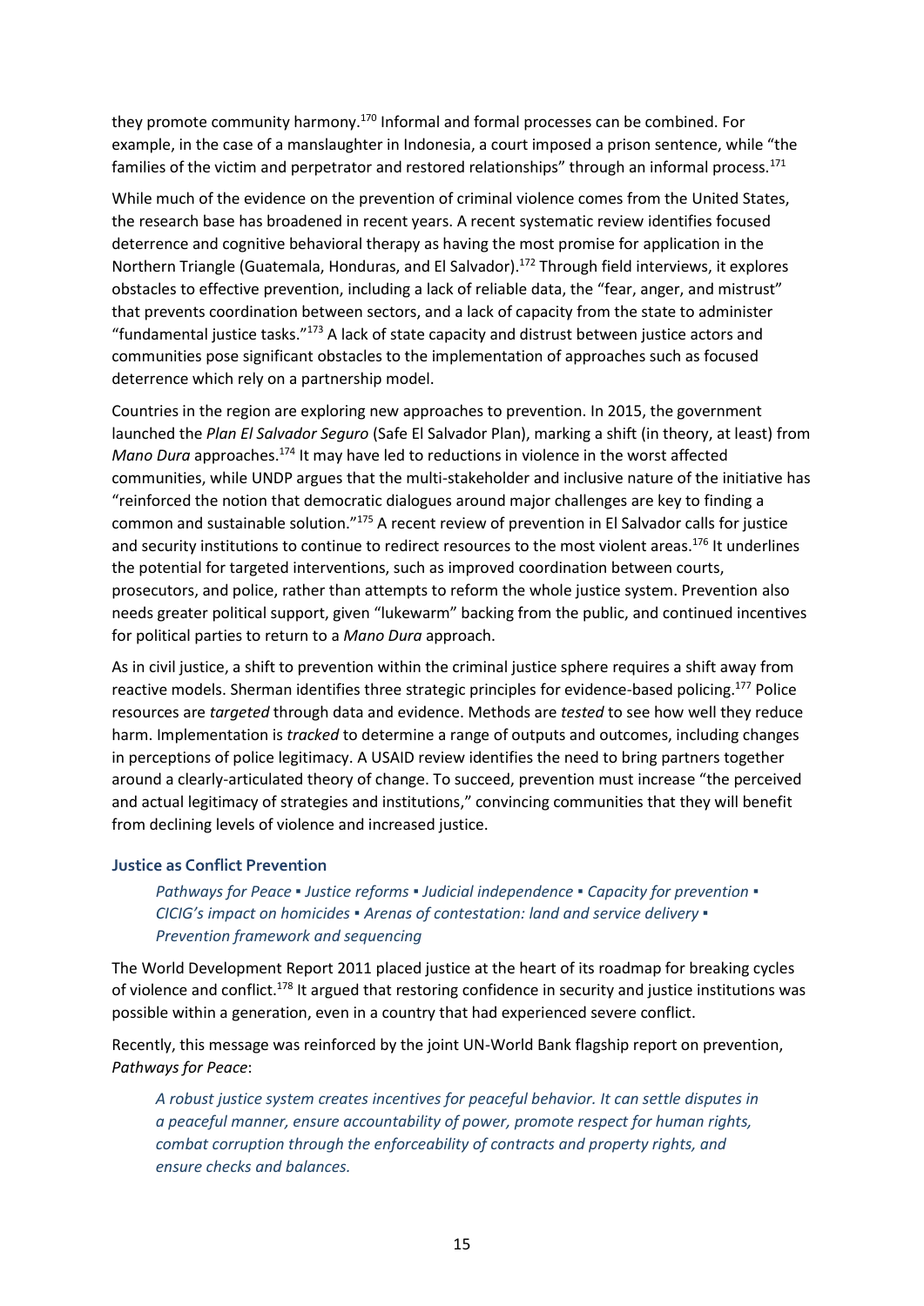they promote community harmony.[170] Informal and formal processes can be combined. For example, in the case of a manslaughter in Indonesia, a court imposed a prison sentence, while "the families of the victim and perpetrator and restored relationships" through an informal process.[171]

While much of the evidence on the prevention of criminal violence comes from the United States, the research base has broadened in recent years. A recent systematic review identifies focused deterrence and cognitive behavioral therapy as having the most promise for application in the Northern Triangle (Guatemala, Honduras, and El Salvador).[172] Through field interviews, it explores obstacles to effective prevention, including a lack of reliable data, the "fear, anger, and mistrust" that prevents coordination between sectors, and a lack of capacity from the state to administer "fundamental justice tasks."[173] A lack of state capacity and distrust between justice actors and communities pose significant obstacles to the implementation of approaches such as focused deterrence which rely on a partnership model.

Countries in the region are exploring new approaches to prevention. In 2015, the government launched the *Plan El Salvador Seguro* (Safe El Salvador Plan), marking a shift (in theory, at least) from *Mano Dura* approaches.[174] It may have led to reductions in violence in the worst affected communities, while UNDP argues that the multi-stakeholder and inclusive nature of the initiative has "reinforced the notion that democratic dialogues around major challenges are key to finding a common and sustainable solution."[175] A recent review of prevention in El Salvador calls for justice and security institutions to continue to redirect resources to the most violent areas.[176] It underlines the potential for targeted interventions, such as improved coordination between courts, prosecutors, and police, rather than attempts to reform the whole justice system. Prevention also needs greater political support, given "lukewarm" backing from the public, and continued incentives for political parties to return to a *Mano Dura* approach.

As in civil justice, a shift to prevention within the criminal justice sphere requires a shift away from reactive models. Sherman identifies three strategic principles for evidence-based policing.[177] Police resources are *targeted* through data and evidence. Methods are *tested* to see how well they reduce harm. Implementation is *tracked* to determine a range of outputs and outcomes, including changes in perceptions of police legitimacy. A USAID review identifies the need to bring partners together around a clearly-articulated theory of change. To succeed, prevention must increase "the perceived and actual legitimacy of strategies and institutions," convincing communities that they will benefit from declining levels of violence and increased justice.

### Justice as Conflict Prevention

*Pathways for Peace ▪ Justice reforms ▪ Judicial independence ▪ Capacity for prevention ▪ CICIG's impact on homicides ▪ Arenas of contestation: land and service delivery ▪ Prevention framework and sequencing*

The World Development Report 2011 placed justice at the heart of its roadmap for breaking cycles of violence and conflict.[178] It argued that restoring confidence in security and justice institutions was possible within a generation, even in a country that had experienced severe conflict.

Recently, this message was reinforced by the joint UN-World Bank flagship report on prevention, *Pathways for Peace*:

> *A robust justice system creates incentives for peaceful behavior. It can settle disputes in a peaceful manner, ensure accountability of power, promote respect for human rights, combat corruption through the enforceability of contracts and property rights, and ensure checks and balances.*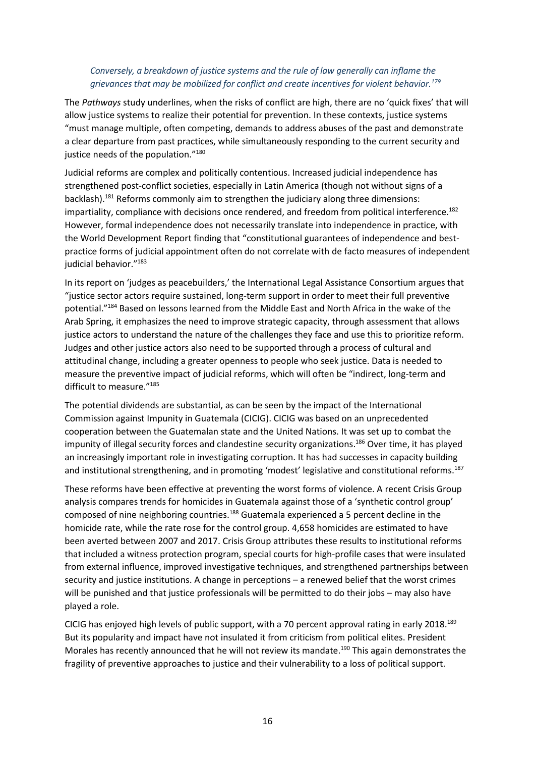*Conversely, a breakdown of justice systems and the rule of law generally can inflame the grievances that may be mobilized for conflict and create incentives for violent behavior.*[179]

The *Pathways* study underlines, when the risks of conflict are high, there are no 'quick fixes' that will allow justice systems to realize their potential for prevention. In these contexts, justice systems "must manage multiple, often competing, demands to address abuses of the past and demonstrate a clear departure from past practices, while simultaneously responding to the current security and justice needs of the population."[180]

Judicial reforms are complex and politically contentious. Increased judicial independence has strengthened post-conflict societies, especially in Latin America (though not without signs of a backlash).[181] Reforms commonly aim to strengthen the judiciary along three dimensions: impartiality, compliance with decisions once rendered, and freedom from political interference.[182] However, formal independence does not necessarily translate into independence in practice, with the World Development Report finding that "constitutional guarantees of independence and best-practice forms of judicial appointment often do not correlate with de facto measures of independent judicial behavior."[183]

In its report on 'judges as peacebuilders,' the International Legal Assistance Consortium argues that "justice sector actors require sustained, long-term support in order to meet their full preventive potential."[184] Based on lessons learned from the Middle East and North Africa in the wake of the Arab Spring, it emphasizes the need to improve strategic capacity, through assessment that allows justice actors to understand the nature of the challenges they face and use this to prioritize reform. Judges and other justice actors also need to be supported through a process of cultural and attitudinal change, including a greater openness to people who seek justice. Data is needed to measure the preventive impact of judicial reforms, which will often be "indirect, long-term and difficult to measure."[185]

The potential dividends are substantial, as can be seen by the impact of the International Commission against Impunity in Guatemala (CICIG). CICIG was based on an unprecedented cooperation between the Guatemalan state and the United Nations. It was set up to combat the impunity of illegal security forces and clandestine security organizations.[186] Over time, it has played an increasingly important role in investigating corruption. It has had successes in capacity building and institutional strengthening, and in promoting 'modest' legislative and constitutional reforms.[187]

These reforms have been effective at preventing the worst forms of violence. A recent Crisis Group analysis compares trends for homicides in Guatemala against those of a 'synthetic control group' composed of nine neighboring countries.[188] Guatemala experienced a 5 percent decline in the homicide rate, while the rate rose for the control group. 4,658 homicides are estimated to have been averted between 2007 and 2017. Crisis Group attributes these results to institutional reforms that included a witness protection program, special courts for high-profile cases that were insulated from external influence, improved investigative techniques, and strengthened partnerships between security and justice institutions. A change in perceptions – a renewed belief that the worst crimes will be punished and that justice professionals will be permitted to do their jobs – may also have played a role.

CICIG has enjoyed high levels of public support, with a 70 percent approval rating in early 2018.[189] But its popularity and impact have not insulated it from criticism from political elites. President Morales has recently announced that he will not review its mandate.[190] This again demonstrates the fragility of preventive approaches to justice and their vulnerability to a loss of political support.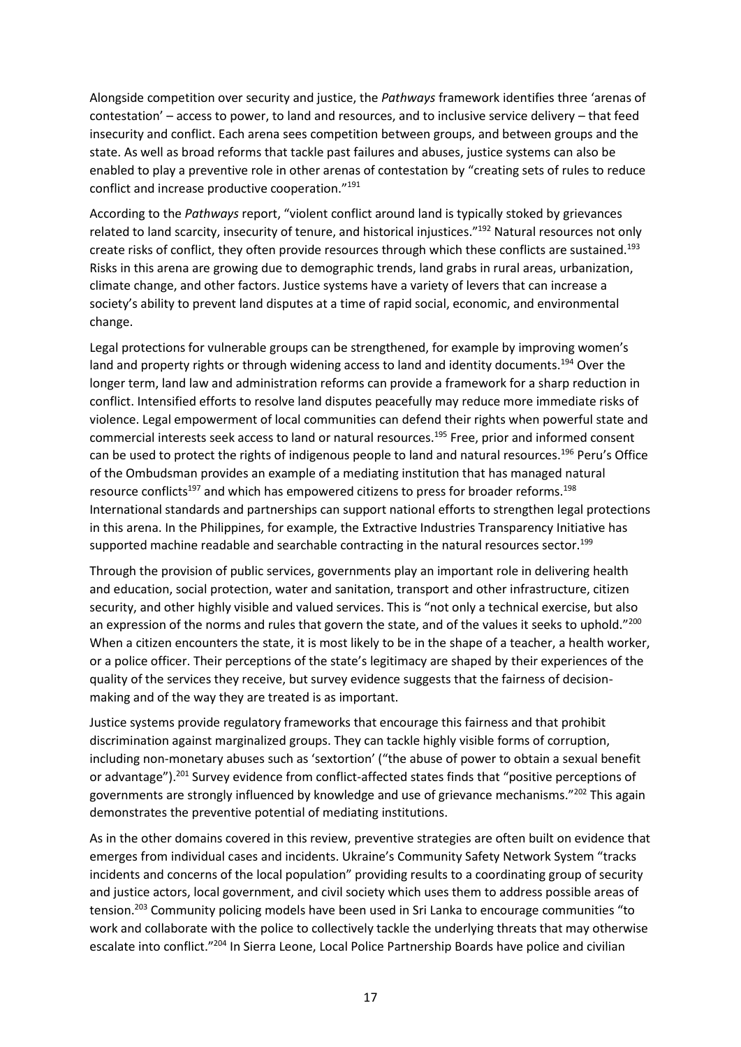Alongside competition over security and justice, the *Pathways* framework identifies three 'arenas of contestation' – access to power, to land and resources, and to inclusive service delivery – that feed insecurity and conflict. Each arena sees competition between groups, and between groups and the state. As well as broad reforms that tackle past failures and abuses, justice systems can also be enabled to play a preventive role in other arenas of contestation by "creating sets of rules to reduce conflict and increase productive cooperation."[191]

According to the *Pathways* report, "violent conflict around land is typically stoked by grievances related to land scarcity, insecurity of tenure, and historical injustices."[192] Natural resources not only create risks of conflict, they often provide resources through which these conflicts are sustained.[193] Risks in this arena are growing due to demographic trends, land grabs in rural areas, urbanization, climate change, and other factors. Justice systems have a variety of levers that can increase a society's ability to prevent land disputes at a time of rapid social, economic, and environmental change.

Legal protections for vulnerable groups can be strengthened, for example by improving women's land and property rights or through widening access to land and identity documents.[194] Over the longer term, land law and administration reforms can provide a framework for a sharp reduction in conflict. Intensified efforts to resolve land disputes peacefully may reduce more immediate risks of violence. Legal empowerment of local communities can defend their rights when powerful state and commercial interests seek access to land or natural resources.[195] Free, prior and informed consent can be used to protect the rights of indigenous people to land and natural resources.[196] Peru's Office of the Ombudsman provides an example of a mediating institution that has managed natural resource conflicts[197] and which has empowered citizens to press for broader reforms.[198] International standards and partnerships can support national efforts to strengthen legal protections in this arena. In the Philippines, for example, the Extractive Industries Transparency Initiative has supported machine readable and searchable contracting in the natural resources sector.[199]

Through the provision of public services, governments play an important role in delivering health and education, social protection, water and sanitation, transport and other infrastructure, citizen security, and other highly visible and valued services. This is "not only a technical exercise, but also an expression of the norms and rules that govern the state, and of the values it seeks to uphold."[200] When a citizen encounters the state, it is most likely to be in the shape of a teacher, a health worker, or a police officer. Their perceptions of the state's legitimacy are shaped by their experiences of the quality of the services they receive, but survey evidence suggests that the fairness of decision-making and of the way they are treated is as important.

Justice systems provide regulatory frameworks that encourage this fairness and that prohibit discrimination against marginalized groups. They can tackle highly visible forms of corruption, including non-monetary abuses such as 'sextortion' ("the abuse of power to obtain a sexual benefit or advantage").[201] Survey evidence from conflict-affected states finds that "positive perceptions of governments are strongly influenced by knowledge and use of grievance mechanisms."[202] This again demonstrates the preventive potential of mediating institutions.

As in the other domains covered in this review, preventive strategies are often built on evidence that emerges from individual cases and incidents. Ukraine's Community Safety Network System "tracks incidents and concerns of the local population" providing results to a coordinating group of security and justice actors, local government, and civil society which uses them to address possible areas of tension.[203] Community policing models have been used in Sri Lanka to encourage communities "to work and collaborate with the police to collectively tackle the underlying threats that may otherwise escalate into conflict."[204] In Sierra Leone, Local Police Partnership Boards have police and civilian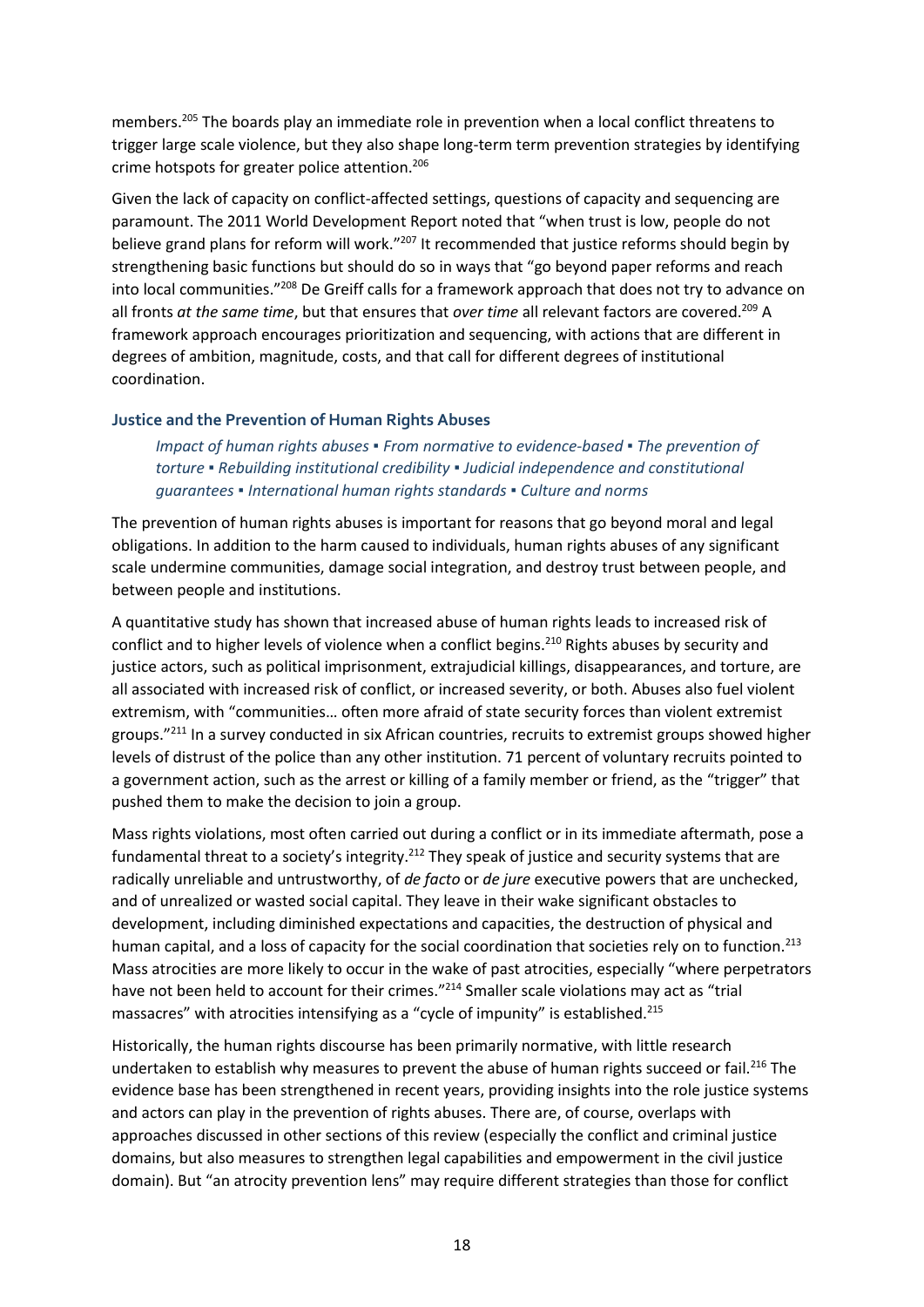members.[205] The boards play an immediate role in prevention when a local conflict threatens to trigger large scale violence, but they also shape long-term term prevention strategies by identifying crime hotspots for greater police attention.[206]

Given the lack of capacity on conflict-affected settings, questions of capacity and sequencing are paramount. The 2011 World Development Report noted that "when trust is low, people do not believe grand plans for reform will work."[207] It recommended that justice reforms should begin by strengthening basic functions but should do so in ways that "go beyond paper reforms and reach into local communities."[208] De Greiff calls for a framework approach that does not try to advance on all fronts *at the same time*, but that ensures that *over time* all relevant factors are covered.[209] A framework approach encourages prioritization and sequencing, with actions that are different in degrees of ambition, magnitude, costs, and that call for different degrees of institutional coordination.

### Justice and the Prevention of Human Rights Abuses

*Impact of human rights abuses ▪ From normative to evidence-based ▪ The prevention of torture ▪ Rebuilding institutional credibility ▪ Judicial independence and constitutional guarantees ▪ International human rights standards ▪ Culture and norms*

The prevention of human rights abuses is important for reasons that go beyond moral and legal obligations. In addition to the harm caused to individuals, human rights abuses of any significant scale undermine communities, damage social integration, and destroy trust between people, and between people and institutions.

A quantitative study has shown that increased abuse of human rights leads to increased risk of conflict and to higher levels of violence when a conflict begins.[210] Rights abuses by security and justice actors, such as political imprisonment, extrajudicial killings, disappearances, and torture, are all associated with increased risk of conflict, or increased severity, or both. Abuses also fuel violent extremism, with "communities… often more afraid of state security forces than violent extremist groups."[211] In a survey conducted in six African countries, recruits to extremist groups showed higher levels of distrust of the police than any other institution. 71 percent of voluntary recruits pointed to a government action, such as the arrest or killing of a family member or friend, as the "trigger" that pushed them to make the decision to join a group.

Mass rights violations, most often carried out during a conflict or in its immediate aftermath, pose a fundamental threat to a society's integrity.[212] They speak of justice and security systems that are radically unreliable and untrustworthy, of *de facto* or *de jure* executive powers that are unchecked, and of unrealized or wasted social capital. They leave in their wake significant obstacles to development, including diminished expectations and capacities, the destruction of physical and human capital, and a loss of capacity for the social coordination that societies rely on to function.[213] Mass atrocities are more likely to occur in the wake of past atrocities, especially "where perpetrators have not been held to account for their crimes."[214] Smaller scale violations may act as "trial massacres" with atrocities intensifying as a "cycle of impunity" is established.[215]

Historically, the human rights discourse has been primarily normative, with little research undertaken to establish why measures to prevent the abuse of human rights succeed or fail.[216] The evidence base has been strengthened in recent years, providing insights into the role justice systems and actors can play in the prevention of rights abuses. There are, of course, overlaps with approaches discussed in other sections of this review (especially the conflict and criminal justice domains, but also measures to strengthen legal capabilities and empowerment in the civil justice domain). But "an atrocity prevention lens" may require different strategies than those for conflict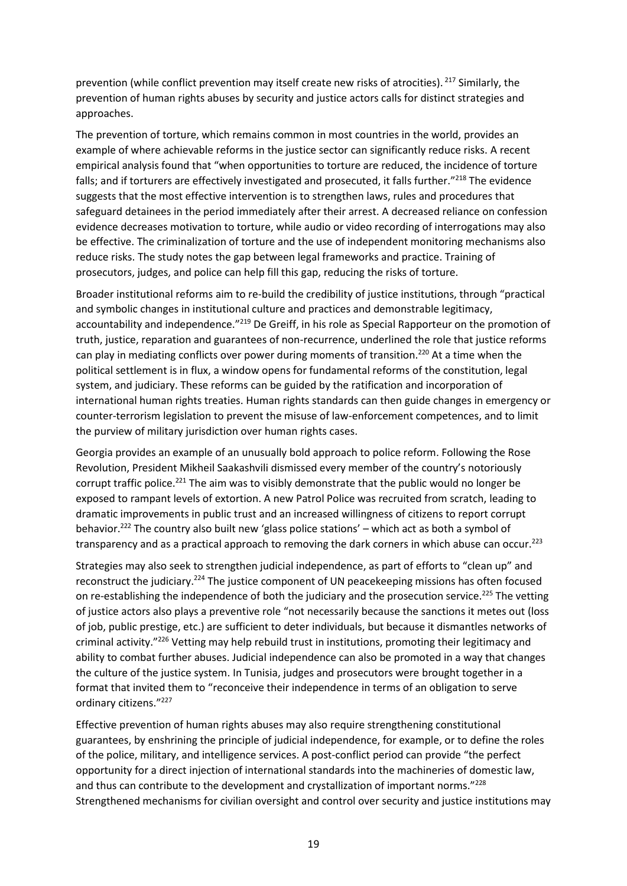prevention (while conflict prevention may itself create new risks of atrocities). [217] Similarly, the prevention of human rights abuses by security and justice actors calls for distinct strategies and approaches.

The prevention of torture, which remains common in most countries in the world, provides an example of where achievable reforms in the justice sector can significantly reduce risks. A recent empirical analysis found that "when opportunities to torture are reduced, the incidence of torture falls; and if torturers are effectively investigated and prosecuted, it falls further."[218] The evidence suggests that the most effective intervention is to strengthen laws, rules and procedures that safeguard detainees in the period immediately after their arrest. A decreased reliance on confession evidence decreases motivation to torture, while audio or video recording of interrogations may also be effective. The criminalization of torture and the use of independent monitoring mechanisms also reduce risks. The study notes the gap between legal frameworks and practice. Training of prosecutors, judges, and police can help fill this gap, reducing the risks of torture.

Broader institutional reforms aim to re-build the credibility of justice institutions, through "practical and symbolic changes in institutional culture and practices and demonstrable legitimacy, accountability and independence."[219] De Greiff, in his role as Special Rapporteur on the promotion of truth, justice, reparation and guarantees of non-recurrence, underlined the role that justice reforms can play in mediating conflicts over power during moments of transition.[220] At a time when the political settlement is in flux, a window opens for fundamental reforms of the constitution, legal system, and judiciary. These reforms can be guided by the ratification and incorporation of international human rights treaties. Human rights standards can then guide changes in emergency or counter-terrorism legislation to prevent the misuse of law-enforcement competences, and to limit the purview of military jurisdiction over human rights cases.

Georgia provides an example of an unusually bold approach to police reform. Following the Rose Revolution, President Mikheil Saakashvili dismissed every member of the country's notoriously corrupt traffic police.[221] The aim was to visibly demonstrate that the public would no longer be exposed to rampant levels of extortion. A new Patrol Police was recruited from scratch, leading to dramatic improvements in public trust and an increased willingness of citizens to report corrupt behavior.[222] The country also built new 'glass police stations' – which act as both a symbol of transparency and as a practical approach to removing the dark corners in which abuse can occur.[223]

Strategies may also seek to strengthen judicial independence, as part of efforts to "clean up" and reconstruct the judiciary.[224] The justice component of UN peacekeeping missions has often focused on re-establishing the independence of both the judiciary and the prosecution service.[225] The vetting of justice actors also plays a preventive role "not necessarily because the sanctions it metes out (loss of job, public prestige, etc.) are sufficient to deter individuals, but because it dismantles networks of criminal activity."[226] Vetting may help rebuild trust in institutions, promoting their legitimacy and ability to combat further abuses. Judicial independence can also be promoted in a way that changes the culture of the justice system. In Tunisia, judges and prosecutors were brought together in a format that invited them to "reconceive their independence in terms of an obligation to serve ordinary citizens."[227]

Effective prevention of human rights abuses may also require strengthening constitutional guarantees, by enshrining the principle of judicial independence, for example, or to define the roles of the police, military, and intelligence services. A post-conflict period can provide "the perfect opportunity for a direct injection of international standards into the machineries of domestic law, and thus can contribute to the development and crystallization of important norms."[228] Strengthened mechanisms for civilian oversight and control over security and justice institutions may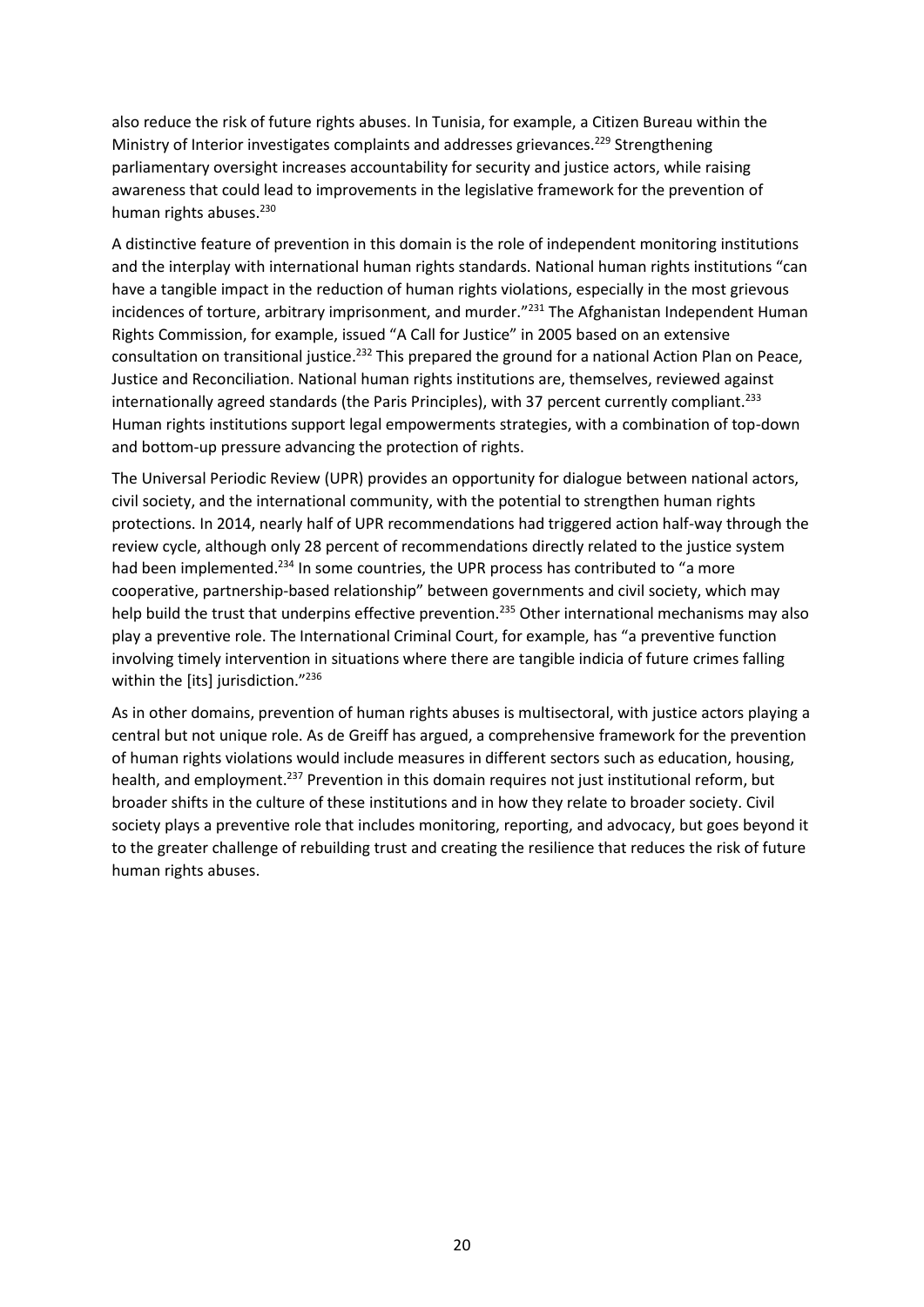also reduce the risk of future rights abuses. In Tunisia, for example, a Citizen Bureau within the Ministry of Interior investigates complaints and addresses grievances.[229] Strengthening parliamentary oversight increases accountability for security and justice actors, while raising awareness that could lead to improvements in the legislative framework for the prevention of human rights abuses.[230]

A distinctive feature of prevention in this domain is the role of independent monitoring institutions and the interplay with international human rights standards. National human rights institutions "can have a tangible impact in the reduction of human rights violations, especially in the most grievous incidences of torture, arbitrary imprisonment, and murder."[231] The Afghanistan Independent Human Rights Commission, for example, issued "A Call for Justice" in 2005 based on an extensive consultation on transitional justice.[232] This prepared the ground for a national Action Plan on Peace, Justice and Reconciliation. National human rights institutions are, themselves, reviewed against internationally agreed standards (the Paris Principles), with 37 percent currently compliant.[233] Human rights institutions support legal empowerments strategies, with a combination of top-down and bottom-up pressure advancing the protection of rights.

The Universal Periodic Review (UPR) provides an opportunity for dialogue between national actors, civil society, and the international community, with the potential to strengthen human rights protections. In 2014, nearly half of UPR recommendations had triggered action half-way through the review cycle, although only 28 percent of recommendations directly related to the justice system had been implemented.[234] In some countries, the UPR process has contributed to "a more cooperative, partnership-based relationship" between governments and civil society, which may help build the trust that underpins effective prevention.[235] Other international mechanisms may also play a preventive role. The International Criminal Court, for example, has "a preventive function involving timely intervention in situations where there are tangible indicia of future crimes falling within the [its] jurisdiction."[236]

As in other domains, prevention of human rights abuses is multisectoral, with justice actors playing a central but not unique role. As de Greiff has argued, a comprehensive framework for the prevention of human rights violations would include measures in different sectors such as education, housing, health, and employment.[237] Prevention in this domain requires not just institutional reform, but broader shifts in the culture of these institutions and in how they relate to broader society. Civil society plays a preventive role that includes monitoring, reporting, and advocacy, but goes beyond it to the greater challenge of rebuilding trust and creating the resilience that reduces the risk of future human rights abuses.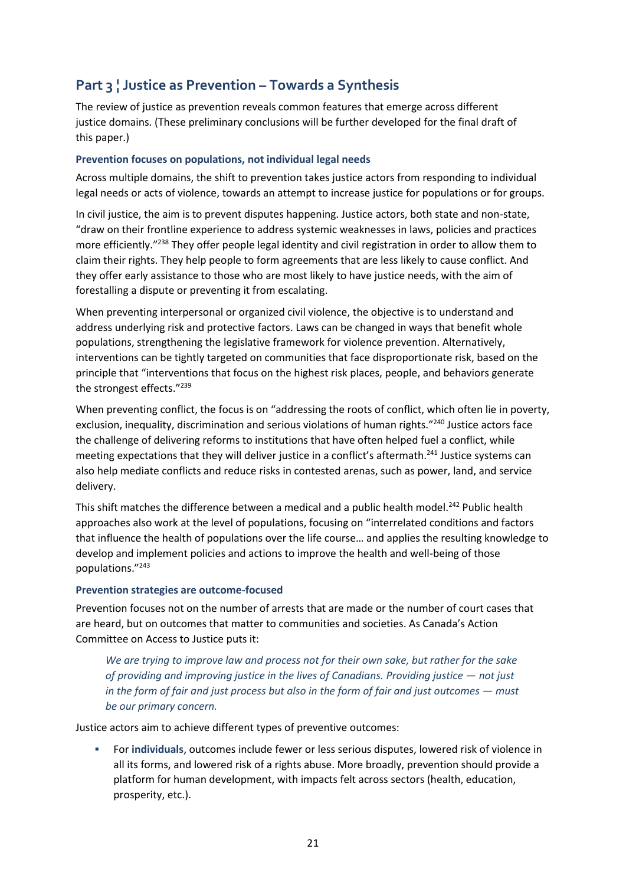## Part 3 ¦ Justice as Prevention – Towards a Synthesis

The review of justice as prevention reveals common features that emerge across different justice domains. (These preliminary conclusions will be further developed for the final draft of this paper.)

### Prevention focuses on populations, not individual legal needs

Across multiple domains, the shift to prevention takes justice actors from responding to individual legal needs or acts of violence, towards an attempt to increase justice for populations or for groups.

In civil justice, the aim is to prevent disputes happening. Justice actors, both state and non-state, "draw on their frontline experience to address systemic weaknesses in laws, policies and practices more efficiently."[238] They offer people legal identity and civil registration in order to allow them to claim their rights. They help people to form agreements that are less likely to cause conflict. And they offer early assistance to those who are most likely to have justice needs, with the aim of forestalling a dispute or preventing it from escalating.

When preventing interpersonal or organized civil violence, the objective is to understand and address underlying risk and protective factors. Laws can be changed in ways that benefit whole populations, strengthening the legislative framework for violence prevention. Alternatively, interventions can be tightly targeted on communities that face disproportionate risk, based on the principle that "interventions that focus on the highest risk places, people, and behaviors generate the strongest effects."[239]

When preventing conflict, the focus is on "addressing the roots of conflict, which often lie in poverty, exclusion, inequality, discrimination and serious violations of human rights."[240] Justice actors face the challenge of delivering reforms to institutions that have often helped fuel a conflict, while meeting expectations that they will deliver justice in a conflict's aftermath.[241] Justice systems can also help mediate conflicts and reduce risks in contested arenas, such as power, land, and service delivery.

This shift matches the difference between a medical and a public health model.[242] Public health approaches also work at the level of populations, focusing on "interrelated conditions and factors that influence the health of populations over the life course… and applies the resulting knowledge to develop and implement policies and actions to improve the health and well-being of those populations."[243]

### Prevention strategies are outcome-focused

Prevention focuses not on the number of arrests that are made or the number of court cases that are heard, but on outcomes that matter to communities and societies. As Canada's Action Committee on Access to Justice puts it:

> *We are trying to improve law and process not for their own sake, but rather for the sake of providing and improving justice in the lives of Canadians. Providing justice — not just in the form of fair and just process but also in the form of fair and just outcomes — must be our primary concern.*

Justice actors aim to achieve different types of preventive outcomes:

- For **individuals**, outcomes include fewer or less serious disputes, lowered risk of violence in all its forms, and lowered risk of a rights abuse. More broadly, prevention should provide a platform for human development, with impacts felt across sectors (health, education, prosperity, etc.).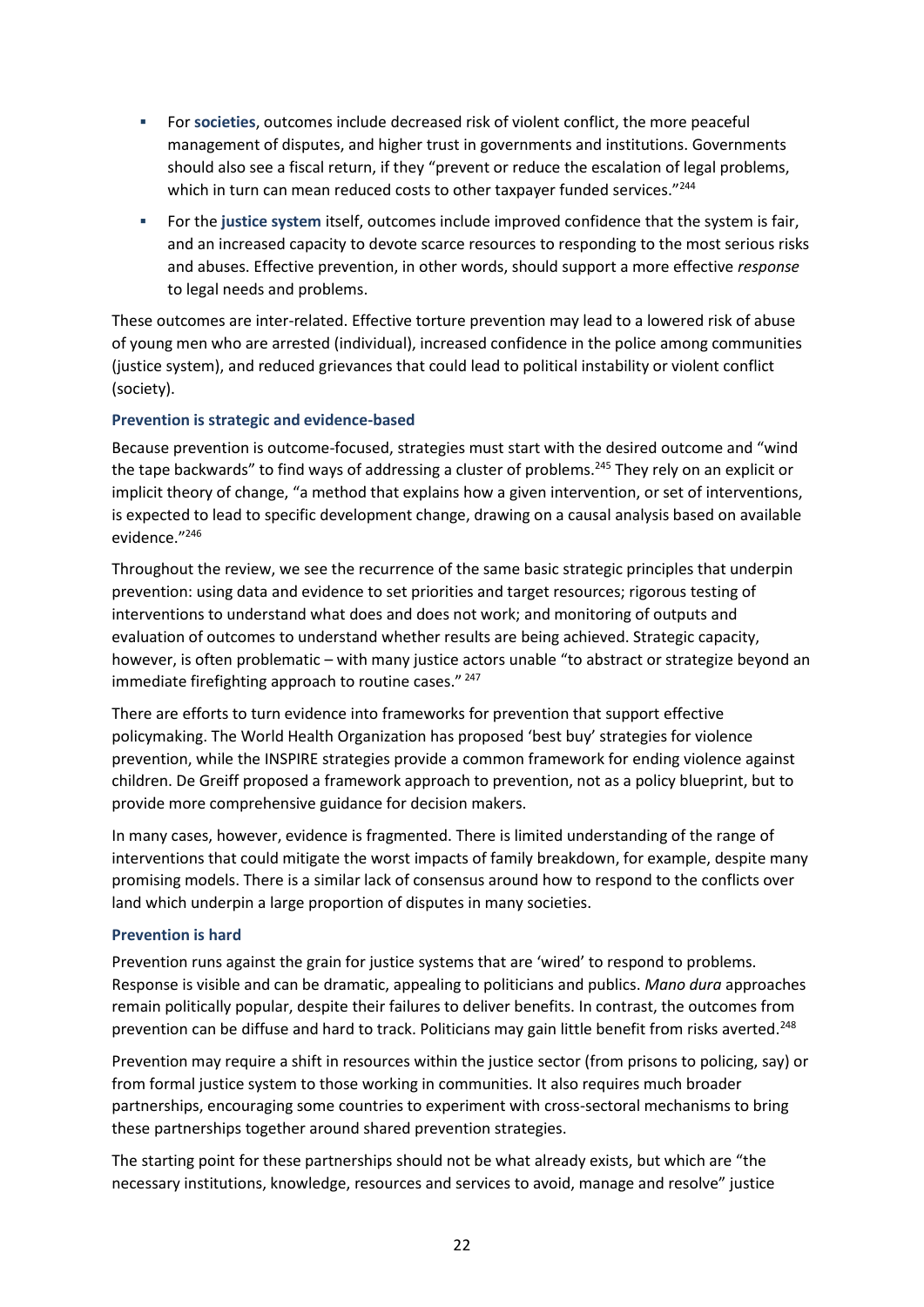- For **societies**, outcomes include decreased risk of violent conflict, the more peaceful management of disputes, and higher trust in governments and institutions. Governments should also see a fiscal return, if they "prevent or reduce the escalation of legal problems, which in turn can mean reduced costs to other taxpayer funded services."[244]
- For the **justice system** itself, outcomes include improved confidence that the system is fair, and an increased capacity to devote scarce resources to responding to the most serious risks and abuses. Effective prevention, in other words, should support a more effective *response* to legal needs and problems.

These outcomes are inter-related. Effective torture prevention may lead to a lowered risk of abuse of young men who are arrested (individual), increased confidence in the police among communities (justice system), and reduced grievances that could lead to political instability or violent conflict (society).

#### Prevention is strategic and evidence-based

Because prevention is outcome-focused, strategies must start with the desired outcome and "wind the tape backwards" to find ways of addressing a cluster of problems.[245] They rely on an explicit or implicit theory of change, "a method that explains how a given intervention, or set of interventions, is expected to lead to specific development change, drawing on a causal analysis based on available evidence."[246]

Throughout the review, we see the recurrence of the same basic strategic principles that underpin prevention: using data and evidence to set priorities and target resources; rigorous testing of interventions to understand what does and does not work; and monitoring of outputs and evaluation of outcomes to understand whether results are being achieved. Strategic capacity, however, is often problematic – with many justice actors unable "to abstract or strategize beyond an immediate firefighting approach to routine cases." [247]

There are efforts to turn evidence into frameworks for prevention that support effective policymaking. The World Health Organization has proposed 'best buy' strategies for violence prevention, while the INSPIRE strategies provide a common framework for ending violence against children. De Greiff proposed a framework approach to prevention, not as a policy blueprint, but to provide more comprehensive guidance for decision makers.

In many cases, however, evidence is fragmented. There is limited understanding of the range of interventions that could mitigate the worst impacts of family breakdown, for example, despite many promising models. There is a similar lack of consensus around how to respond to the conflicts over land which underpin a large proportion of disputes in many societies.

#### Prevention is hard

Prevention runs against the grain for justice systems that are 'wired' to respond to problems. Response is visible and can be dramatic, appealing to politicians and publics. *Mano dura* approaches remain politically popular, despite their failures to deliver benefits. In contrast, the outcomes from prevention can be diffuse and hard to track. Politicians may gain little benefit from risks averted.[248]

Prevention may require a shift in resources within the justice sector (from prisons to policing, say) or from formal justice system to those working in communities. It also requires much broader partnerships, encouraging some countries to experiment with cross-sectoral mechanisms to bring these partnerships together around shared prevention strategies.

The starting point for these partnerships should not be what already exists, but which are "the necessary institutions, knowledge, resources and services to avoid, manage and resolve" justice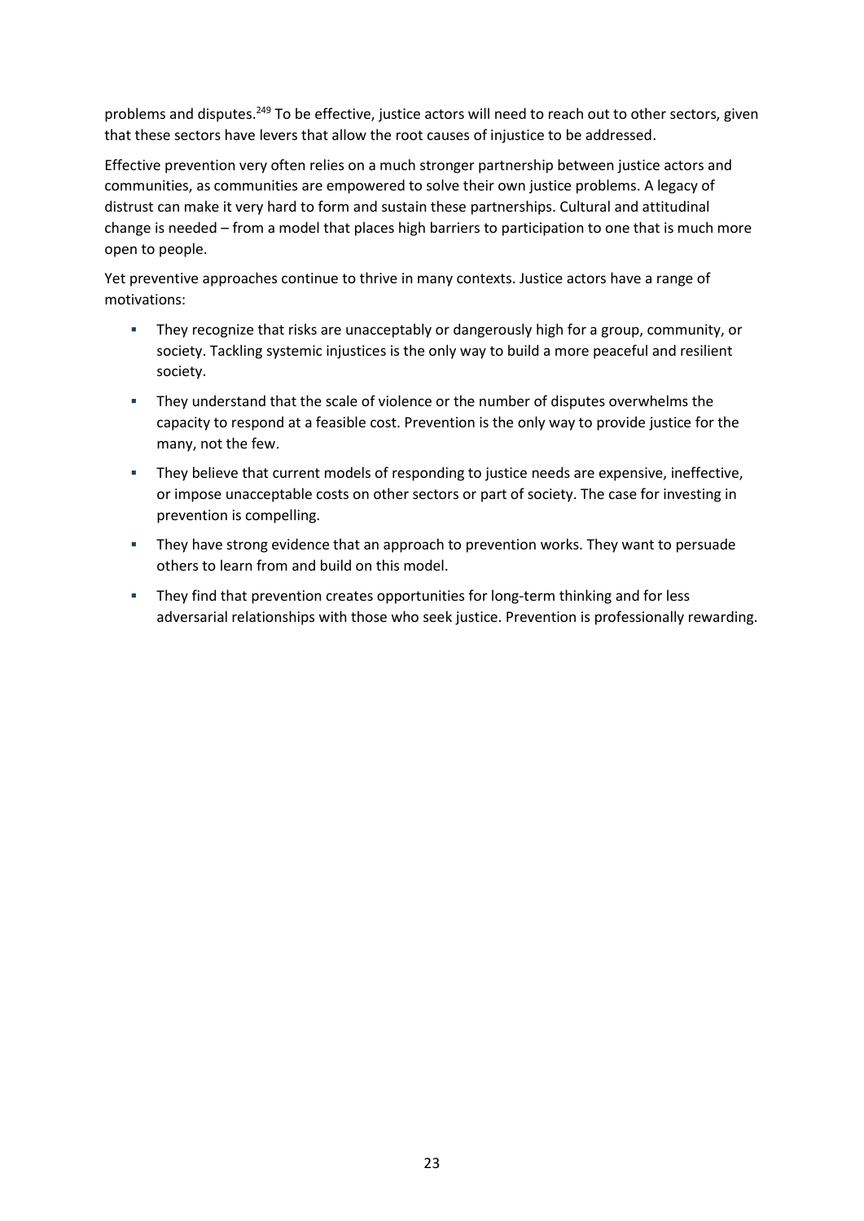problems and disputes.[249] To be effective, justice actors will need to reach out to other sectors, given that these sectors have levers that allow the root causes of injustice to be addressed.

Effective prevention very often relies on a much stronger partnership between justice actors and communities, as communities are empowered to solve their own justice problems. A legacy of distrust can make it very hard to form and sustain these partnerships. Cultural and attitudinal change is needed – from a model that places high barriers to participation to one that is much more open to people.

Yet preventive approaches continue to thrive in many contexts. Justice actors have a range of motivations:

- They recognize that risks are unacceptably or dangerously high for a group, community, or society. Tackling systemic injustices is the only way to build a more peaceful and resilient society.
- They understand that the scale of violence or the number of disputes overwhelms the capacity to respond at a feasible cost. Prevention is the only way to provide justice for the many, not the few.
- They believe that current models of responding to justice needs are expensive, ineffective, or impose unacceptable costs on other sectors or part of society. The case for investing in prevention is compelling.
- They have strong evidence that an approach to prevention works. They want to persuade others to learn from and build on this model.
- They find that prevention creates opportunities for long-term thinking and for less adversarial relationships with those who seek justice. Prevention is professionally rewarding.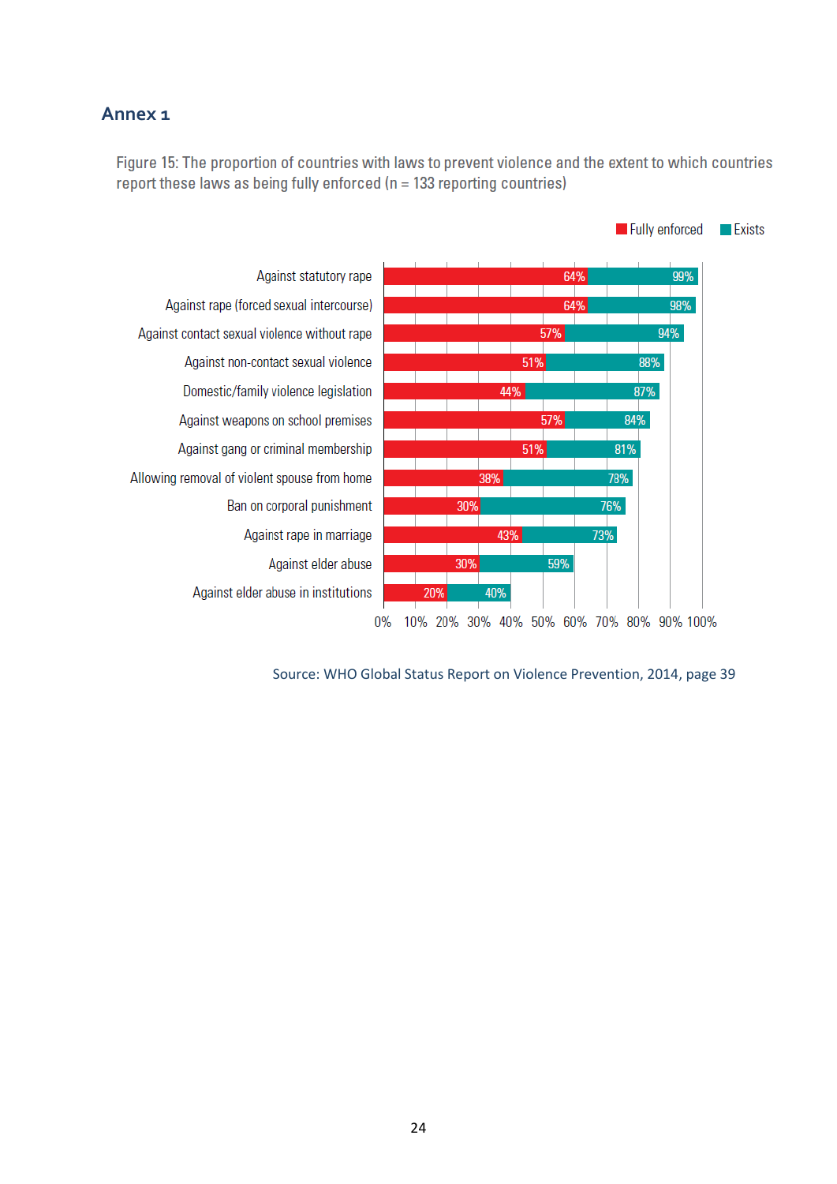## Annex 1

Figure 15: The proportion of countries with laws to prevent violence and the extent to which countries report these laws as being fully enforced (n = 133 reporting countries)

| Law | Fully enforced | Exists |
|---|---|---|
| Against statutory rape | 64% | 99% |
| Against rape (forced sexual intercourse) | 64% | 98% |
| Against contact sexual violence without rape | 57% | 94% |
| Against non-contact sexual violence | 51% | 88% |
| Domestic/family violence legislation | 44% | 87% |
| Against weapons on school premises | 57% | 84% |
| Against gang or criminal membership | 51% | 81% |
| Allowing removal of violent spouse from home | 38% | 78% |
| Ban on corporal punishment | 30% | 76% |
| Against rape in marriage | 43% | 73% |
| Against elder abuse | 30% | 59% |
| Against elder abuse in institutions | 20% | 40% |

Source: WHO Global Status Report on Violence Prevention, 2014, page 39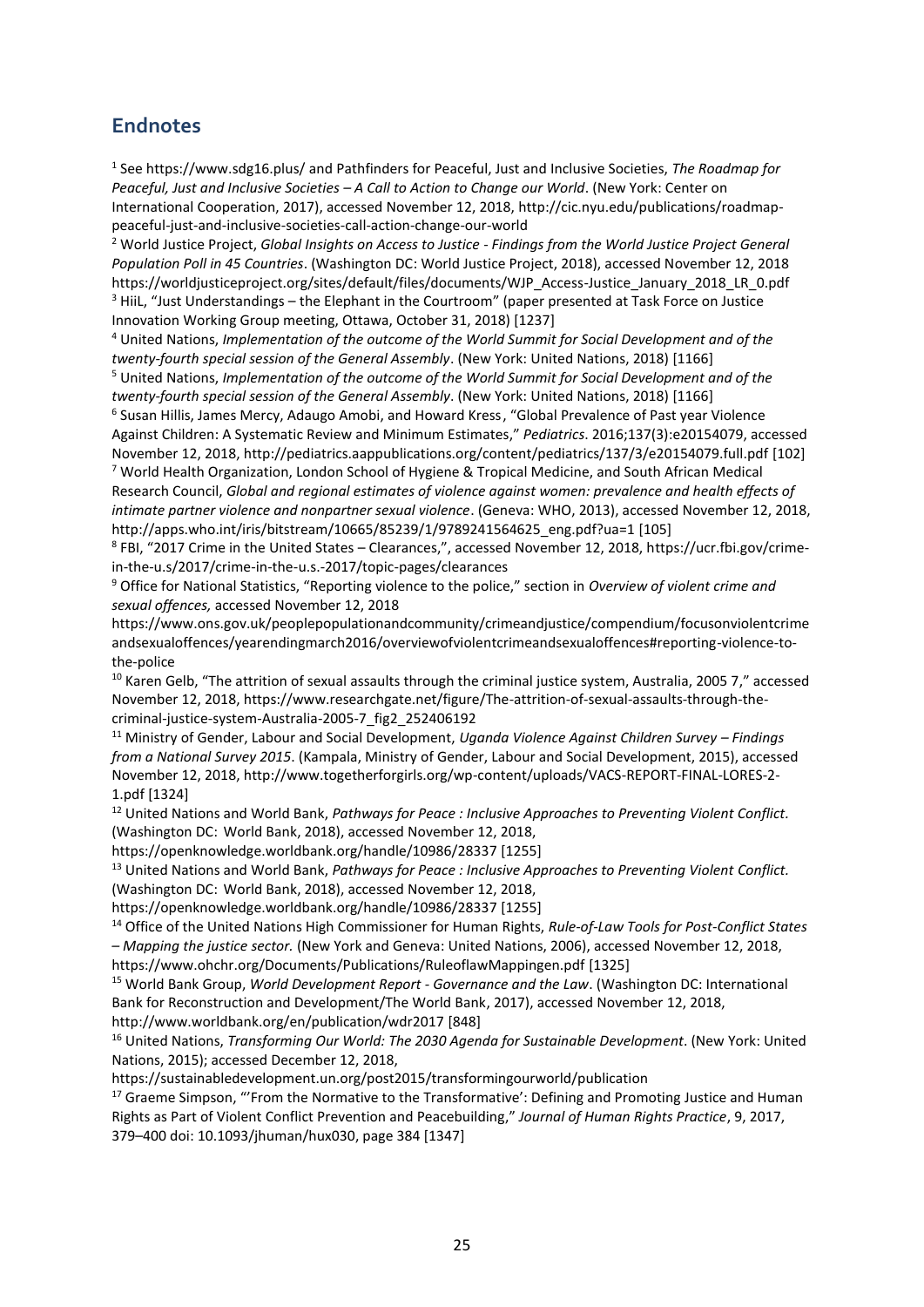## Endnotes

[1] See https://www.sdg16.plus/ and Pathfinders for Peaceful, Just and Inclusive Societies, *The Roadmap for Peaceful, Just and Inclusive Societies – A Call to Action to Change our World*. (New York: Center on International Cooperation, 2017), accessed November 12, 2018, http://cic.nyu.edu/publications/roadmap-peaceful-just-and-inclusive-societies-call-action-change-our-world

[2] World Justice Project, *Global Insights on Access to Justice - Findings from the World Justice Project General Population Poll in 45 Countries*. (Washington DC: World Justice Project, 2018), accessed November 12, 2018 https://worldjusticeproject.org/sites/default/files/documents/WJP_Access-Justice_January_2018_LR_0.pdf

[3] HiiL, "Just Understandings – the Elephant in the Courtroom" (paper presented at Task Force on Justice Innovation Working Group meeting, Ottawa, October 31, 2018) [1237]

[4] United Nations, *Implementation of the outcome of the World Summit for Social Development and of the twenty-fourth special session of the General Assembly*. (New York: United Nations, 2018) [1166]

[5] United Nations, *Implementation of the outcome of the World Summit for Social Development and of the twenty-fourth special session of the General Assembly*. (New York: United Nations, 2018) [1166]

[6] Susan Hillis, James Mercy, Adaugo Amobi, and Howard Kress, "Global Prevalence of Past year Violence Against Children: A Systematic Review and Minimum Estimates," *Pediatrics*. 2016;137(3):e20154079, accessed November 12, 2018, http://pediatrics.aappublications.org/content/pediatrics/137/3/e20154079.full.pdf [102]

[7] World Health Organization, London School of Hygiene & Tropical Medicine, and South African Medical Research Council, *Global and regional estimates of violence against women: prevalence and health effects of intimate partner violence and nonpartner sexual violence*. (Geneva: WHO, 2013), accessed November 12, 2018, http://apps.who.int/iris/bitstream/10665/85239/1/9789241564625_eng.pdf?ua=1 [105]

[8] FBI, "2017 Crime in the United States – Clearances,", accessed November 12, 2018, https://ucr.fbi.gov/crime-in-the-u.s/2017/crime-in-the-u.s.-2017/topic-pages/clearances

[9] Office for National Statistics, "Reporting violence to the police," section in *Overview of violent crime and sexual offences,* accessed November 12, 2018 https://www.ons.gov.uk/peoplepopulationandcommunity/crimeandjustice/compendium/focusonviolentcrimeandsexualoffences/yearendingmarch2016/overviewofviolentcrimeandsexualoffences#reporting-violence-to-the-police

[10] Karen Gelb, "The attrition of sexual assaults through the criminal justice system, Australia, 2005 7," accessed November 12, 2018, https://www.researchgate.net/figure/The-attrition-of-sexual-assaults-through-the-criminal-justice-system-Australia-2005-7_fig2_252406192

[11] Ministry of Gender, Labour and Social Development, *Uganda Violence Against Children Survey – Findings from a National Survey 2015*. (Kampala, Ministry of Gender, Labour and Social Development, 2015), accessed November 12, 2018, http://www.togetherforgirls.org/wp-content/uploads/VACS-REPORT-FINAL-LORES-2-1.pdf [1324]

[12] United Nations and World Bank, *Pathways for Peace : Inclusive Approaches to Preventing Violent Conflict*. (Washington DC: World Bank, 2018), accessed November 12, 2018, https://openknowledge.worldbank.org/handle/10986/28337 [1255]

[13] United Nations and World Bank, *Pathways for Peace : Inclusive Approaches to Preventing Violent Conflict.* (Washington DC: World Bank, 2018), accessed November 12, 2018, https://openknowledge.worldbank.org/handle/10986/28337 [1255]

[14] Office of the United Nations High Commissioner for Human Rights, *Rule-of-Law Tools for Post-Conflict States – Mapping the justice sector.* (New York and Geneva: United Nations, 2006), accessed November 12, 2018, https://www.ohchr.org/Documents/Publications/RuleoflawMappingen.pdf [1325]

[15] World Bank Group, *World Development Report - Governance and the Law*. (Washington DC: International Bank for Reconstruction and Development/The World Bank, 2017), accessed November 12, 2018, http://www.worldbank.org/en/publication/wdr2017 [848]

[16] United Nations, *Transforming Our World: The 2030 Agenda for Sustainable Development*. (New York: United Nations, 2015); accessed December 12, 2018, https://sustainabledevelopment.un.org/post2015/transformingourworld/publication

[17] Graeme Simpson, "'From the Normative to the Transformative': Defining and Promoting Justice and Human Rights as Part of Violent Conflict Prevention and Peacebuilding," *Journal of Human Rights Practice*, 9, 2017, 379–400 doi: 10.1093/jhuman/hux030, page 384 [1347]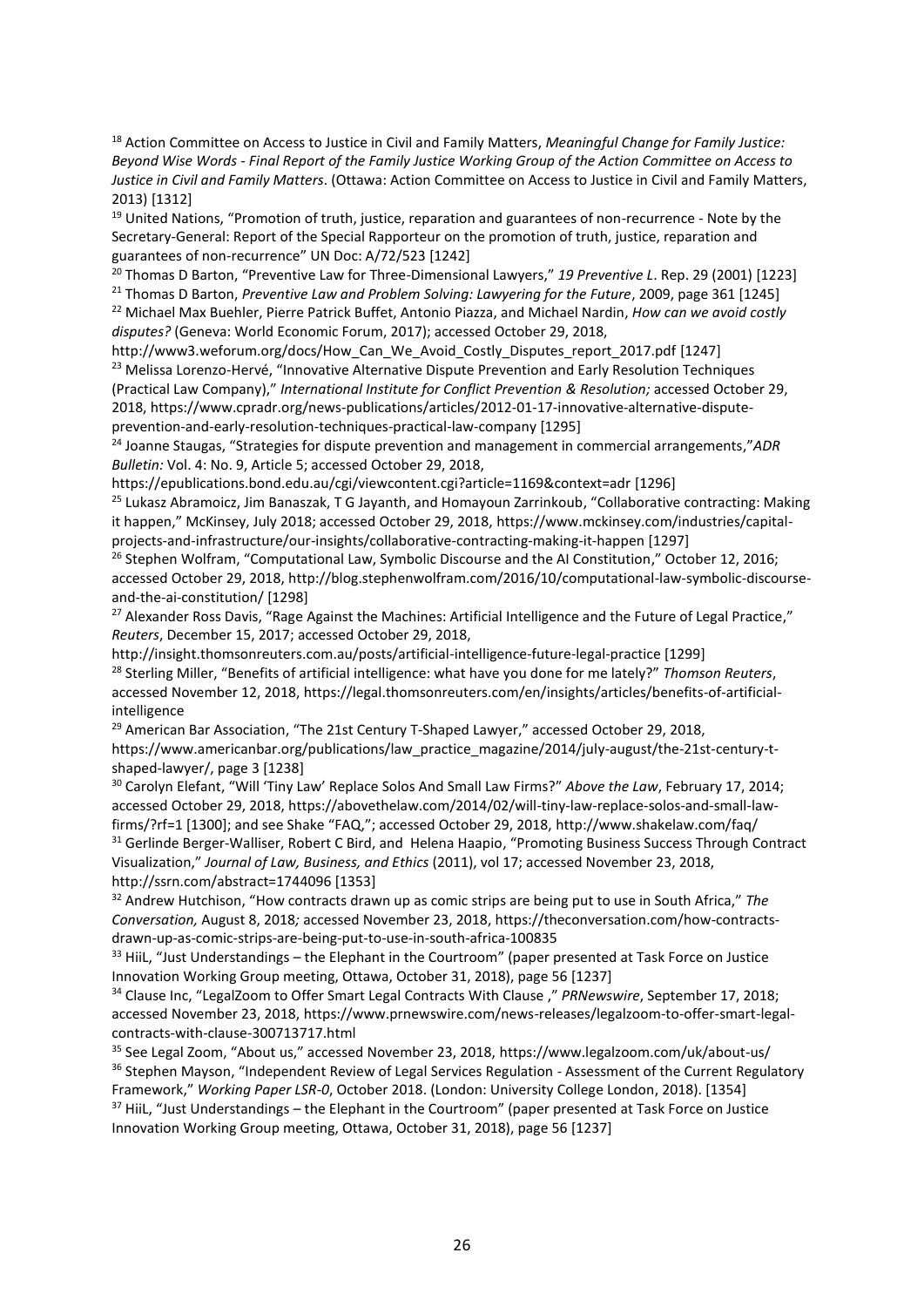[18] Action Committee on Access to Justice in Civil and Family Matters, *Meaningful Change for Family Justice: Beyond Wise Words - Final Report of the Family Justice Working Group of the Action Committee on Access to Justice in Civil and Family Matters*. (Ottawa: Action Committee on Access to Justice in Civil and Family Matters, 2013) [1312]

[19] United Nations, "Promotion of truth, justice, reparation and guarantees of non-recurrence - Note by the Secretary-General: Report of the Special Rapporteur on the promotion of truth, justice, reparation and guarantees of non-recurrence" UN Doc: A/72/523 [1242]

[20] Thomas D Barton, "Preventive Law for Three-Dimensional Lawyers," *19 Preventive L*. Rep. 29 (2001) [1223]

[21] Thomas D Barton, *Preventive Law and Problem Solving: Lawyering for the Future*, 2009, page 361 [1245]

[22] Michael Max Buehler, Pierre Patrick Buffet, Antonio Piazza, and Michael Nardin, *How can we avoid costly disputes?* (Geneva: World Economic Forum, 2017); accessed October 29, 2018, http://www3.weforum.org/docs/How_Can_We_Avoid_Costly_Disputes_report_2017.pdf [1247]

[23] Melissa Lorenzo-Hervé, "Innovative Alternative Dispute Prevention and Early Resolution Techniques (Practical Law Company)," *International Institute for Conflict Prevention & Resolution;* accessed October 29, 2018, https://www.cpradr.org/news-publications/articles/2012-01-17-innovative-alternative-dispute-prevention-and-early-resolution-techniques-practical-law-company [1295]

[24] Joanne Staugas, "Strategies for dispute prevention and management in commercial arrangements,"*ADR Bulletin:* Vol. 4: No. 9, Article 5; accessed October 29, 2018, https://epublications.bond.edu.au/cgi/viewcontent.cgi?article=1169&context=adr [1296]

[25] Lukasz Abramoicz, Jim Banaszak, T G Jayanth, and Homayoun Zarrinkoub, "Collaborative contracting: Making it happen," McKinsey, July 2018; accessed October 29, 2018, https://www.mckinsey.com/industries/capital-projects-and-infrastructure/our-insights/collaborative-contracting-making-it-happen [1297]

[26] Stephen Wolfram, "Computational Law, Symbolic Discourse and the AI Constitution," October 12, 2016; accessed October 29, 2018, http://blog.stephenwolfram.com/2016/10/computational-law-symbolic-discourse-and-the-ai-constitution/ [1298]

[27] Alexander Ross Davis, "Rage Against the Machines: Artificial Intelligence and the Future of Legal Practice," *Reuters*, December 15, 2017; accessed October 29, 2018, http://insight.thomsonreuters.com.au/posts/artificial-intelligence-future-legal-practice [1299]

[28] Sterling Miller, "Benefits of artificial intelligence: what have you done for me lately?" *Thomson Reuters*, accessed November 12, 2018, https://legal.thomsonreuters.com/en/insights/articles/benefits-of-artificial-intelligence

[29] American Bar Association, "The 21st Century T-Shaped Lawyer," accessed October 29, 2018, https://www.americanbar.org/publications/law_practice_magazine/2014/july-august/the-21st-century-t-shaped-lawyer/, page 3 [1238]

[30] Carolyn Elefant, "Will 'Tiny Law' Replace Solos And Small Law Firms?" *Above the Law*, February 17, 2014; accessed October 29, 2018, https://abovethelaw.com/2014/02/will-tiny-law-replace-solos-and-small-law-firms/?rf=1 [1300]; and see Shake "FAQ,"; accessed October 29, 2018, http://www.shakelaw.com/faq/

[31] Gerlinde Berger-Walliser, Robert C Bird, and Helena Haapio, "Promoting Business Success Through Contract Visualization," *Journal of Law, Business, and Ethics* (2011), vol 17; accessed November 23, 2018, http://ssrn.com/abstract=1744096 [1353]

[32] Andrew Hutchison, "How contracts drawn up as comic strips are being put to use in South Africa," *The Conversation,* August 8, 2018*;* accessed November 23, 2018, https://theconversation.com/how-contracts-drawn-up-as-comic-strips-are-being-put-to-use-in-south-africa-100835

[33] HiiL, "Just Understandings – the Elephant in the Courtroom" (paper presented at Task Force on Justice Innovation Working Group meeting, Ottawa, October 31, 2018), page 56 [1237]

[34] Clause Inc, "LegalZoom to Offer Smart Legal Contracts With Clause ," *PRNewswire*, September 17, 2018; accessed November 23, 2018, https://www.prnewswire.com/news-releases/legalzoom-to-offer-smart-legal-contracts-with-clause-300713717.html

[35] See Legal Zoom, "About us," accessed November 23, 2018, https://www.legalzoom.com/uk/about-us/

[36] Stephen Mayson, "Independent Review of Legal Services Regulation - Assessment of the Current Regulatory Framework," *Working Paper LSR-0*, October 2018. (London: University College London, 2018). [1354]

[37] HiiL, "Just Understandings – the Elephant in the Courtroom" (paper presented at Task Force on Justice Innovation Working Group meeting, Ottawa, October 31, 2018), page 56 [1237]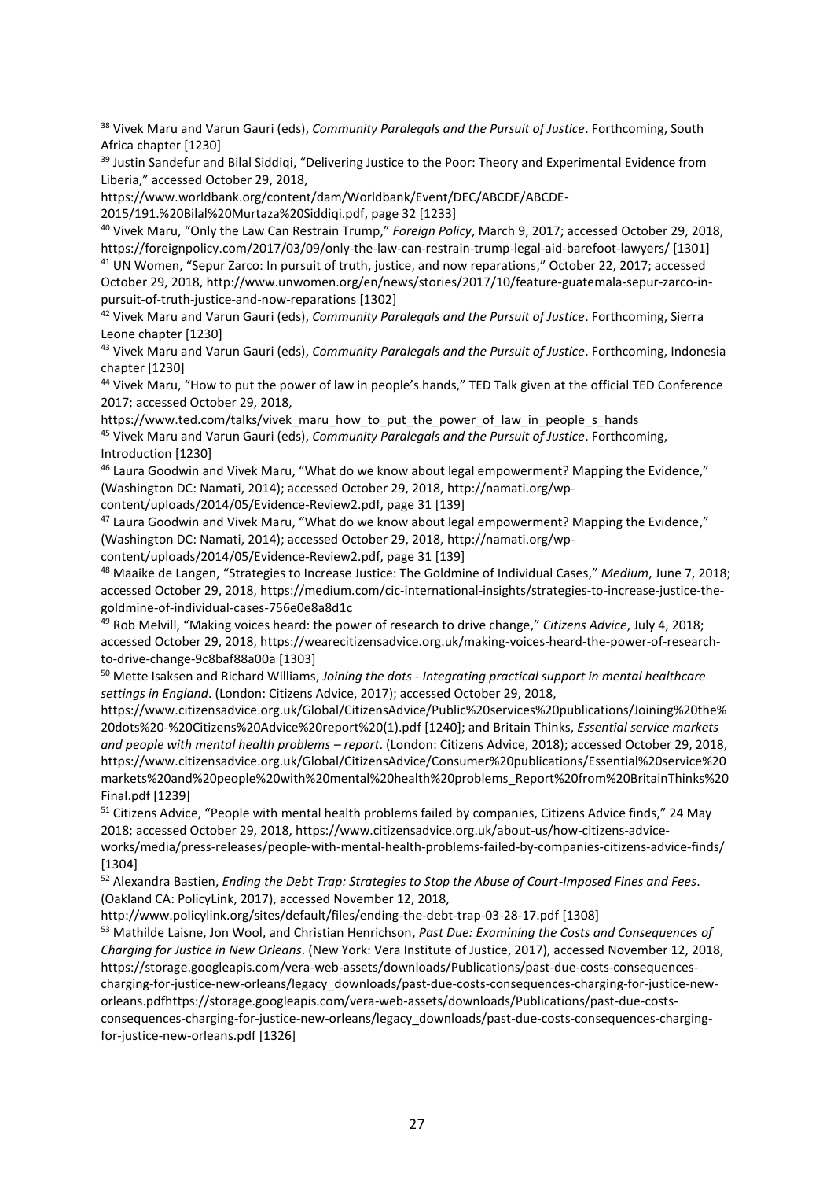[38] Vivek Maru and Varun Gauri (eds), *Community Paralegals and the Pursuit of Justice*. Forthcoming, South Africa chapter [1230]

[39] Justin Sandefur and Bilal Siddiqi, "Delivering Justice to the Poor: Theory and Experimental Evidence from Liberia," accessed October 29, 2018, https://www.worldbank.org/content/dam/Worldbank/Event/DEC/ABCDE/ABCDE-2015/191.%20Bilal%20Murtaza%20Siddiqi.pdf, page 32 [1233]

[40] Vivek Maru, "Only the Law Can Restrain Trump," *Foreign Policy*, March 9, 2017; accessed October 29, 2018, https://foreignpolicy.com/2017/03/09/only-the-law-can-restrain-trump-legal-aid-barefoot-lawyers/ [1301]

[41] UN Women, "Sepur Zarco: In pursuit of truth, justice, and now reparations," October 22, 2017; accessed October 29, 2018, http://www.unwomen.org/en/news/stories/2017/10/feature-guatemala-sepur-zarco-in-pursuit-of-truth-justice-and-now-reparations [1302]

[42] Vivek Maru and Varun Gauri (eds), *Community Paralegals and the Pursuit of Justice*. Forthcoming, Sierra Leone chapter [1230]

[43] Vivek Maru and Varun Gauri (eds), *Community Paralegals and the Pursuit of Justice*. Forthcoming, Indonesia chapter [1230]

[44] Vivek Maru, "How to put the power of law in people's hands," TED Talk given at the official TED Conference 2017; accessed October 29, 2018, https://www.ted.com/talks/vivek_maru_how_to_put_the_power_of_law_in_people_s_hands

[45] Vivek Maru and Varun Gauri (eds), *Community Paralegals and the Pursuit of Justice*. Forthcoming, Introduction [1230]

[46] Laura Goodwin and Vivek Maru, "What do we know about legal empowerment? Mapping the Evidence," (Washington DC: Namati, 2014); accessed October 29, 2018, http://namati.org/wp-content/uploads/2014/05/Evidence-Review2.pdf, page 31 [139]

[47] Laura Goodwin and Vivek Maru, "What do we know about legal empowerment? Mapping the Evidence," (Washington DC: Namati, 2014); accessed October 29, 2018, http://namati.org/wp-content/uploads/2014/05/Evidence-Review2.pdf, page 31 [139]

[48] Maaike de Langen, "Strategies to Increase Justice: The Goldmine of Individual Cases," *Medium*, June 7, 2018; accessed October 29, 2018, https://medium.com/cic-international-insights/strategies-to-increase-justice-the-goldmine-of-individual-cases-756e0e8a8d1c

[49] Rob Melvill, "Making voices heard: the power of research to drive change," *Citizens Advice*, July 4, 2018; accessed October 29, 2018, https://wearecitizensadvice.org.uk/making-voices-heard-the-power-of-research-to-drive-change-9c8baf88a00a [1303]

[50] Mette Isaksen and Richard Williams, *Joining the dots - Integrating practical support in mental healthcare settings in England*. (London: Citizens Advice, 2017); accessed October 29, 2018, https://www.citizensadvice.org.uk/Global/CitizensAdvice/Public%20services%20publications/Joining%20the%20dots%20-%20Citizens%20Advice%20report%20(1).pdf [1240]; and Britain Thinks, *Essential service markets and people with mental health problems – report*. (London: Citizens Advice, 2018); accessed October 29, 2018, https://www.citizensadvice.org.uk/Global/CitizensAdvice/Consumer%20publications/Essential%20service%20markets%20and%20people%20with%20mental%20health%20problems_Report%20from%20BritainThinks%20Final.pdf [1239]

[51] Citizens Advice, "People with mental health problems failed by companies, Citizens Advice finds," 24 May 2018; accessed October 29, 2018, https://www.citizensadvice.org.uk/about-us/how-citizens-advice-works/media/press-releases/people-with-mental-health-problems-failed-by-companies-citizens-advice-finds/ [1304]

[52] Alexandra Bastien, *Ending the Debt Trap: Strategies to Stop the Abuse of Court-Imposed Fines and Fees*. (Oakland CA: PolicyLink, 2017), accessed November 12, 2018, http://www.policylink.org/sites/default/files/ending-the-debt-trap-03-28-17.pdf [1308]

[53] Mathilde Laisne, Jon Wool, and Christian Henrichson, *Past Due: Examining the Costs and Consequences of Charging for Justice in New Orleans*. (New York: Vera Institute of Justice, 2017), accessed November 12, 2018, https://storage.googleapis.com/vera-web-assets/downloads/Publications/past-due-costs-consequences-charging-for-justice-new-orleans/legacy_downloads/past-due-costs-consequences-charging-for-justice-new-orleans.pdfhttps://storage.googleapis.com/vera-web-assets/downloads/Publications/past-due-costs-consequences-charging-for-justice-new-orleans/legacy_downloads/past-due-costs-consequences-charging-for-justice-new-orleans.pdf [1326]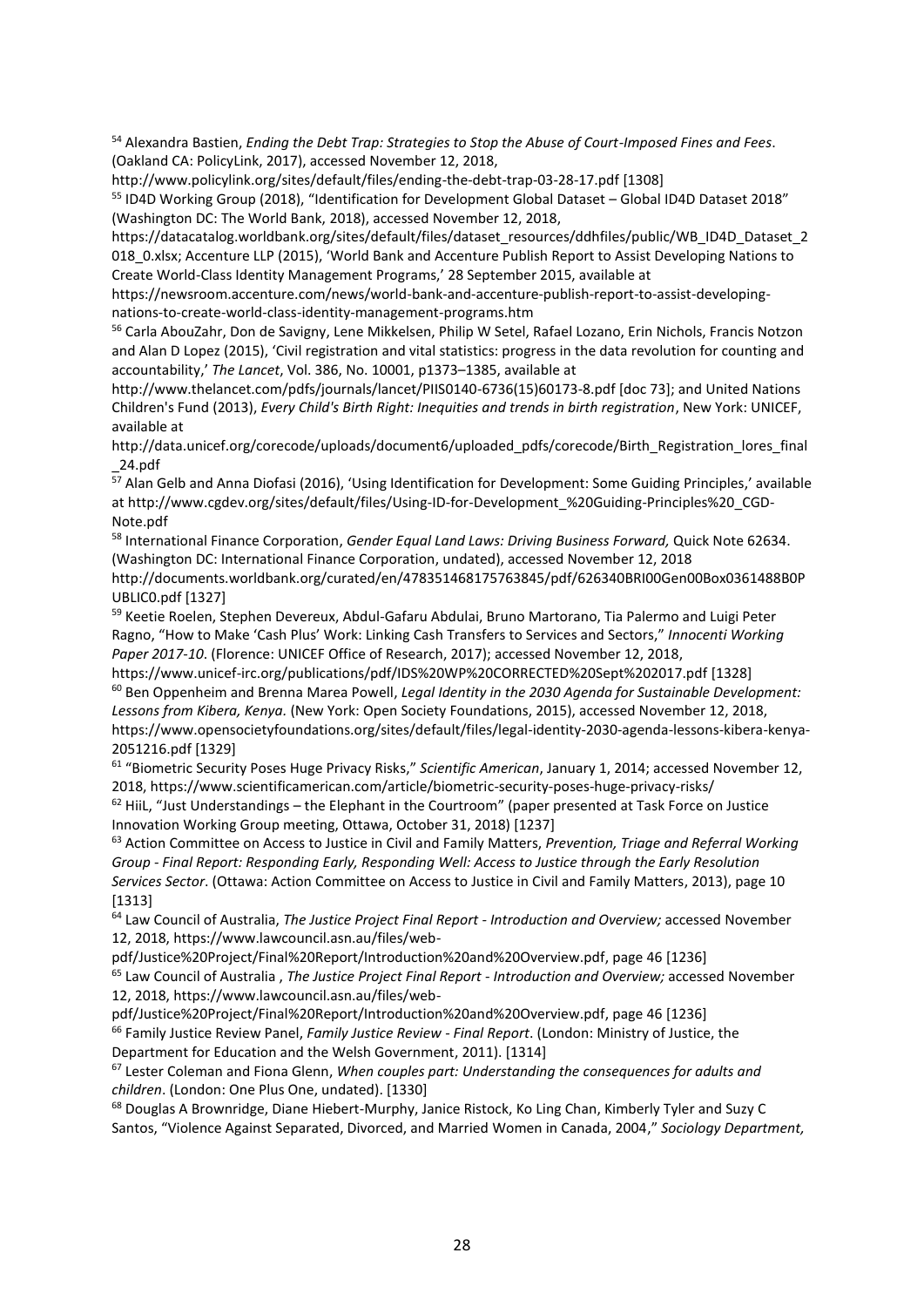[54] Alexandra Bastien, *Ending the Debt Trap: Strategies to Stop the Abuse of Court-Imposed Fines and Fees*. (Oakland CA: PolicyLink, 2017), accessed November 12, 2018, http://www.policylink.org/sites/default/files/ending-the-debt-trap-03-28-17.pdf [1308]

[55] ID4D Working Group (2018), "Identification for Development Global Dataset – Global ID4D Dataset 2018" (Washington DC: The World Bank, 2018), accessed November 12, 2018, https://datacatalog.worldbank.org/sites/default/files/dataset_resources/ddhfiles/public/WB_ID4D_Dataset_2018_0.xlsx; Accenture LLP (2015), 'World Bank and Accenture Publish Report to Assist Developing Nations to Create World-Class Identity Management Programs,' 28 September 2015, available at https://newsroom.accenture.com/news/world-bank-and-accenture-publish-report-to-assist-developing-nations-to-create-world-class-identity-management-programs.htm

[56] Carla AbouZahr, Don de Savigny, Lene Mikkelsen, Philip W Setel, Rafael Lozano, Erin Nichols, Francis Notzon and Alan D Lopez (2015), 'Civil registration and vital statistics: progress in the data revolution for counting and accountability,' *The Lancet*, Vol. 386, No. 10001, p1373–1385, available at http://www.thelancet.com/pdfs/journals/lancet/PIIS0140-6736(15)60173-8.pdf [doc 73]; and United Nations Children's Fund (2013), *Every Child's Birth Right: Inequities and trends in birth registration*, New York: UNICEF, available at http://data.unicef.org/corecode/uploads/document6/uploaded_pdfs/corecode/Birth_Registration_lores_final_24.pdf

[57] Alan Gelb and Anna Diofasi (2016), 'Using Identification for Development: Some Guiding Principles,' available at http://www.cgdev.org/sites/default/files/Using-ID-for-Development_%20Guiding-Principles%20_CGD-Note.pdf

[58] International Finance Corporation, *Gender Equal Land Laws: Driving Business Forward,* Quick Note 62634. (Washington DC: International Finance Corporation, undated), accessed November 12, 2018 http://documents.worldbank.org/curated/en/478351468175763845/pdf/626340BRI00Gen00Box0361488B0PUBLIC0.pdf [1327]

[59] Keetie Roelen, Stephen Devereux, Abdul-Gafaru Abdulai, Bruno Martorano, Tia Palermo and Luigi Peter Ragno, "How to Make 'Cash Plus' Work: Linking Cash Transfers to Services and Sectors," *Innocenti Working Paper 2017-10*. (Florence: UNICEF Office of Research, 2017); accessed November 12, 2018, https://www.unicef-irc.org/publications/pdf/IDS%20WP%20CORRECTED%20Sept%202017.pdf [1328]

[60] Ben Oppenheim and Brenna Marea Powell, *Legal Identity in the 2030 Agenda for Sustainable Development: Lessons from Kibera, Kenya.* (New York: Open Society Foundations, 2015), accessed November 12, 2018, https://www.opensocietyfoundations.org/sites/default/files/legal-identity-2030-agenda-lessons-kibera-kenya-2051216.pdf [1329]

[61] "Biometric Security Poses Huge Privacy Risks," *Scientific American*, January 1, 2014; accessed November 12, 2018, https://www.scientificamerican.com/article/biometric-security-poses-huge-privacy-risks/

[62] HiiL, "Just Understandings – the Elephant in the Courtroom" (paper presented at Task Force on Justice Innovation Working Group meeting, Ottawa, October 31, 2018) [1237]

[63] Action Committee on Access to Justice in Civil and Family Matters, *Prevention, Triage and Referral Working Group - Final Report: Responding Early, Responding Well: Access to Justice through the Early Resolution Services Sector*. (Ottawa: Action Committee on Access to Justice in Civil and Family Matters, 2013), page 10 [1313]

[64] Law Council of Australia, *The Justice Project Final Report - Introduction and Overview;* accessed November 12, 2018, https://www.lawcouncil.asn.au/files/web-pdf/Justice%20Project/Final%20Report/Introduction%20and%20Overview.pdf, page 46 [1236]

[65] Law Council of Australia , *The Justice Project Final Report - Introduction and Overview;* accessed November 12, 2018, https://www.lawcouncil.asn.au/files/web-pdf/Justice%20Project/Final%20Report/Introduction%20and%20Overview.pdf, page 46 [1236]

[66] Family Justice Review Panel, *Family Justice Review - Final Report*. (London: Ministry of Justice, the Department for Education and the Welsh Government, 2011). [1314]

[67] Lester Coleman and Fiona Glenn, *When couples part: Understanding the consequences for adults and children*. (London: One Plus One, undated). [1330]

[68] Douglas A Brownridge, Diane Hiebert-Murphy, Janice Ristock, Ko Ling Chan, Kimberly Tyler and Suzy C Santos, "Violence Against Separated, Divorced, and Married Women in Canada, 2004," *Sociology Department,*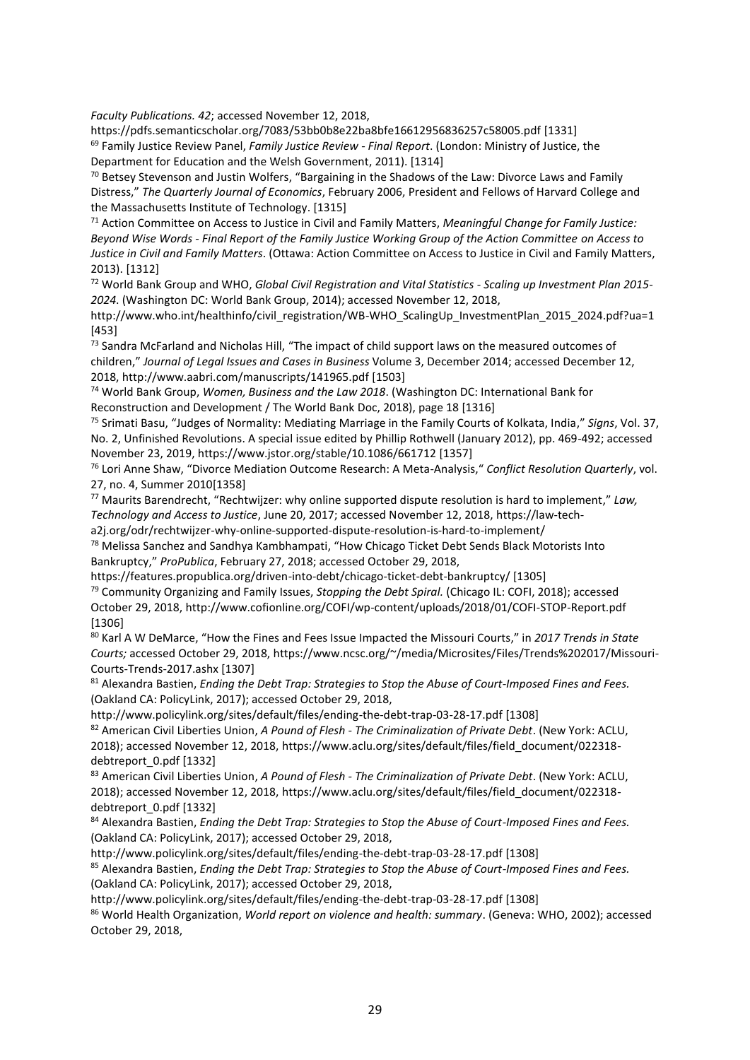*Faculty Publications. 42*; accessed November 12, 2018, https://pdfs.semanticscholar.org/7083/53bb0b8e22ba8bfe16612956836257c58005.pdf [1331]

[69] Family Justice Review Panel, *Family Justice Review - Final Report*. (London: Ministry of Justice, the Department for Education and the Welsh Government, 2011). [1314]

[70] Betsey Stevenson and Justin Wolfers, "Bargaining in the Shadows of the Law: Divorce Laws and Family Distress," *The Quarterly Journal of Economics*, February 2006, President and Fellows of Harvard College and the Massachusetts Institute of Technology. [1315]

[71] Action Committee on Access to Justice in Civil and Family Matters, *Meaningful Change for Family Justice: Beyond Wise Words - Final Report of the Family Justice Working Group of the Action Committee on Access to Justice in Civil and Family Matters*. (Ottawa: Action Committee on Access to Justice in Civil and Family Matters, 2013). [1312]

[72] World Bank Group and WHO, *Global Civil Registration and Vital Statistics - Scaling up Investment Plan 2015-2024*. (Washington DC: World Bank Group, 2014); accessed November 12, 2018, http://www.who.int/healthinfo/civil_registration/WB-WHO_ScalingUp_InvestmentPlan_2015_2024.pdf?ua=1 [453]

[73] Sandra McFarland and Nicholas Hill, "The impact of child support laws on the measured outcomes of children," *Journal of Legal Issues and Cases in Business* Volume 3, December 2014; accessed December 12, 2018, http://www.aabri.com/manuscripts/141965.pdf [1503]

[74] World Bank Group, *Women, Business and the Law 2018*. (Washington DC: International Bank for Reconstruction and Development / The World Bank Doc, 2018), page 18 [1316]

[75] Srimati Basu, "Judges of Normality: Mediating Marriage in the Family Courts of Kolkata, India," *Signs*, Vol. 37, No. 2, Unfinished Revolutions. A special issue edited by Phillip Rothwell (January 2012), pp. 469-492; accessed November 23, 2019, https://www.jstor.org/stable/10.1086/661712 [1357]

[76] Lori Anne Shaw, "Divorce Mediation Outcome Research: A Meta-Analysis," *Conflict Resolution Quarterly*, vol. 27, no. 4, Summer 2010[1358]

[77] Maurits Barendrecht, "Rechtwijzer: why online supported dispute resolution is hard to implement," *Law, Technology and Access to Justice*, June 20, 2017; accessed November 12, 2018, https://law-tech-a2j.org/odr/rechtwijzer-why-online-supported-dispute-resolution-is-hard-to-implement/

[78] Melissa Sanchez and Sandhya Kambhampati, "How Chicago Ticket Debt Sends Black Motorists Into Bankruptcy," *ProPublica*, February 27, 2018; accessed October 29, 2018, https://features.propublica.org/driven-into-debt/chicago-ticket-debt-bankruptcy/ [1305]

[79] Community Organizing and Family Issues, *Stopping the Debt Spiral.* (Chicago IL: COFI, 2018); accessed October 29, 2018, http://www.cofionline.org/COFI/wp-content/uploads/2018/01/COFI-STOP-Report.pdf [1306]

[80] Karl A W DeMarce, "How the Fines and Fees Issue Impacted the Missouri Courts," in *2017 Trends in State Courts;* accessed October 29, 2018, https://www.ncsc.org/~/media/Microsites/Files/Trends%202017/Missouri-Courts-Trends-2017.ashx [1307]

[81] Alexandra Bastien, *Ending the Debt Trap: Strategies to Stop the Abuse of Court-Imposed Fines and Fees.* (Oakland CA: PolicyLink, 2017); accessed October 29, 2018, http://www.policylink.org/sites/default/files/ending-the-debt-trap-03-28-17.pdf [1308]

[82] American Civil Liberties Union, *A Pound of Flesh - The Criminalization of Private Debt*. (New York: ACLU, 2018); accessed November 12, 2018, https://www.aclu.org/sites/default/files/field_document/022318-debtreport_0.pdf [1332]

[83] American Civil Liberties Union, *A Pound of Flesh - The Criminalization of Private Debt*. (New York: ACLU, 2018); accessed November 12, 2018, https://www.aclu.org/sites/default/files/field_document/022318-debtreport_0.pdf [1332]

[84] Alexandra Bastien, *Ending the Debt Trap: Strategies to Stop the Abuse of Court-Imposed Fines and Fees.* (Oakland CA: PolicyLink, 2017); accessed October 29, 2018, http://www.policylink.org/sites/default/files/ending-the-debt-trap-03-28-17.pdf [1308]

[85] Alexandra Bastien, *Ending the Debt Trap: Strategies to Stop the Abuse of Court-Imposed Fines and Fees.* (Oakland CA: PolicyLink, 2017); accessed October 29, 2018, http://www.policylink.org/sites/default/files/ending-the-debt-trap-03-28-17.pdf [1308]

[86] World Health Organization, *World report on violence and health: summary*. (Geneva: WHO, 2002); accessed October 29, 2018,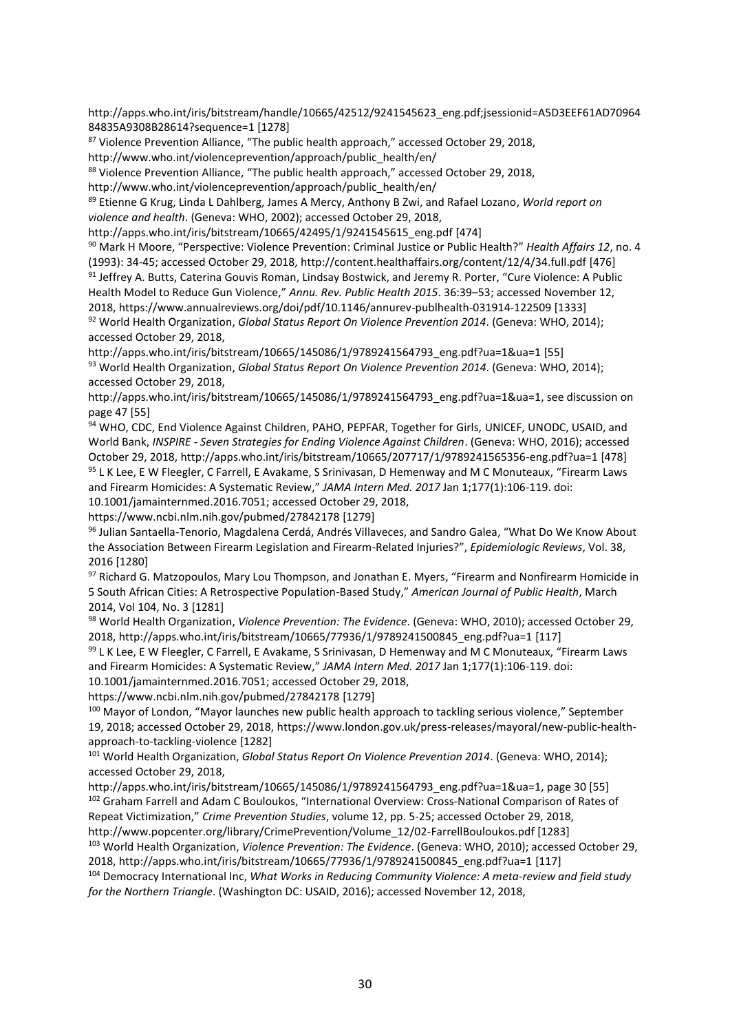http://apps.who.int/iris/bitstream/handle/10665/42512/9241545623_eng.pdf;jsessionid=A5D3EEF61AD7096484835A9308B28614?sequence=1 [1278]

[87] Violence Prevention Alliance, "The public health approach," accessed October 29, 2018, http://www.who.int/violenceprevention/approach/public_health/en/

[88] Violence Prevention Alliance, "The public health approach," accessed October 29, 2018, http://www.who.int/violenceprevention/approach/public_health/en/

[89] Etienne G Krug, Linda L Dahlberg, James A Mercy, Anthony B Zwi, and Rafael Lozano, *World report on violence and health*. (Geneva: WHO, 2002); accessed October 29, 2018, http://apps.who.int/iris/bitstream/10665/42495/1/9241545615_eng.pdf [474]

[90] Mark H Moore, "Perspective: Violence Prevention: Criminal Justice or Public Health?" *Health Affairs 12*, no. 4 (1993): 34-45; accessed October 29, 2018, http://content.healthaffairs.org/content/12/4/34.full.pdf [476]

[91] Jeffrey A. Butts, Caterina Gouvis Roman, Lindsay Bostwick, and Jeremy R. Porter, "Cure Violence: A Public Health Model to Reduce Gun Violence," *Annu. Rev. Public Health 2015*. 36:39–53; accessed November 12, 2018, https://www.annualreviews.org/doi/pdf/10.1146/annurev-publhealth-031914-122509 [1333]

[92] World Health Organization, *Global Status Report On Violence Prevention 2014*. (Geneva: WHO, 2014); accessed October 29, 2018, http://apps.who.int/iris/bitstream/10665/145086/1/9789241564793_eng.pdf?ua=1&ua=1 [55]

[93] World Health Organization, *Global Status Report On Violence Prevention 2014*. (Geneva: WHO, 2014); accessed October 29, 2018, http://apps.who.int/iris/bitstream/10665/145086/1/9789241564793_eng.pdf?ua=1&ua=1, see discussion on page 47 [55]

[94] WHO, CDC, End Violence Against Children, PAHO, PEPFAR, Together for Girls, UNICEF, UNODC, USAID, and World Bank, *INSPIRE - Seven Strategies for Ending Violence Against Children*. (Geneva: WHO, 2016); accessed October 29, 2018, http://apps.who.int/iris/bitstream/10665/207717/1/9789241565356-eng.pdf?ua=1 [478]

[95] L K Lee, E W Fleegler, C Farrell, E Avakame, S Srinivasan, D Hemenway and M C Monuteaux, "Firearm Laws and Firearm Homicides: A Systematic Review," *JAMA Intern Med. 2017* Jan 1;177(1):106-119. doi: 10.1001/jamainternmed.2016.7051; accessed October 29, 2018, https://www.ncbi.nlm.nih.gov/pubmed/27842178 [1279]

[96] Julian Santaella-Tenorio, Magdalena Cerdá, Andrés Villaveces, and Sandro Galea, "What Do We Know About the Association Between Firearm Legislation and Firearm-Related Injuries?", *Epidemiologic Reviews*, Vol. 38, 2016 [1280]

[97] Richard G. Matzopoulos, Mary Lou Thompson, and Jonathan E. Myers, "Firearm and Nonfirearm Homicide in 5 South African Cities: A Retrospective Population-Based Study," *American Journal of Public Health*, March 2014, Vol 104, No. 3 [1281]

[98] World Health Organization, *Violence Prevention: The Evidence*. (Geneva: WHO, 2010); accessed October 29, 2018, http://apps.who.int/iris/bitstream/10665/77936/1/9789241500845_eng.pdf?ua=1 [117]

[99] L K Lee, E W Fleegler, C Farrell, E Avakame, S Srinivasan, D Hemenway and M C Monuteaux, "Firearm Laws and Firearm Homicides: A Systematic Review," *JAMA Intern Med. 2017* Jan 1;177(1):106-119. doi: 10.1001/jamainternmed.2016.7051; accessed October 29, 2018, https://www.ncbi.nlm.nih.gov/pubmed/27842178 [1279]

[100] Mayor of London, "Mayor launches new public health approach to tackling serious violence," September 19, 2018; accessed October 29, 2018, https://www.london.gov.uk/press-releases/mayoral/new-public-health-approach-to-tackling-violence [1282]

[101] World Health Organization, *Global Status Report On Violence Prevention 2014*. (Geneva: WHO, 2014); accessed October 29, 2018, http://apps.who.int/iris/bitstream/10665/145086/1/9789241564793_eng.pdf?ua=1&ua=1, page 30 [55]

[102] Graham Farrell and Adam C Bouloukos, "International Overview: Cross-National Comparison of Rates of Repeat Victimization," *Crime Prevention Studies*, volume 12, pp. 5-25; accessed October 29, 2018, http://www.popcenter.org/library/CrimePrevention/Volume_12/02-FarrellBouloukos.pdf [1283]

[103] World Health Organization, *Violence Prevention: The Evidence*. (Geneva: WHO, 2010); accessed October 29, 2018, http://apps.who.int/iris/bitstream/10665/77936/1/9789241500845_eng.pdf?ua=1 [117]

[104] Democracy International Inc, *What Works in Reducing Community Violence: A meta-review and field study for the Northern Triangle*. (Washington DC: USAID, 2016); accessed November 12, 2018,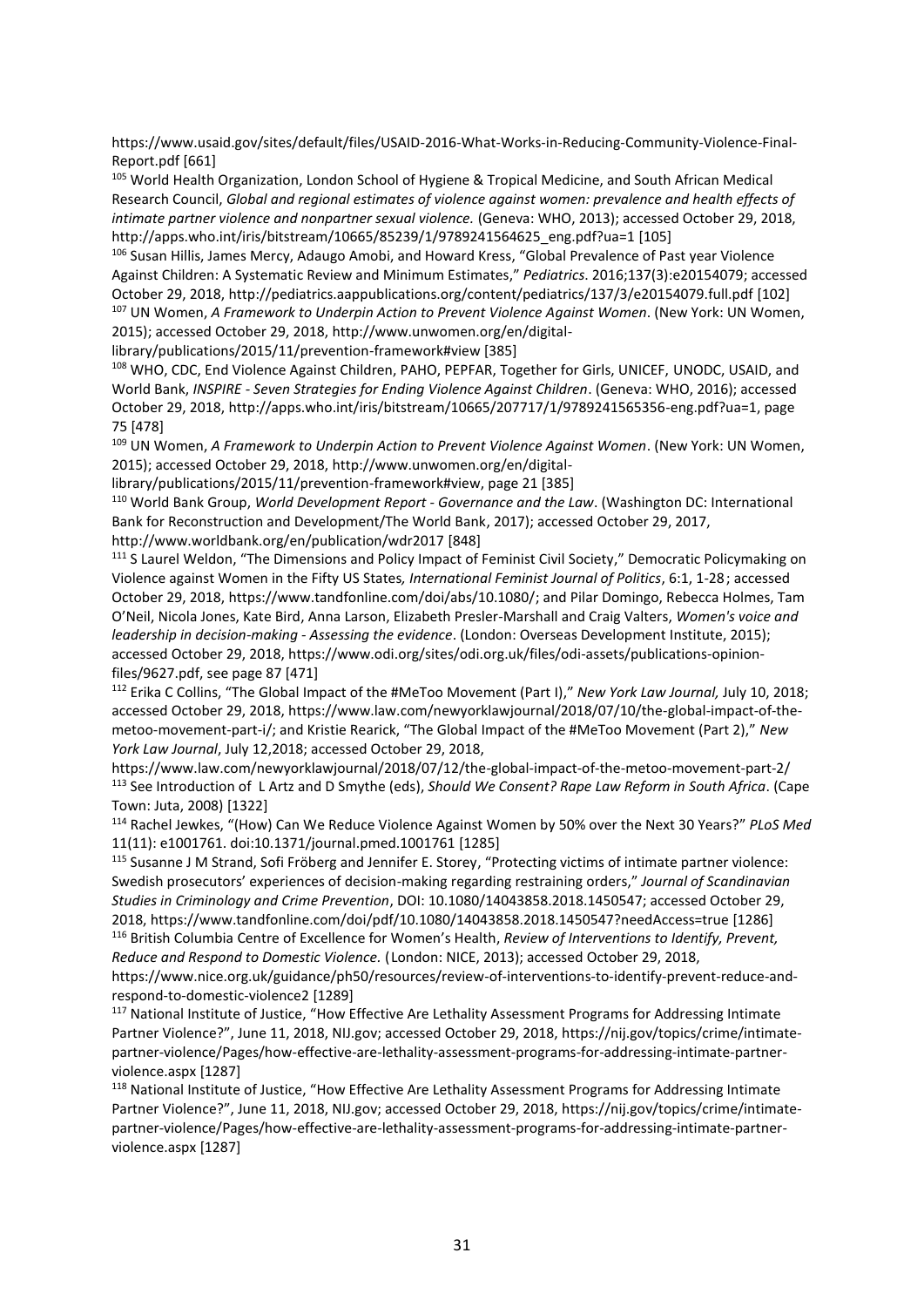https://www.usaid.gov/sites/default/files/USAID-2016-What-Works-in-Reducing-Community-Violence-Final-Report.pdf [661]

[105] World Health Organization, London School of Hygiene & Tropical Medicine, and South African Medical Research Council, *Global and regional estimates of violence against women: prevalence and health effects of intimate partner violence and nonpartner sexual violence.* (Geneva: WHO, 2013); accessed October 29, 2018, http://apps.who.int/iris/bitstream/10665/85239/1/9789241564625_eng.pdf?ua=1 [105]

[106] Susan Hillis, James Mercy, Adaugo Amobi, and Howard Kress, "Global Prevalence of Past year Violence Against Children: A Systematic Review and Minimum Estimates," *Pediatrics*. 2016;137(3):e20154079; accessed October 29, 2018, http://pediatrics.aappublications.org/content/pediatrics/137/3/e20154079.full.pdf [102]

[107] UN Women, *A Framework to Underpin Action to Prevent Violence Against Women*. (New York: UN Women, 2015); accessed October 29, 2018, http://www.unwomen.org/en/digital-library/publications/2015/11/prevention-framework#view [385]

[108] WHO, CDC, End Violence Against Children, PAHO, PEPFAR, Together for Girls, UNICEF, UNODC, USAID, and World Bank, *INSPIRE - Seven Strategies for Ending Violence Against Children*. (Geneva: WHO, 2016); accessed October 29, 2018, http://apps.who.int/iris/bitstream/10665/207717/1/9789241565356-eng.pdf?ua=1, page 75 [478]

[109] UN Women, *A Framework to Underpin Action to Prevent Violence Against Women*. (New York: UN Women, 2015); accessed October 29, 2018, http://www.unwomen.org/en/digital-library/publications/2015/11/prevention-framework#view, page 21 [385]

[110] World Bank Group, *World Development Report - Governance and the Law*. (Washington DC: International Bank for Reconstruction and Development/The World Bank, 2017); accessed October 29, 2017, http://www.worldbank.org/en/publication/wdr2017 [848]

[111] S Laurel Weldon, "The Dimensions and Policy Impact of Feminist Civil Society," Democratic Policymaking on Violence against Women in the Fifty US States*, International Feminist Journal of Politics*, 6:1, 1-28 ; accessed October 29, 2018, https://www.tandfonline.com/doi/abs/10.1080/; and Pilar Domingo, Rebecca Holmes, Tam O'Neil, Nicola Jones, Kate Bird, Anna Larson, Elizabeth Presler-Marshall and Craig Valters, *Women's voice and leadership in decision-making - Assessing the evidence*. (London: Overseas Development Institute, 2015); accessed October 29, 2018, https://www.odi.org/sites/odi.org.uk/files/odi-assets/publications-opinion-files/9627.pdf, see page 87 [471]

[112] Erika C Collins, "The Global Impact of the #MeToo Movement (Part I)," *New York Law Journal,* July 10, 2018; accessed October 29, 2018, https://www.law.com/newyorklawjournal/2018/07/10/the-global-impact-of-the-metoo-movement-part-i/; and Kristie Rearick, "The Global Impact of the #MeToo Movement (Part 2)," *New York Law Journal*, July 12,2018; accessed October 29, 2018, https://www.law.com/newyorklawjournal/2018/07/12/the-global-impact-of-the-metoo-movement-part-2/

[113] See Introduction of L Artz and D Smythe (eds), *Should We Consent? Rape Law Reform in South Africa*. (Cape Town: Juta, 2008) [1322]

[114] Rachel Jewkes, "(How) Can We Reduce Violence Against Women by 50% over the Next 30 Years?" *PLoS Med* 11(11): e1001761. doi:10.1371/journal.pmed.1001761 [1285]

[115] Susanne J M Strand, Sofi Fröberg and Jennifer E. Storey, "Protecting victims of intimate partner violence: Swedish prosecutors' experiences of decision-making regarding restraining orders," *Journal of Scandinavian Studies in Criminology and Crime Prevention*, DOI: 10.1080/14043858.2018.1450547; accessed October 29, 2018, https://www.tandfonline.com/doi/pdf/10.1080/14043858.2018.1450547?needAccess=true [1286]

[116] British Columbia Centre of Excellence for Women's Health, *Review of Interventions to Identify, Prevent, Reduce and Respond to Domestic Violence.* (London: NICE, 2013); accessed October 29, 2018, https://www.nice.org.uk/guidance/ph50/resources/review-of-interventions-to-identify-prevent-reduce-and-respond-to-domestic-violence2 [1289]

[117] National Institute of Justice, "How Effective Are Lethality Assessment Programs for Addressing Intimate Partner Violence?", June 11, 2018, NIJ.gov; accessed October 29, 2018, https://nij.gov/topics/crime/intimate-partner-violence/Pages/how-effective-are-lethality-assessment-programs-for-addressing-intimate-partner-violence.aspx [1287]

[118] National Institute of Justice, "How Effective Are Lethality Assessment Programs for Addressing Intimate Partner Violence?", June 11, 2018, NIJ.gov; accessed October 29, 2018, https://nij.gov/topics/crime/intimate-partner-violence/Pages/how-effective-are-lethality-assessment-programs-for-addressing-intimate-partner-violence.aspx [1287]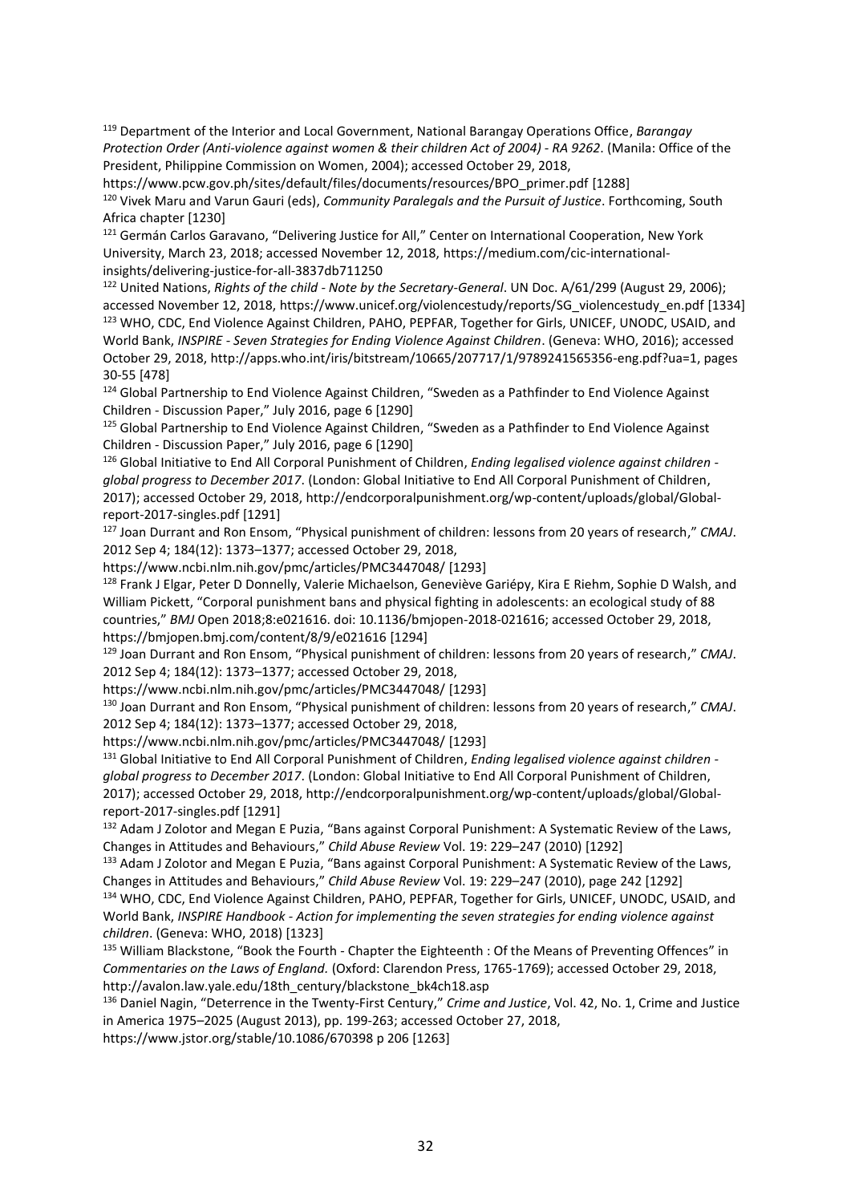[119] Department of the Interior and Local Government, National Barangay Operations Office, *Barangay Protection Order (Anti-violence against women & their children Act of 2004) - RA 9262*. (Manila: Office of the President, Philippine Commission on Women, 2004); accessed October 29, 2018, https://www.pcw.gov.ph/sites/default/files/documents/resources/BPO_primer.pdf [1288]

[120] Vivek Maru and Varun Gauri (eds), *Community Paralegals and the Pursuit of Justice*. Forthcoming, South Africa chapter [1230]

[121] Germán Carlos Garavano, "Delivering Justice for All," Center on International Cooperation, New York University, March 23, 2018; accessed November 12, 2018, https://medium.com/cic-international-insights/delivering-justice-for-all-3837db711250

[122] United Nations, *Rights of the child - Note by the Secretary-General*. UN Doc. A/61/299 (August 29, 2006); accessed November 12, 2018, https://www.unicef.org/violencestudy/reports/SG_violencestudy_en.pdf [1334]

[123] WHO, CDC, End Violence Against Children, PAHO, PEPFAR, Together for Girls, UNICEF, UNODC, USAID, and World Bank, *INSPIRE - Seven Strategies for Ending Violence Against Children*. (Geneva: WHO, 2016); accessed October 29, 2018, http://apps.who.int/iris/bitstream/10665/207717/1/9789241565356-eng.pdf?ua=1, pages 30-55 [478]

[124] Global Partnership to End Violence Against Children, "Sweden as a Pathfinder to End Violence Against Children - Discussion Paper," July 2016, page 6 [1290]

[125] Global Partnership to End Violence Against Children, "Sweden as a Pathfinder to End Violence Against Children - Discussion Paper," July 2016, page 6 [1290]

[126] Global Initiative to End All Corporal Punishment of Children, *Ending legalised violence against children - global progress to December 2017*. (London: Global Initiative to End All Corporal Punishment of Children, 2017); accessed October 29, 2018, http://endcorporalpunishment.org/wp-content/uploads/global/Global-report-2017-singles.pdf [1291]

[127] Joan Durrant and Ron Ensom, "Physical punishment of children: lessons from 20 years of research," *CMAJ*. 2012 Sep 4; 184(12): 1373–1377; accessed October 29, 2018, https://www.ncbi.nlm.nih.gov/pmc/articles/PMC3447048/ [1293]

[128] Frank J Elgar, Peter D Donnelly, Valerie Michaelson, Geneviève Gariépy, Kira E Riehm, Sophie D Walsh, and William Pickett, "Corporal punishment bans and physical fighting in adolescents: an ecological study of 88 countries," *BMJ* Open 2018;8:e021616. doi: 10.1136/bmjopen-2018-021616; accessed October 29, 2018, https://bmjopen.bmj.com/content/8/9/e021616 [1294]

[129] Joan Durrant and Ron Ensom, "Physical punishment of children: lessons from 20 years of research," *CMAJ*. 2012 Sep 4; 184(12): 1373–1377; accessed October 29, 2018, https://www.ncbi.nlm.nih.gov/pmc/articles/PMC3447048/ [1293]

[130] Joan Durrant and Ron Ensom, "Physical punishment of children: lessons from 20 years of research," *CMAJ*. 2012 Sep 4; 184(12): 1373–1377; accessed October 29, 2018, https://www.ncbi.nlm.nih.gov/pmc/articles/PMC3447048/ [1293]

[131] Global Initiative to End All Corporal Punishment of Children, *Ending legalised violence against children - global progress to December 2017*. (London: Global Initiative to End All Corporal Punishment of Children, 2017); accessed October 29, 2018, http://endcorporalpunishment.org/wp-content/uploads/global/Global-report-2017-singles.pdf [1291]

[132] Adam J Zolotor and Megan E Puzia, "Bans against Corporal Punishment: A Systematic Review of the Laws, Changes in Attitudes and Behaviours," *Child Abuse Review* Vol. 19: 229–247 (2010) [1292]

[133] Adam J Zolotor and Megan E Puzia, "Bans against Corporal Punishment: A Systematic Review of the Laws, Changes in Attitudes and Behaviours," *Child Abuse Review* Vol. 19: 229–247 (2010), page 242 [1292]

[134] WHO, CDC, End Violence Against Children, PAHO, PEPFAR, Together for Girls, UNICEF, UNODC, USAID, and World Bank, *INSPIRE Handbook - Action for implementing the seven strategies for ending violence against children*. (Geneva: WHO, 2018) [1323]

[135] William Blackstone, "Book the Fourth - Chapter the Eighteenth : Of the Means of Preventing Offences" in *Commentaries on the Laws of England.* (Oxford: Clarendon Press, 1765-1769); accessed October 29, 2018, http://avalon.law.yale.edu/18th_century/blackstone_bk4ch18.asp

[136] Daniel Nagin, "Deterrence in the Twenty-First Century," *Crime and Justice*, Vol. 42, No. 1, Crime and Justice in America 1975–2025 (August 2013), pp. 199-263; accessed October 27, 2018, https://www.jstor.org/stable/10.1086/670398 p 206 [1263]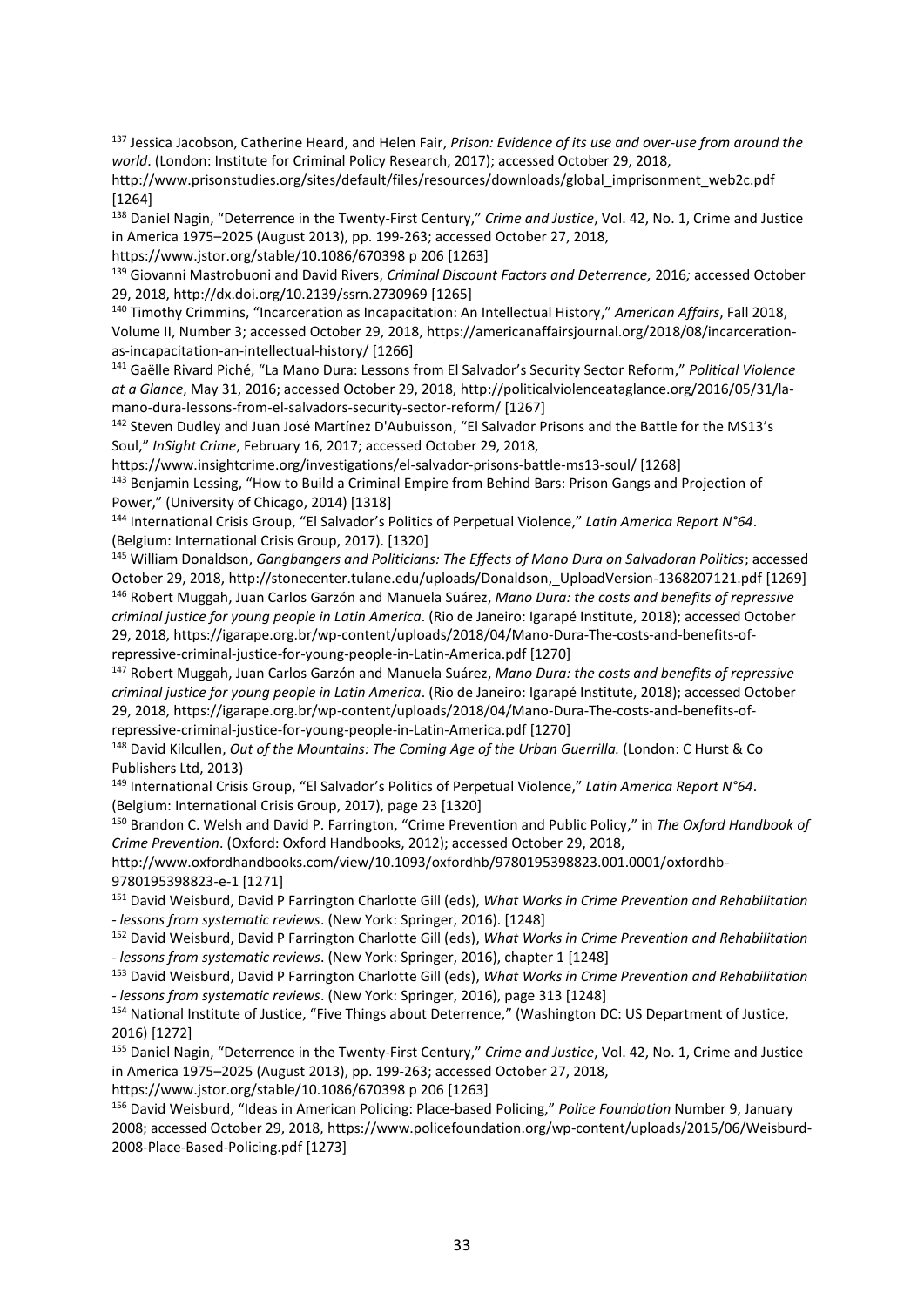[137] Jessica Jacobson, Catherine Heard, and Helen Fair, *Prison: Evidence of its use and over-use from around the world*. (London: Institute for Criminal Policy Research, 2017); accessed October 29, 2018, http://www.prisonstudies.org/sites/default/files/resources/downloads/global_imprisonment_web2c.pdf [1264]

[138] Daniel Nagin, "Deterrence in the Twenty-First Century," *Crime and Justice*, Vol. 42, No. 1, Crime and Justice in America 1975–2025 (August 2013), pp. 199-263; accessed October 27, 2018, https://www.jstor.org/stable/10.1086/670398 p 206 [1263]

[139] Giovanni Mastrobuoni and David Rivers, *Criminal Discount Factors and Deterrence,* 2016*;* accessed October 29, 2018, http://dx.doi.org/10.2139/ssrn.2730969 [1265]

[140] Timothy Crimmins, "Incarceration as Incapacitation: An Intellectual History," *American Affairs*, Fall 2018, Volume II, Number 3; accessed October 29, 2018, https://americanaffairsjournal.org/2018/08/incarceration-as-incapacitation-an-intellectual-history/ [1266]

[141] Gaëlle Rivard Piché, "La Mano Dura: Lessons from El Salvador's Security Sector Reform," *Political Violence at a Glance*, May 31, 2016; accessed October 29, 2018, http://politicalviolenceataglance.org/2016/05/31/la-mano-dura-lessons-from-el-salvadors-security-sector-reform/ [1267]

[142] Steven Dudley and Juan José Martínez D'Aubuisson, "El Salvador Prisons and the Battle for the MS13's Soul," *InSight Crime*, February 16, 2017; accessed October 29, 2018, https://www.insightcrime.org/investigations/el-salvador-prisons-battle-ms13-soul/ [1268]

[143] Benjamin Lessing, "How to Build a Criminal Empire from Behind Bars: Prison Gangs and Projection of Power," (University of Chicago, 2014) [1318]

[144] International Crisis Group, "El Salvador's Politics of Perpetual Violence," *Latin America Report N°64*. (Belgium: International Crisis Group, 2017). [1320]

[145] William Donaldson, *Gangbangers and Politicians: The Effects of Mano Dura on Salvadoran Politics*; accessed October 29, 2018, http://stonecenter.tulane.edu/uploads/Donaldson,_UploadVersion-1368207121.pdf [1269]

[146] Robert Muggah, Juan Carlos Garzón and Manuela Suárez, *Mano Dura: the costs and benefits of repressive criminal justice for young people in Latin America*. (Rio de Janeiro: Igarapé Institute, 2018); accessed October 29, 2018, https://igarape.org.br/wp-content/uploads/2018/04/Mano-Dura-The-costs-and-benefits-of-repressive-criminal-justice-for-young-people-in-Latin-America.pdf [1270]

[147] Robert Muggah, Juan Carlos Garzón and Manuela Suárez, *Mano Dura: the costs and benefits of repressive criminal justice for young people in Latin America*. (Rio de Janeiro: Igarapé Institute, 2018); accessed October 29, 2018, https://igarape.org.br/wp-content/uploads/2018/04/Mano-Dura-The-costs-and-benefits-of-repressive-criminal-justice-for-young-people-in-Latin-America.pdf [1270]

[148] David Kilcullen, *Out of the Mountains: The Coming Age of the Urban Guerrilla.* (London: C Hurst & Co Publishers Ltd, 2013)

[149] International Crisis Group, "El Salvador's Politics of Perpetual Violence," *Latin America Report N°64*. (Belgium: International Crisis Group, 2017), page 23 [1320]

[150] Brandon C. Welsh and David P. Farrington, "Crime Prevention and Public Policy," in *The Oxford Handbook of Crime Prevention*. (Oxford: Oxford Handbooks, 2012); accessed October 29, 2018, http://www.oxfordhandbooks.com/view/10.1093/oxfordhb/9780195398823.001.0001/oxfordhb-9780195398823-e-1 [1271]

[151] David Weisburd, David P Farrington Charlotte Gill (eds), *What Works in Crime Prevention and Rehabilitation - lessons from systematic reviews*. (New York: Springer, 2016). [1248]

[152] David Weisburd, David P Farrington Charlotte Gill (eds), *What Works in Crime Prevention and Rehabilitation - lessons from systematic reviews*. (New York: Springer, 2016), chapter 1 [1248]

[153] David Weisburd, David P Farrington Charlotte Gill (eds), *What Works in Crime Prevention and Rehabilitation - lessons from systematic reviews*. (New York: Springer, 2016), page 313 [1248]

[154] National Institute of Justice, "Five Things about Deterrence," (Washington DC: US Department of Justice, 2016) [1272]

[155] Daniel Nagin, "Deterrence in the Twenty-First Century," *Crime and Justice*, Vol. 42, No. 1, Crime and Justice in America 1975–2025 (August 2013), pp. 199-263; accessed October 27, 2018, https://www.jstor.org/stable/10.1086/670398 p 206 [1263]

[156] David Weisburd, "Ideas in American Policing: Place-based Policing," *Police Foundation* Number 9, January 2008; accessed October 29, 2018, https://www.policefoundation.org/wp-content/uploads/2015/06/Weisburd-2008-Place-Based-Policing.pdf [1273]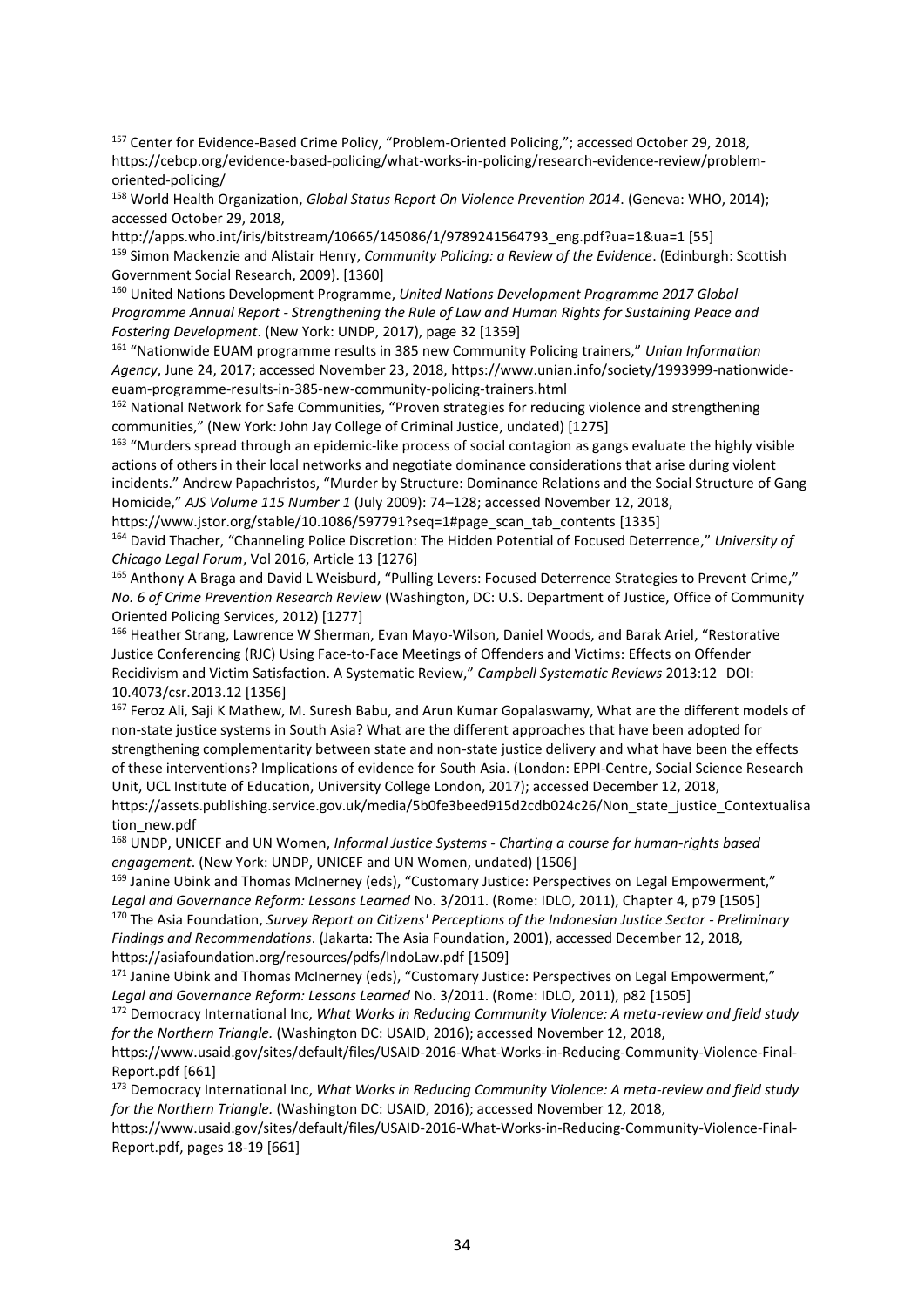[157] Center for Evidence-Based Crime Policy, "Problem-Oriented Policing,"; accessed October 29, 2018, https://cebcp.org/evidence-based-policing/what-works-in-policing/research-evidence-review/problem-oriented-policing/

[158] World Health Organization, *Global Status Report On Violence Prevention 2014*. (Geneva: WHO, 2014); accessed October 29, 2018, http://apps.who.int/iris/bitstream/10665/145086/1/9789241564793_eng.pdf?ua=1&ua=1 [55]

[159] Simon Mackenzie and Alistair Henry, *Community Policing: a Review of the Evidence*. (Edinburgh: Scottish Government Social Research, 2009). [1360]

[160] United Nations Development Programme, *United Nations Development Programme 2017 Global Programme Annual Report - Strengthening the Rule of Law and Human Rights for Sustaining Peace and Fostering Development*. (New York: UNDP, 2017), page 32 [1359]

[161] "Nationwide EUAM programme results in 385 new Community Policing trainers," *Unian Information Agency*, June 24, 2017; accessed November 23, 2018, https://www.unian.info/society/1993999-nationwide-euam-programme-results-in-385-new-community-policing-trainers.html

[162] National Network for Safe Communities, "Proven strategies for reducing violence and strengthening communities," (New York: John Jay College of Criminal Justice, undated) [1275]

[163] "Murders spread through an epidemic-like process of social contagion as gangs evaluate the highly visible actions of others in their local networks and negotiate dominance considerations that arise during violent incidents." Andrew Papachristos, "Murder by Structure: Dominance Relations and the Social Structure of Gang Homicide," *AJS Volume 115 Number 1* (July 2009): 74–128; accessed November 12, 2018, https://www.jstor.org/stable/10.1086/597791?seq=1#page_scan_tab_contents [1335]

[164] David Thacher, "Channeling Police Discretion: The Hidden Potential of Focused Deterrence," *University of Chicago Legal Forum*, Vol 2016, Article 13 [1276]

[165] Anthony A Braga and David L Weisburd, "Pulling Levers: Focused Deterrence Strategies to Prevent Crime," *No. 6 of Crime Prevention Research Review* (Washington, DC: U.S. Department of Justice, Office of Community Oriented Policing Services, 2012) [1277]

[166] Heather Strang, Lawrence W Sherman, Evan Mayo-Wilson, Daniel Woods, and Barak Ariel, "Restorative Justice Conferencing (RJC) Using Face-to-Face Meetings of Offenders and Victims: Effects on Offender Recidivism and Victim Satisfaction. A Systematic Review," *Campbell Systematic Reviews* 2013:12 DOI: 10.4073/csr.2013.12 [1356]

[167] Feroz Ali, Saji K Mathew, M. Suresh Babu, and Arun Kumar Gopalaswamy, What are the different models of non-state justice systems in South Asia? What are the different approaches that have been adopted for strengthening complementarity between state and non-state justice delivery and what have been the effects of these interventions? Implications of evidence for South Asia. (London: EPPI-Centre, Social Science Research Unit, UCL Institute of Education, University College London, 2017); accessed December 12, 2018, https://assets.publishing.service.gov.uk/media/5b0fe3beed915d2cdb024c26/Non_state_justice_Contextualisation_new.pdf

[168] UNDP, UNICEF and UN Women, *Informal Justice Systems - Charting a course for human-rights based engagement*. (New York: UNDP, UNICEF and UN Women, undated) [1506]

[169] Janine Ubink and Thomas McInerney (eds), "Customary Justice: Perspectives on Legal Empowerment," *Legal and Governance Reform: Lessons Learned* No. 3/2011. (Rome: IDLO, 2011), Chapter 4, p79 [1505]

[170] The Asia Foundation, *Survey Report on Citizens' Perceptions of the Indonesian Justice Sector - Preliminary Findings and Recommendations*. (Jakarta: The Asia Foundation, 2001), accessed December 12, 2018, https://asiafoundation.org/resources/pdfs/IndoLaw.pdf [1509]

[171] Janine Ubink and Thomas McInerney (eds), "Customary Justice: Perspectives on Legal Empowerment," *Legal and Governance Reform: Lessons Learned* No. 3/2011. (Rome: IDLO, 2011), p82 [1505]

[172] Democracy International Inc, *What Works in Reducing Community Violence: A meta-review and field study for the Northern Triangle.* (Washington DC: USAID, 2016); accessed November 12, 2018, https://www.usaid.gov/sites/default/files/USAID-2016-What-Works-in-Reducing-Community-Violence-Final-Report.pdf [661]

[173] Democracy International Inc, *What Works in Reducing Community Violence: A meta-review and field study for the Northern Triangle.* (Washington DC: USAID, 2016); accessed November 12, 2018, https://www.usaid.gov/sites/default/files/USAID-2016-What-Works-in-Reducing-Community-Violence-Final-Report.pdf, pages 18-19 [661]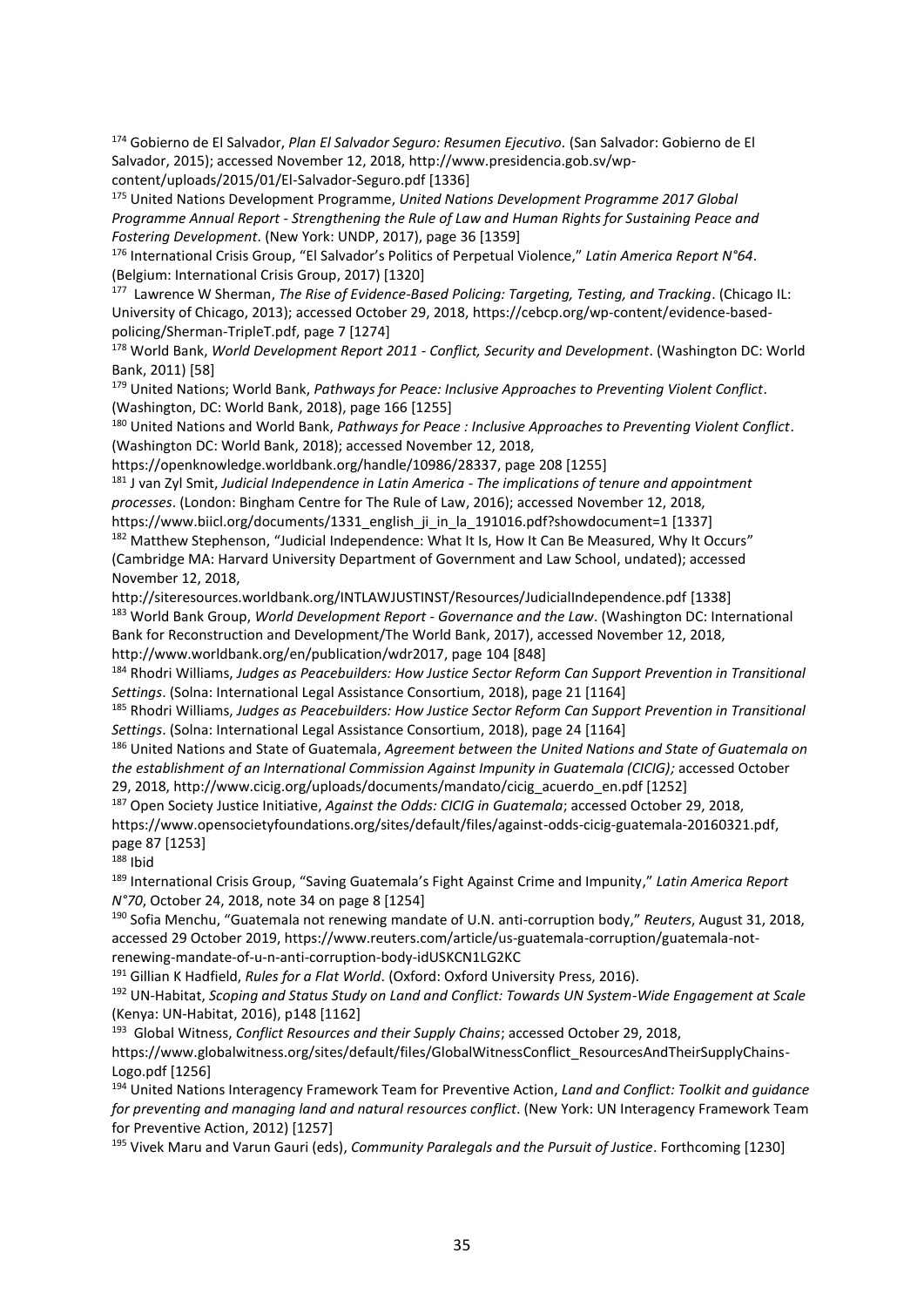[174] Gobierno de El Salvador, *Plan El Salvador Seguro: Resumen Ejecutivo*. (San Salvador: Gobierno de El Salvador, 2015); accessed November 12, 2018, http://www.presidencia.gob.sv/wp-content/uploads/2015/01/El-Salvador-Seguro.pdf [1336]

[175] United Nations Development Programme, *United Nations Development Programme 2017 Global Programme Annual Report - Strengthening the Rule of Law and Human Rights for Sustaining Peace and Fostering Development*. (New York: UNDP, 2017), page 36 [1359]

[176] International Crisis Group, "El Salvador's Politics of Perpetual Violence," *Latin America Report N°64*. (Belgium: International Crisis Group, 2017) [1320]

[177] Lawrence W Sherman, *The Rise of Evidence-Based Policing: Targeting, Testing, and Tracking*. (Chicago IL: University of Chicago, 2013); accessed October 29, 2018, https://cebcp.org/wp-content/evidence-based-policing/Sherman-TripleT.pdf, page 7 [1274]

[178] World Bank, *World Development Report 2011 - Conflict, Security and Development*. (Washington DC: World Bank, 2011) [58]

[179] United Nations; World Bank, *Pathways for Peace: Inclusive Approaches to Preventing Violent Conflict*. (Washington, DC: World Bank, 2018), page 166 [1255]

[180] United Nations and World Bank, *Pathways for Peace : Inclusive Approaches to Preventing Violent Conflict*. (Washington DC: World Bank, 2018); accessed November 12, 2018, https://openknowledge.worldbank.org/handle/10986/28337, page 208 [1255]

[181] J van Zyl Smit, *Judicial Independence in Latin America - The implications of tenure and appointment processes*. (London: Bingham Centre for The Rule of Law, 2016); accessed November 12, 2018, https://www.biicl.org/documents/1331_english_ji_in_la_191016.pdf?showdocument=1 [1337]

[182] Matthew Stephenson, "Judicial Independence: What It Is, How It Can Be Measured, Why It Occurs" (Cambridge MA: Harvard University Department of Government and Law School, undated); accessed November 12, 2018, http://siteresources.worldbank.org/INTLAWJUSTINST/Resources/JudicialIndependence.pdf [1338]

[183] World Bank Group, *World Development Report - Governance and the Law*. (Washington DC: International Bank for Reconstruction and Development/The World Bank, 2017), accessed November 12, 2018, http://www.worldbank.org/en/publication/wdr2017, page 104 [848]

[184] Rhodri Williams, *Judges as Peacebuilders: How Justice Sector Reform Can Support Prevention in Transitional Settings*. (Solna: International Legal Assistance Consortium, 2018), page 21 [1164]

[185] Rhodri Williams, *Judges as Peacebuilders: How Justice Sector Reform Can Support Prevention in Transitional Settings*. (Solna: International Legal Assistance Consortium, 2018), page 24 [1164]

[186] United Nations and State of Guatemala, *Agreement between the United Nations and State of Guatemala on the establishment of an International Commission Against Impunity in Guatemala (CICIG);* accessed October 29, 2018, http://www.cicig.org/uploads/documents/mandato/cicig_acuerdo_en.pdf [1252]

[187] Open Society Justice Initiative, *Against the Odds: CICIG in Guatemala*; accessed October 29, 2018, https://www.opensocietyfoundations.org/sites/default/files/against-odds-cicig-guatemala-20160321.pdf, page 87 [1253]

[188] Ibid

[189] International Crisis Group, "Saving Guatemala's Fight Against Crime and Impunity," *Latin America Report N°70*, October 24, 2018, note 34 on page 8 [1254]

[190] Sofia Menchu, "Guatemala not renewing mandate of U.N. anti-corruption body," *Reuters*, August 31, 2018, accessed 29 October 2019, https://www.reuters.com/article/us-guatemala-corruption/guatemala-not-renewing-mandate-of-u-n-anti-corruption-body-idUSKCN1LG2KC

[191] Gillian K Hadfield, *Rules for a Flat World*. (Oxford: Oxford University Press, 2016).

[192] UN-Habitat, *Scoping and Status Study on Land and Conflict: Towards UN System-Wide Engagement at Scale* (Kenya: UN-Habitat, 2016), p148 [1162]

[193] Global Witness, *Conflict Resources and their Supply Chains*; accessed October 29, 2018, https://www.globalwitness.org/sites/default/files/GlobalWitnessConflict_ResourcesAndTheirSupplyChains-Logo.pdf [1256]

[194] United Nations Interagency Framework Team for Preventive Action, *Land and Conflict: Toolkit and guidance for preventing and managing land and natural resources conflict*. (New York: UN Interagency Framework Team for Preventive Action, 2012) [1257]

[195] Vivek Maru and Varun Gauri (eds), *Community Paralegals and the Pursuit of Justice*. Forthcoming [1230]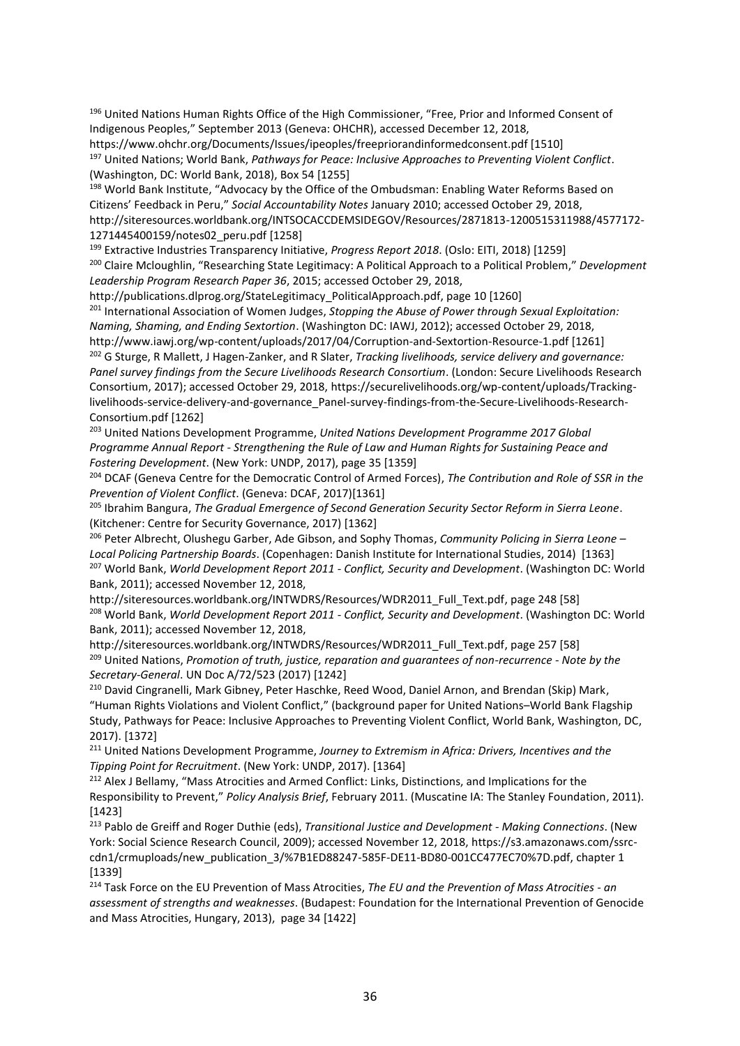[196] United Nations Human Rights Office of the High Commissioner, "Free, Prior and Informed Consent of Indigenous Peoples," September 2013 (Geneva: OHCHR), accessed December 12, 2018, https://www.ohchr.org/Documents/Issues/ipeoples/freepriorandinformedconsent.pdf [1510]

[197] United Nations; World Bank, *Pathways for Peace: Inclusive Approaches to Preventing Violent Conflict*. (Washington, DC: World Bank, 2018), Box 54 [1255]

[198] World Bank Institute, "Advocacy by the Office of the Ombudsman: Enabling Water Reforms Based on Citizens' Feedback in Peru," *Social Accountability Notes* January 2010; accessed October 29, 2018, http://siteresources.worldbank.org/INTSOCACCDEMSIDEGOV/Resources/2871813-1200515311988/4577172-1271445400159/notes02_peru.pdf [1258]

[199] Extractive Industries Transparency Initiative, *Progress Report 2018*. (Oslo: EITI, 2018) [1259]

[200] Claire Mcloughlin, "Researching State Legitimacy: A Political Approach to a Political Problem," *Development Leadership Program Research Paper 36*, 2015; accessed October 29, 2018, http://publications.dlprog.org/StateLegitimacy_PoliticalApproach.pdf, page 10 [1260]

[201] International Association of Women Judges, *Stopping the Abuse of Power through Sexual Exploitation: Naming, Shaming, and Ending Sextortion*. (Washington DC: IAWJ, 2012); accessed October 29, 2018, http://www.iawj.org/wp-content/uploads/2017/04/Corruption-and-Sextortion-Resource-1.pdf [1261]

[202] G Sturge, R Mallett, J Hagen-Zanker, and R Slater, *Tracking livelihoods, service delivery and governance: Panel survey findings from the Secure Livelihoods Research Consortium*. (London: Secure Livelihoods Research Consortium, 2017); accessed October 29, 2018, https://securelivelihoods.org/wp-content/uploads/Tracking-livelihoods-service-delivery-and-governance_Panel-survey-findings-from-the-Secure-Livelihoods-Research-Consortium.pdf [1262]

[203] United Nations Development Programme, *United Nations Development Programme 2017 Global Programme Annual Report - Strengthening the Rule of Law and Human Rights for Sustaining Peace and Fostering Development*. (New York: UNDP, 2017), page 35 [1359]

[204] DCAF (Geneva Centre for the Democratic Control of Armed Forces), *The Contribution and Role of SSR in the Prevention of Violent Conflict*. (Geneva: DCAF, 2017)[1361]

[205] Ibrahim Bangura, *The Gradual Emergence of Second Generation Security Sector Reform in Sierra Leone*. (Kitchener: Centre for Security Governance, 2017) [1362]

[206] Peter Albrecht, Olushegu Garber, Ade Gibson, and Sophy Thomas, *Community Policing in Sierra Leone – Local Policing Partnership Boards*. (Copenhagen: Danish Institute for International Studies, 2014) [1363]

[207] World Bank, *World Development Report 2011 - Conflict, Security and Development*. (Washington DC: World Bank, 2011); accessed November 12, 2018, http://siteresources.worldbank.org/INTWDRS/Resources/WDR2011_Full_Text.pdf, page 248 [58]

[208] World Bank, *World Development Report 2011 - Conflict, Security and Development*. (Washington DC: World Bank, 2011); accessed November 12, 2018, http://siteresources.worldbank.org/INTWDRS/Resources/WDR2011_Full_Text.pdf, page 257 [58]

[209] United Nations, *Promotion of truth, justice, reparation and guarantees of non-recurrence - Note by the Secretary-General*. UN Doc A/72/523 (2017) [1242]

[210] David Cingranelli, Mark Gibney, Peter Haschke, Reed Wood, Daniel Arnon, and Brendan (Skip) Mark, "Human Rights Violations and Violent Conflict," (background paper for United Nations–World Bank Flagship Study, Pathways for Peace: Inclusive Approaches to Preventing Violent Conflict, World Bank, Washington, DC, 2017). [1372]

[211] United Nations Development Programme, *Journey to Extremism in Africa: Drivers, Incentives and the Tipping Point for Recruitment*. (New York: UNDP, 2017). [1364]

[212] Alex J Bellamy, "Mass Atrocities and Armed Conflict: Links, Distinctions, and Implications for the Responsibility to Prevent," *Policy Analysis Brief*, February 2011. (Muscatine IA: The Stanley Foundation, 2011). [1423]

[213] Pablo de Greiff and Roger Duthie (eds), *Transitional Justice and Development - Making Connections*. (New York: Social Science Research Council, 2009); accessed November 12, 2018, https://s3.amazonaws.com/ssrc-cdn1/crmuploads/new_publication_3/%7B1ED88247-585F-DE11-BD80-001CC477EC70%7D.pdf, chapter 1 [1339]

[214] Task Force on the EU Prevention of Mass Atrocities, *The EU and the Prevention of Mass Atrocities - an assessment of strengths and weaknesses*. (Budapest: Foundation for the International Prevention of Genocide and Mass Atrocities, Hungary, 2013), page 34 [1422]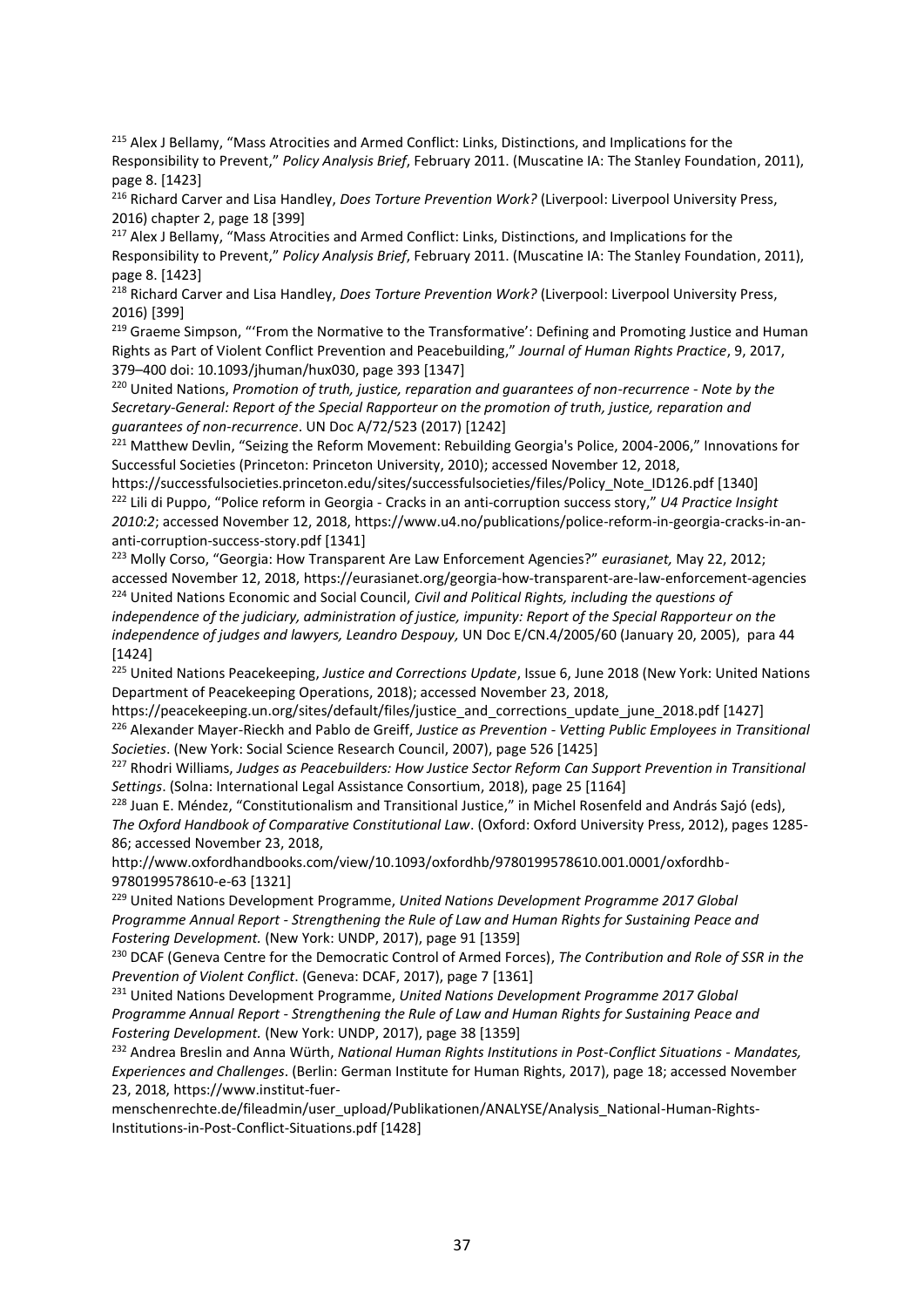[215] Alex J Bellamy, "Mass Atrocities and Armed Conflict: Links, Distinctions, and Implications for the Responsibility to Prevent," *Policy Analysis Brief*, February 2011. (Muscatine IA: The Stanley Foundation, 2011), page 8. [1423]

[216] Richard Carver and Lisa Handley, *Does Torture Prevention Work?* (Liverpool: Liverpool University Press, 2016) chapter 2, page 18 [399]

[217] Alex J Bellamy, "Mass Atrocities and Armed Conflict: Links, Distinctions, and Implications for the Responsibility to Prevent," *Policy Analysis Brief*, February 2011. (Muscatine IA: The Stanley Foundation, 2011), page 8. [1423]

[218] Richard Carver and Lisa Handley, *Does Torture Prevention Work?* (Liverpool: Liverpool University Press, 2016) [399]

[219] Graeme Simpson, "'From the Normative to the Transformative': Defining and Promoting Justice and Human Rights as Part of Violent Conflict Prevention and Peacebuilding," *Journal of Human Rights Practice*, 9, 2017, 379–400 doi: 10.1093/jhuman/hux030, page 393 [1347]

[220] United Nations, *Promotion of truth, justice, reparation and guarantees of non-recurrence - Note by the Secretary-General: Report of the Special Rapporteur on the promotion of truth, justice, reparation and guarantees of non-recurrence*. UN Doc A/72/523 (2017) [1242]

[221] Matthew Devlin, "Seizing the Reform Movement: Rebuilding Georgia's Police, 2004-2006," Innovations for Successful Societies (Princeton: Princeton University, 2010); accessed November 12, 2018, https://successfulsocieties.princeton.edu/sites/successfulsocieties/files/Policy_Note_ID126.pdf [1340]

[222] Lili di Puppo, "Police reform in Georgia - Cracks in an anti-corruption success story," *U4 Practice Insight 2010:2*; accessed November 12, 2018, https://www.u4.no/publications/police-reform-in-georgia-cracks-in-an-anti-corruption-success-story.pdf [1341]

[223] Molly Corso, "Georgia: How Transparent Are Law Enforcement Agencies?" *eurasianet,* May 22, 2012; accessed November 12, 2018, https://eurasianet.org/georgia-how-transparent-are-law-enforcement-agencies

[224] United Nations Economic and Social Council, *Civil and Political Rights, including the questions of independence of the judiciary, administration of justice, impunity: Report of the Special Rapporteur on the independence of judges and lawyers, Leandro Despouy,* UN Doc E/CN.4/2005/60 (January 20, 2005), para 44 [1424]

[225] United Nations Peacekeeping, *Justice and Corrections Update*, Issue 6, June 2018 (New York: United Nations Department of Peacekeeping Operations, 2018); accessed November 23, 2018, https://peacekeeping.un.org/sites/default/files/justice_and_corrections_update_june_2018.pdf [1427]

[226] Alexander Mayer-Rieckh and Pablo de Greiff, *Justice as Prevention - Vetting Public Employees in Transitional Societies*. (New York: Social Science Research Council, 2007), page 526 [1425]

[227] Rhodri Williams, *Judges as Peacebuilders: How Justice Sector Reform Can Support Prevention in Transitional Settings*. (Solna: International Legal Assistance Consortium, 2018), page 25 [1164]

[228] Juan E. Méndez, "Constitutionalism and Transitional Justice," in Michel Rosenfeld and András Sajó (eds), *The Oxford Handbook of Comparative Constitutional Law*. (Oxford: Oxford University Press, 2012), pages 1285-86; accessed November 23, 2018, http://www.oxfordhandbooks.com/view/10.1093/oxfordhb/9780199578610.001.0001/oxfordhb-9780199578610-e-63 [1321]

[229] United Nations Development Programme, *United Nations Development Programme 2017 Global Programme Annual Report - Strengthening the Rule of Law and Human Rights for Sustaining Peace and Fostering Development.* (New York: UNDP, 2017), page 91 [1359]

[230] DCAF (Geneva Centre for the Democratic Control of Armed Forces), *The Contribution and Role of SSR in the Prevention of Violent Conflict*. (Geneva: DCAF, 2017), page 7 [1361]

[231] United Nations Development Programme, *United Nations Development Programme 2017 Global Programme Annual Report - Strengthening the Rule of Law and Human Rights for Sustaining Peace and Fostering Development.* (New York: UNDP, 2017), page 38 [1359]

[232] Andrea Breslin and Anna Würth, *National Human Rights Institutions in Post-Conflict Situations - Mandates, Experiences and Challenges*. (Berlin: German Institute for Human Rights, 2017), page 18; accessed November 23, 2018, https://www.institut-fuer-menschenrechte.de/fileadmin/user_upload/Publikationen/ANALYSE/Analysis_National-Human-Rights-Institutions-in-Post-Conflict-Situations.pdf [1428]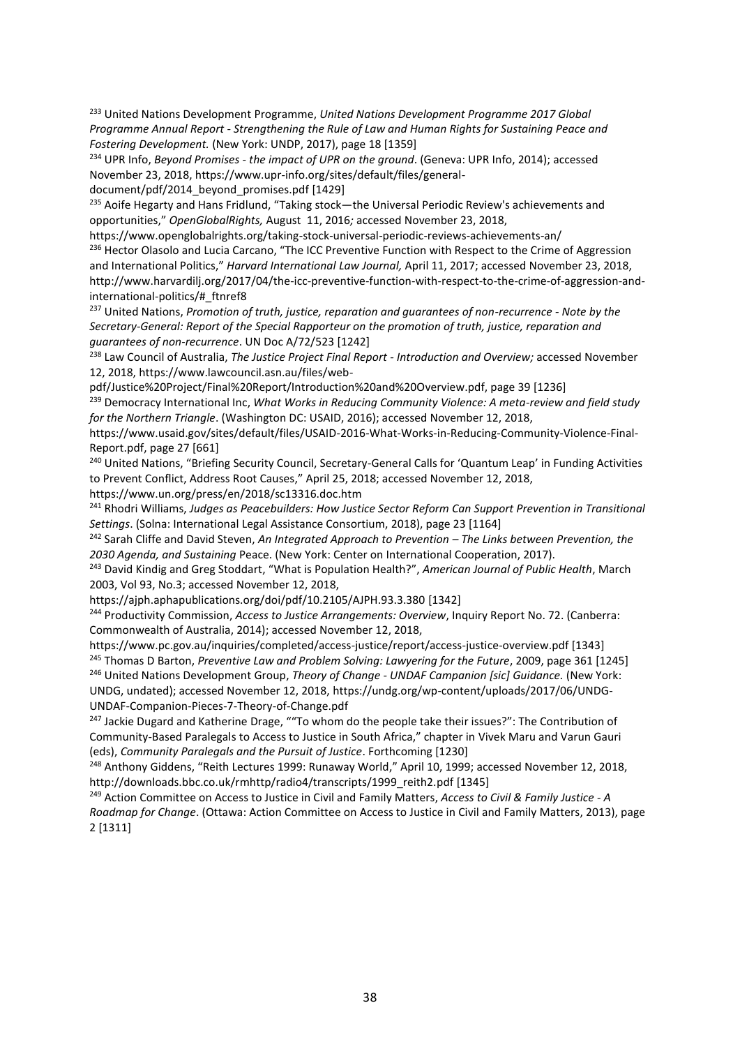[233] United Nations Development Programme, *United Nations Development Programme 2017 Global Programme Annual Report - Strengthening the Rule of Law and Human Rights for Sustaining Peace and Fostering Development.* (New York: UNDP, 2017), page 18 [1359]

[234] UPR Info, *Beyond Promises - the impact of UPR on the ground*. (Geneva: UPR Info, 2014); accessed November 23, 2018, https://www.upr-info.org/sites/default/files/general-document/pdf/2014_beyond_promises.pdf [1429]

[235] Aoife Hegarty and Hans Fridlund, "Taking stock—the Universal Periodic Review's achievements and opportunities," *OpenGlobalRights,* August 11, 2016*;* accessed November 23, 2018, https://www.openglobalrights.org/taking-stock-universal-periodic-reviews-achievements-an/

[236] Hector Olasolo and Lucia Carcano, "The ICC Preventive Function with Respect to the Crime of Aggression and International Politics," *Harvard International Law Journal,* April 11, 2017; accessed November 23, 2018, http://www.harvardilj.org/2017/04/the-icc-preventive-function-with-respect-to-the-crime-of-aggression-and-international-politics/#_ftnref8

[237] United Nations, *Promotion of truth, justice, reparation and guarantees of non-recurrence - Note by the Secretary-General: Report of the Special Rapporteur on the promotion of truth, justice, reparation and guarantees of non-recurrence*. UN Doc A/72/523 [1242]

[238] Law Council of Australia, *The Justice Project Final Report - Introduction and Overview;* accessed November 12, 2018, https://www.lawcouncil.asn.au/files/web-pdf/Justice%20Project/Final%20Report/Introduction%20and%20Overview.pdf, page 39 [1236]

[239] Democracy International Inc, *What Works in Reducing Community Violence: A meta-review and field study for the Northern Triangle*. (Washington DC: USAID, 2016); accessed November 12, 2018, https://www.usaid.gov/sites/default/files/USAID-2016-What-Works-in-Reducing-Community-Violence-Final-Report.pdf, page 27 [661]

[240] United Nations, "Briefing Security Council, Secretary-General Calls for 'Quantum Leap' in Funding Activities to Prevent Conflict, Address Root Causes," April 25, 2018; accessed November 12, 2018, https://www.un.org/press/en/2018/sc13316.doc.htm

[241] Rhodri Williams, *Judges as Peacebuilders: How Justice Sector Reform Can Support Prevention in Transitional Settings*. (Solna: International Legal Assistance Consortium, 2018), page 23 [1164]

[242] Sarah Cliffe and David Steven, *An Integrated Approach to Prevention – The Links between Prevention, the 2030 Agenda, and Sustaining* Peace. (New York: Center on International Cooperation, 2017).

[243] David Kindig and Greg Stoddart, "What is Population Health?", *American Journal of Public Health*, March 2003, Vol 93, No.3; accessed November 12, 2018, https://ajph.aphapublications.org/doi/pdf/10.2105/AJPH.93.3.380 [1342]

[244] Productivity Commission, *Access to Justice Arrangements: Overview*, Inquiry Report No. 72. (Canberra: Commonwealth of Australia, 2014); accessed November 12, 2018, https://www.pc.gov.au/inquiries/completed/access-justice/report/access-justice-overview.pdf [1343]

[245] Thomas D Barton, *Preventive Law and Problem Solving: Lawyering for the Future*, 2009, page 361 [1245]

[246] United Nations Development Group, *Theory of Change - UNDAF Campanion [sic] Guidance.* (New York: UNDG, undated); accessed November 12, 2018, https://undg.org/wp-content/uploads/2017/06/UNDG-UNDAF-Companion-Pieces-7-Theory-of-Change.pdf

[247] Jackie Dugard and Katherine Drage, ""To whom do the people take their issues?": The Contribution of Community-Based Paralegals to Access to Justice in South Africa," chapter in Vivek Maru and Varun Gauri (eds), *Community Paralegals and the Pursuit of Justice*. Forthcoming [1230]

[248] Anthony Giddens, "Reith Lectures 1999: Runaway World," April 10, 1999; accessed November 12, 2018, http://downloads.bbc.co.uk/rmhttp/radio4/transcripts/1999_reith2.pdf [1345]

[249] Action Committee on Access to Justice in Civil and Family Matters, *Access to Civil & Family Justice - A Roadmap for Change*. (Ottawa: Action Committee on Access to Justice in Civil and Family Matters, 2013), page 2 [1311]